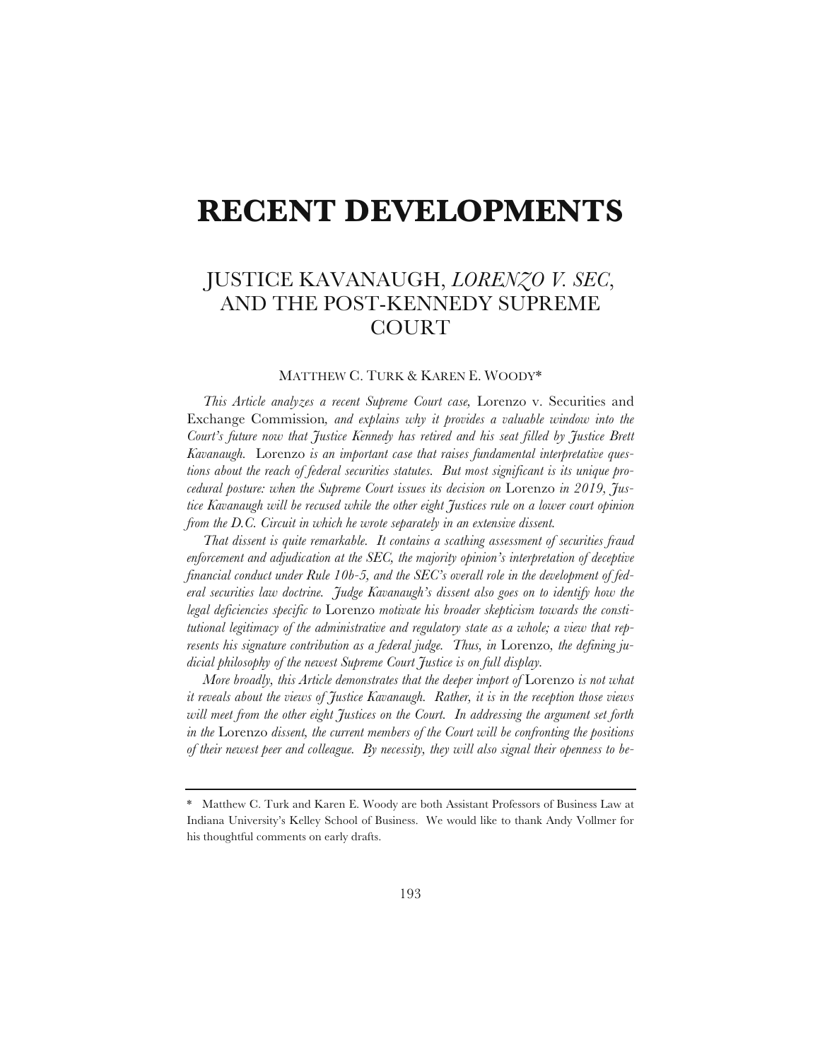# RECENT DEVELOPMENTS

## JUSTICE KAVANAUGH, *LORENZO V. SEC*, AND THE POST-KENNEDY SUPREME COURT

MATTHEW C. TURK & KAREN E. WOODY*

*This Article analyzes a recent Supreme Court case,* Lorenzo v. Securities and Exchange Commission*, and explains why it provides a valuable window into the Court's future now that Justice Kennedy has retired and his seat filled by Justice Brett Kavanaugh.* Lorenzo *is an important case that raises fundamental interpretative questions about the reach of federal securities statutes. But most significant is its unique procedural posture: when the Supreme Court issues its decision on* Lorenzo *in 2019, Justice Kavanaugh will be recused while the other eight Justices rule on a lower court opinion from the D.C. Circuit in which he wrote separately in an extensive dissent.*

*That dissent is quite remarkable. It contains a scathing assessment of securities fraud enforcement and adjudication at the SEC, the majority opinion's interpretation of deceptive financial conduct under Rule 10b-5, and the SEC's overall role in the development of federal securities law doctrine. Judge Kavanaugh's dissent also goes on to identify how the legal deficiencies specific to* Lorenzo *motivate his broader skepticism towards the constitutional legitimacy of the administrative and regulatory state as a whole; a view that represents his signature contribution as a federal judge. Thus, in* Lorenzo*, the defining judicial philosophy of the newest Supreme Court Justice is on full display.*

*More broadly, this Article demonstrates that the deeper import of* Lorenzo *is not what it reveals about the views of Justice Kavanaugh. Rather, it is in the reception those views will meet from the other eight Justices on the Court. In addressing the argument set forth in the* Lorenzo *dissent, the current members of the Court will be confronting the positions of their newest peer and colleague. By necessity, they will also signal their openness to be-*

---

\* Matthew C. Turk and Karen E. Woody are both Assistant Professors of Business Law at Indiana University's Kelley School of Business. We would like to thank Andy Vollmer for his thoughtful comments on early drafts.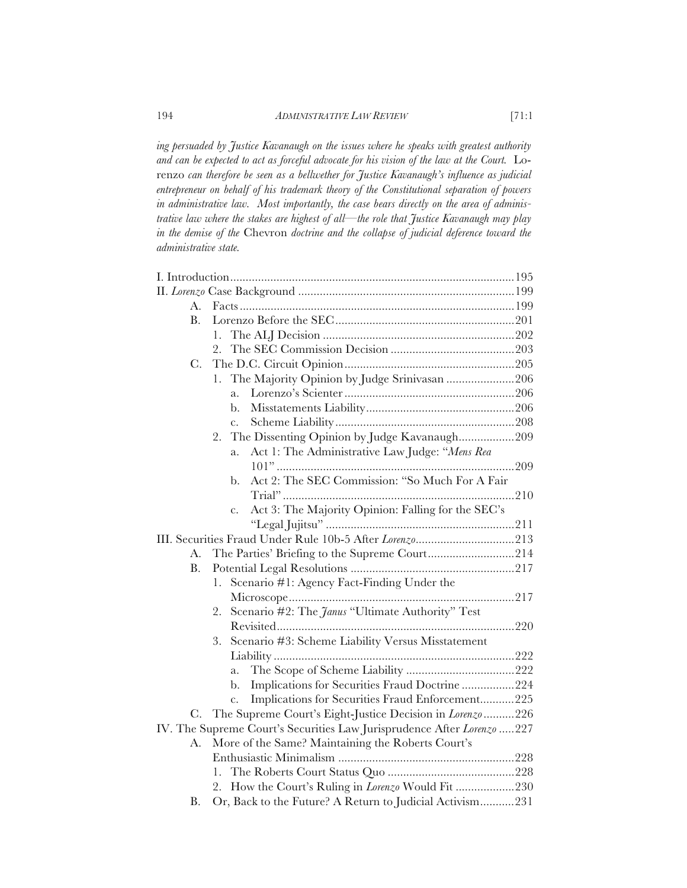*ing persuaded by Justice Kavanaugh on the issues where he speaks with greatest authority and can be expected to act as forceful advocate for his vision of the law at the Court.* Lorenzo *can therefore be seen as a bellwether for Justice Kavanaugh's influence as judicial entrepreneur on behalf of his trademark theory of the Constitutional separation of powers in administrative law. Most importantly, the case bears directly on the area of administrative law where the stakes are highest of all—the role that Justice Kavanaugh may play in the demise of the* Chevron *doctrine and the collapse of judicial deference toward the administrative state.*

I. Introduction ........................................................................................ 195
II. *Lorenzo* Case Background ..................................................................... 199
- A. Facts ........................................................................................ 199
- B. Lorenzo Before the SEC .......................................................... 201
  - 1. The ALJ Decision ............................................................. 202
  - 2. The SEC Commission Decision ........................................ 203
- C. The D.C. Circuit Opinion ....................................................... 205
  - 1. The Majority Opinion by Judge Srinivasan ...................... 206
    - a. Lorenzo's Scienter ....................................................... 206
    - b. Misstatements Liability ................................................ 206
    - c. Scheme Liability .......................................................... 208
  - 2. The Dissenting Opinion by Judge Kavanaugh .................. 209
    - a. Act 1: The Administrative Law Judge: "*Mens Rea* 101" ............................................................................ 209
    - b. Act 2: The SEC Commission: "So Much For A Fair Trial" ........................................................................... 210
    - c. Act 3: The Majority Opinion: Falling for the SEC's "Legal Jujitsu" ............................................................. 211

III. Securities Fraud Under Rule 10b-5 After *Lorenzo* ................................ 213
- A. The Parties' Briefing to the Supreme Court ............................ 214
- B. Potential Legal Resolutions ..................................................... 217
  - 1. Scenario #1: Agency Fact-Finding Under the Microscope ......................................................................... 217
  - 2. Scenario #2: The *Janus* "Ultimate Authority" Test Revisited ............................................................................. 220
  - 3. Scenario #3: Scheme Liability Versus Misstatement Liability .............................................................................. 222
    - a. The Scope of Scheme Liability ................................... 222
    - b. Implications for Securities Fraud Doctrine ................. 224
    - c. Implications for Securities Fraud Enforcement ........... 225
- C. The Supreme Court's Eight-Justice Decision in *Lorenzo* .......... 226

IV. The Supreme Court's Securities Law Jurisprudence After *Lorenzo* ..... 227
- A. More of the Same? Maintaining the Roberts Court's Enthusiastic Minimalism ......................................................... 228
  - 1. The Roberts Court Status Quo ......................................... 228
  - 2. How the Court's Ruling in *Lorenzo* Would Fit ................... 230
- B. Or, Back to the Future? A Return to Judicial Activism ........... 231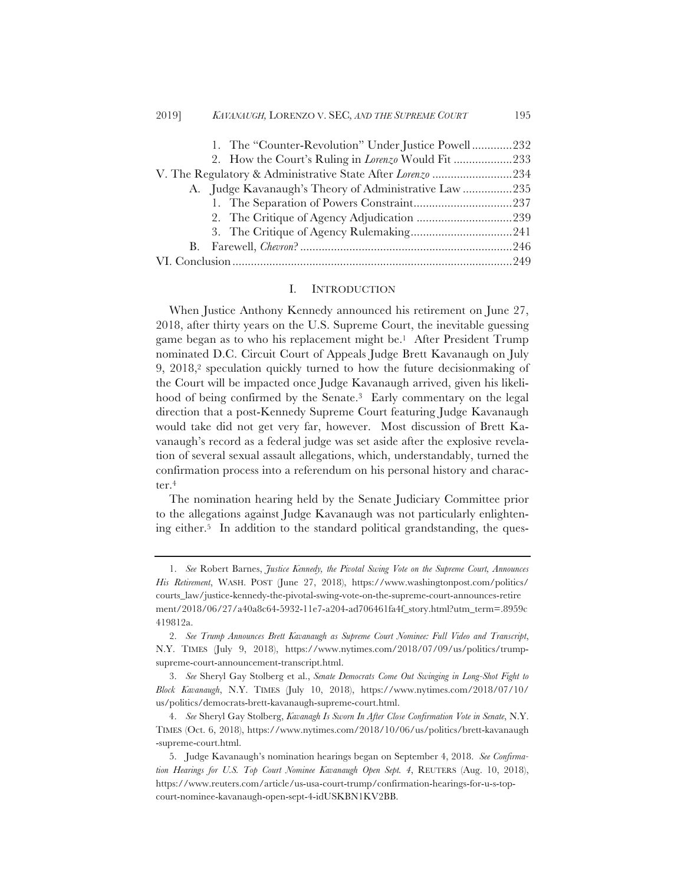1. The "Counter-Revolution" Under Justice Powell .............232
2. How the Court's Ruling in *Lorenzo* Would Fit ...................233

V. The Regulatory & Administrative State After *Lorenzo* ..........................234

A. Judge Kavanaugh's Theory of Administrative Law ................235

1. The Separation of Powers Constraint................................237
2. The Critique of Agency Adjudication ...............................239
3. The Critique of Agency Rulemaking.................................241

B. Farewell, *Chevron*? ......................................................................246

VI. Conclusion ..........................................................................................249

## I. INTRODUCTION

When Justice Anthony Kennedy announced his retirement on June 27, 2018, after thirty years on the U.S. Supreme Court, the inevitable guessing game began as to who his replacement might be.[1] After President Trump nominated D.C. Circuit Court of Appeals Judge Brett Kavanaugh on July 9, 2018,[2] speculation quickly turned to how the future decisionmaking of the Court will be impacted once Judge Kavanaugh arrived, given his likelihood of being confirmed by the Senate.[3] Early commentary on the legal direction that a post-Kennedy Supreme Court featuring Judge Kavanaugh would take did not get very far, however. Most discussion of Brett Kavanaugh's record as a federal judge was set aside after the explosive revelation of several sexual assault allegations, which, understandably, turned the confirmation process into a referendum on his personal history and character.[4]

The nomination hearing held by the Senate Judiciary Committee prior to the allegations against Judge Kavanaugh was not particularly enlightening either.[5] In addition to the standard political grandstanding, the ques-

---

1. *See* Robert Barnes, *Justice Kennedy, the Pivotal Swing Vote on the Supreme Court, Announces His Retirement*, WASH. POST (June 27, 2018), https://www.washingtonpost.com/politics/courts_law/justice-kennedy-the-pivotal-swing-vote-on-the-supreme-court-announces-retirement/2018/06/27/a40a8c64-5932-11e7-a204-ad706461fa4f_story.html?utm_term=.8959c419812a.

2. *See Trump Announces Brett Kavanaugh as Supreme Court Nominee: Full Video and Transcript*, N.Y. TIMES (July 9, 2018), https://www.nytimes.com/2018/07/09/us/politics/trump-supreme-court-announcement-transcript.html.

3. *See* Sheryl Gay Stolberg et al., *Senate Democrats Come Out Swinging in Long-Shot Fight to Block Kavanaugh*, N.Y. TIMES (July 10, 2018), https://www.nytimes.com/2018/07/10/us/politics/democrats-brett-kavanaugh-supreme-court.html.

4. *See* Sheryl Gay Stolberg, *Kavanagh Is Sworn In After Close Confirmation Vote in Senate*, N.Y. TIMES (Oct. 6, 2018), https://www.nytimes.com/2018/10/06/us/politics/brett-kavanaugh-supreme-court.html.

5. Judge Kavanaugh's nomination hearings began on September 4, 2018. *See Confirmation Hearings for U.S. Top Court Nominee Kavanaugh Open Sept. 4*, REUTERS (Aug. 10, 2018), https://www.reuters.com/article/us-usa-court-trump/confirmation-hearings-for-u-s-top-court-nominee-kavanaugh-open-sept-4-idUSKBN1KV2BB.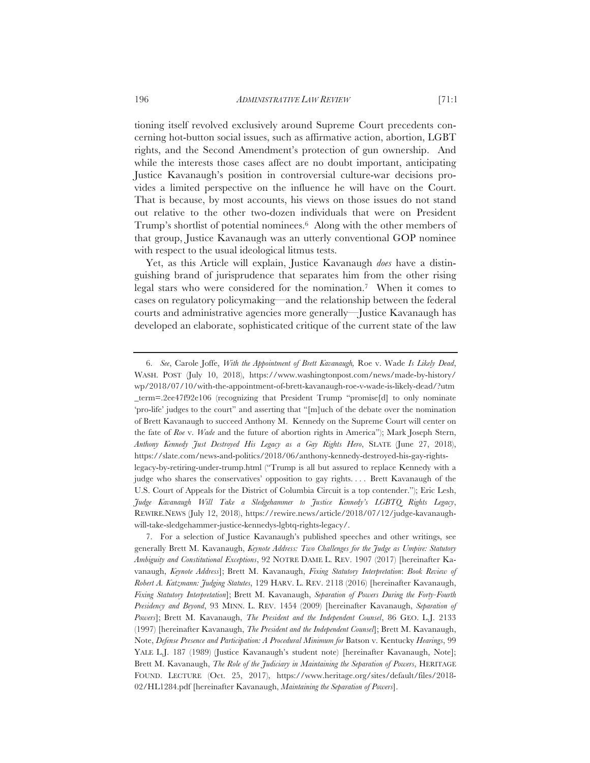tioning itself revolved exclusively around Supreme Court precedents concerning hot-button social issues, such as affirmative action, abortion, LGBT rights, and the Second Amendment's protection of gun ownership. And while the interests those cases affect are no doubt important, anticipating Justice Kavanaugh's position in controversial culture-war decisions provides a limited perspective on the influence he will have on the Court. That is because, by most accounts, his views on those issues do not stand out relative to the other two-dozen individuals that were on President Trump's shortlist of potential nominees.[6] Along with the other members of that group, Justice Kavanaugh was an utterly conventional GOP nominee with respect to the usual ideological litmus tests.

Yet, as this Article will explain, Justice Kavanaugh *does* have a distinguishing brand of jurisprudence that separates him from the other rising legal stars who were considered for the nomination.[7] When it comes to cases on regulatory policymaking—and the relationship between the federal courts and administrative agencies more generally—Justice Kavanaugh has developed an elaborate, sophisticated critique of the current state of the law

---

6. *See*, Carole Joffe, *With the Appointment of Brett Kavanaugh,* Roe v. Wade *Is Likely Dead*, WASH. POST (July 10, 2018), https://www.washingtonpost.com/news/made-by-history/wp/2018/07/10/with-the-appointment-of-brett-kavanaugh-roe-v-wade-is-likely-dead/?utm_term=.2ee47f92e106 (recognizing that President Trump "promise[d] to only nominate 'pro-life' judges to the court" and asserting that "[m]uch of the debate over the nomination of Brett Kavanaugh to succeed Anthony M. Kennedy on the Supreme Court will center on the fate of *Roe* v. *Wade* and the future of abortion rights in America"); Mark Joseph Stern, *Anthony Kennedy Just Destroyed His Legacy as a Gay Rights Hero*, SLATE (June 27, 2018), https://slate.com/news-and-politics/2018/06/anthony-kennedy-destroyed-his-gay-rights-legacy-by-retiring-under-trump.html ("Trump is all but assured to replace Kennedy with a judge who shares the conservatives' opposition to gay rights. . . . Brett Kavanaugh of the U.S. Court of Appeals for the District of Columbia Circuit is a top contender."); Eric Lesh, *Judge Kavanaugh Will Take a Sledgehammer to Justice Kennedy's LGBTQ Rights Legacy*, REWIRE.NEWS (July 12, 2018), https://rewire.news/article/2018/07/12/judge-kavanaugh-will-take-sledgehammer-justice-kennedys-lgbtq-rights-legacy/.

7. For a selection of Justice Kavanaugh's published speeches and other writings, see generally Brett M. Kavanaugh, *Keynote Address: Two Challenges for the Judge as Umpire: Statutory Ambiguity and Constitutional Exceptions*, 92 NOTRE DAME L. REV. 1907 (2017) [hereinafter Kavanaugh, *Keynote Address*]; Brett M. Kavanaugh, *Fixing Statutory Interpretation*: *Book Review of Robert A. Katzmann: Judging Statutes*, 129 HARV. L. REV. 2118 (2016) [hereinafter Kavanaugh, *Fixing Statutory Interpretation*]; Brett M. Kavanaugh, *Separation of Powers During the Forty-Fourth Presidency and Beyond*, 93 MINN. L. REV. 1454 (2009) [hereinafter Kavanaugh, *Separation of Powers*]; Brett M. Kavanaugh, *The President and the Independent Counsel*, 86 GEO. L.J. 2133 (1997) [hereinafter Kavanaugh, *The President and the Independent Counsel*]; Brett M. Kavanaugh, Note, *Defense Presence and Participation: A Procedural Minimum for* Batson v. Kentucky *Hearings*, 99 YALE L.J. 187 (1989) (Justice Kavanaugh's student note) [hereinafter Kavanaugh, Note]; Brett M. Kavanaugh, *The Role of the Judiciary in Maintaining the Separation of Powers*, HERITAGE FOUND. LECTURE (Oct. 25, 2017), https://www.heritage.org/sites/default/files/2018-02/HL1284.pdf [hereinafter Kavanaugh, *Maintaining the Separation of Powers*].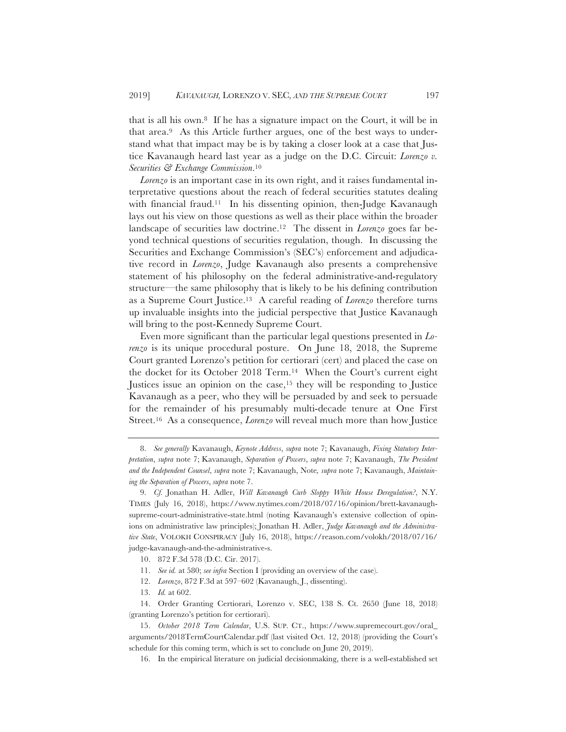that is all his own.[8] If he has a signature impact on the Court, it will be in that area.[9] As this Article further argues, one of the best ways to understand what that impact may be is by taking a closer look at a case that Justice Kavanaugh heard last year as a judge on the D.C. Circuit: *Lorenzo v. Securities & Exchange Commission*.[10]

*Lorenzo* is an important case in its own right, and it raises fundamental interpretative questions about the reach of federal securities statutes dealing with financial fraud.[11] In his dissenting opinion, then-Judge Kavanaugh lays out his view on those questions as well as their place within the broader landscape of securities law doctrine.[12] The dissent in *Lorenzo* goes far beyond technical questions of securities regulation, though. In discussing the Securities and Exchange Commission's (SEC's) enforcement and adjudicative record in *Lorenzo*, Judge Kavanaugh also presents a comprehensive statement of his philosophy on the federal administrative-and-regulatory structure—the same philosophy that is likely to be his defining contribution as a Supreme Court Justice.[13] A careful reading of *Lorenzo* therefore turns up invaluable insights into the judicial perspective that Justice Kavanaugh will bring to the post-Kennedy Supreme Court.

Even more significant than the particular legal questions presented in *Lorenzo* is its unique procedural posture. On June 18, 2018, the Supreme Court granted Lorenzo's petition for certiorari (cert) and placed the case on the docket for its October 2018 Term.[14] When the Court's current eight Justices issue an opinion on the case,[15] they will be responding to Justice Kavanaugh as a peer, who they will be persuaded by and seek to persuade for the remainder of his presumably multi-decade tenure at One First Street.[16] As a consequence, *Lorenzo* will reveal much more than how Justice

---

8. *See generally* Kavanaugh, *Keynote Address*, *supra* note 7; Kavanaugh, *Fixing Statutory Interpretation*, *supra* note 7; Kavanaugh, *Separation of Powers*, *supra* note 7; Kavanaugh, *The President and the Independent Counsel*, *supra* note 7; Kavanaugh, Note, *supra* note 7; Kavanaugh, *Maintaining the Separation of Powers*, *supra* note 7.

9. *Cf.* Jonathan H. Adler, *Will Kavanaugh Curb Sloppy White House Deregulation?*, N.Y. TIMES (July 16, 2018), https://www.nytimes.com/2018/07/16/opinion/brett-kavanaugh-supreme-court-administrative-state.html (noting Kavanaugh's extensive collection of opinions on administrative law principles); Jonathan H. Adler, *Judge Kavanaugh and the Administrative State*, VOLOKH CONSPIRACY (July 16, 2018), https://reason.com/volokh/2018/07/16/judge-kavanaugh-and-the-administrative-s.

10. 872 F.3d 578 (D.C. Cir. 2017).

11. *See id.* at 580; *see infra* Section I (providing an overview of the case).

12. *Lorenzo*, 872 F.3d at 597–602 (Kavanaugh, J., dissenting).

13. *Id.* at 602.

14. Order Granting Certiorari, Lorenzo v. SEC, 138 S. Ct. 2650 (June 18, 2018) (granting Lorenzo's petition for certiorari).

15. *October 2018 Term Calendar*, U.S. SUP. CT., https://www.supremecourt.gov/oral_arguments/2018TermCourtCalendar.pdf (last visited Oct. 12, 2018) (providing the Court's schedule for this coming term, which is set to conclude on June 20, 2019).

16. In the empirical literature on judicial decisionmaking, there is a well-established set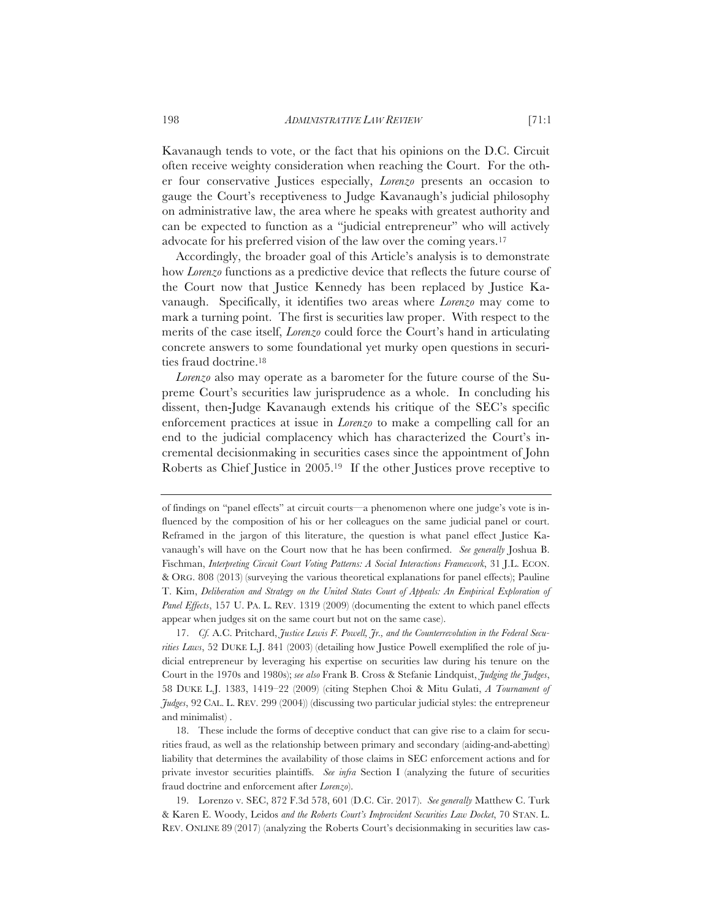Kavanaugh tends to vote, or the fact that his opinions on the D.C. Circuit often receive weighty consideration when reaching the Court. For the other four conservative Justices especially, *Lorenzo* presents an occasion to gauge the Court's receptiveness to Judge Kavanaugh's judicial philosophy on administrative law, the area where he speaks with greatest authority and can be expected to function as a "judicial entrepreneur" who will actively advocate for his preferred vision of the law over the coming years.[17]

Accordingly, the broader goal of this Article's analysis is to demonstrate how *Lorenzo* functions as a predictive device that reflects the future course of the Court now that Justice Kennedy has been replaced by Justice Kavanaugh. Specifically, it identifies two areas where *Lorenzo* may come to mark a turning point. The first is securities law proper. With respect to the merits of the case itself, *Lorenzo* could force the Court's hand in articulating concrete answers to some foundational yet murky open questions in securities fraud doctrine.[18]

*Lorenzo* also may operate as a barometer for the future course of the Supreme Court's securities law jurisprudence as a whole. In concluding his dissent, then-Judge Kavanaugh extends his critique of the SEC's specific enforcement practices at issue in *Lorenzo* to make a compelling call for an end to the judicial complacency which has characterized the Court's incremental decisionmaking in securities cases since the appointment of John Roberts as Chief Justice in 2005.[19] If the other Justices prove receptive to

---

of findings on "panel effects" at circuit courts—a phenomenon where one judge's vote is influenced by the composition of his or her colleagues on the same judicial panel or court. Reframed in the jargon of this literature, the question is what panel effect Justice Kavanaugh's will have on the Court now that he has been confirmed. *See generally* Joshua B. Fischman, *Interpreting Circuit Court Voting Patterns: A Social Interactions Framework*, 31 J.L. ECON. & ORG. 808 (2013) (surveying the various theoretical explanations for panel effects); Pauline T. Kim, *Deliberation and Strategy on the United States Court of Appeals: An Empirical Exploration of Panel Effects*, 157 U. PA. L. REV. 1319 (2009) (documenting the extent to which panel effects appear when judges sit on the same court but not on the same case).

17. *Cf.* A.C. Pritchard, *Justice Lewis F. Powell, Jr., and the Counterrevolution in the Federal Securities Laws*, 52 DUKE L.J. 841 (2003) (detailing how Justice Powell exemplified the role of judicial entrepreneur by leveraging his expertise on securities law during his tenure on the Court in the 1970s and 1980s); *see also* Frank B. Cross & Stefanie Lindquist, *Judging the Judges*, 58 DUKE L.J. 1383, 1419–22 (2009) (citing Stephen Choi & Mitu Gulati, *A Tournament of Judges*, 92 CAL. L. REV. 299 (2004)) (discussing two particular judicial styles: the entrepreneur and minimalist) .

18. These include the forms of deceptive conduct that can give rise to a claim for securities fraud, as well as the relationship between primary and secondary (aiding-and-abetting) liability that determines the availability of those claims in SEC enforcement actions and for private investor securities plaintiffs. *See infra* Section I (analyzing the future of securities fraud doctrine and enforcement after *Lorenzo*).

19. Lorenzo v. SEC, 872 F.3d 578, 601 (D.C. Cir. 2017). *See generally* Matthew C. Turk & Karen E. Woody, *Leidos and the Roberts Court's Improvident Securities Law Docket*, 70 STAN. L. REV. ONLINE 89 (2017) (analyzing the Roberts Court's decisionmaking in securities law cas-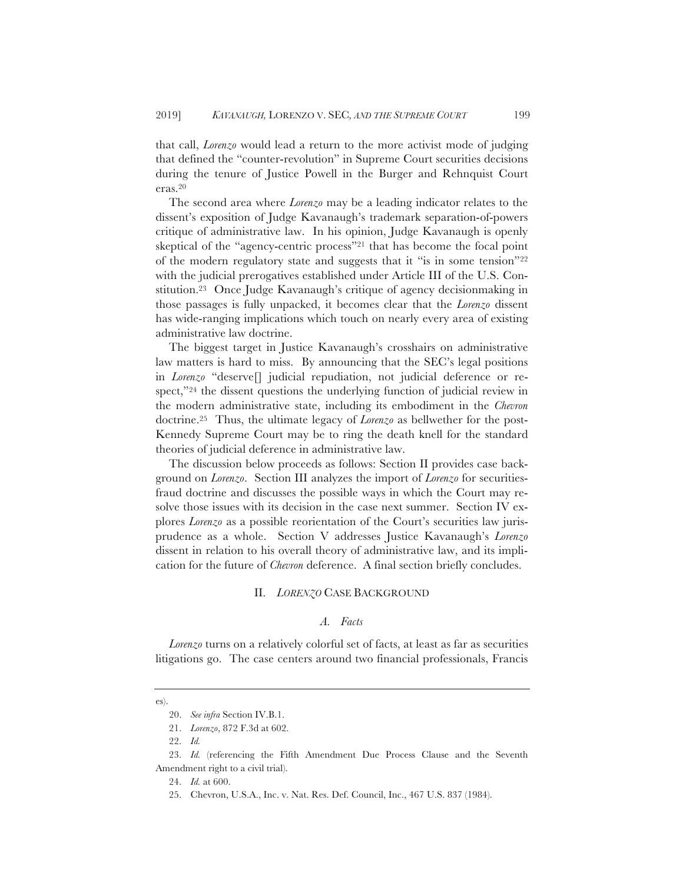that call, *Lorenzo* would lead a return to the more activist mode of judging that defined the "counter-revolution" in Supreme Court securities decisions during the tenure of Justice Powell in the Burger and Rehnquist Court eras.[20]

The second area where *Lorenzo* may be a leading indicator relates to the dissent's exposition of Judge Kavanaugh's trademark separation-of-powers critique of administrative law. In his opinion, Judge Kavanaugh is openly skeptical of the "agency-centric process"[21] that has become the focal point of the modern regulatory state and suggests that it "is in some tension"[22] with the judicial prerogatives established under Article III of the U.S. Constitution.[23] Once Judge Kavanaugh's critique of agency decisionmaking in those passages is fully unpacked, it becomes clear that the *Lorenzo* dissent has wide-ranging implications which touch on nearly every area of existing administrative law doctrine.

The biggest target in Justice Kavanaugh's crosshairs on administrative law matters is hard to miss. By announcing that the SEC's legal positions in *Lorenzo* "deserve[] judicial repudiation, not judicial deference or respect,"[24] the dissent questions the underlying function of judicial review in the modern administrative state, including its embodiment in the *Chevron* doctrine.[25] Thus, the ultimate legacy of *Lorenzo* as bellwether for the post-Kennedy Supreme Court may be to ring the death knell for the standard theories of judicial deference in administrative law.

The discussion below proceeds as follows: Section II provides case background on *Lorenzo*. Section III analyzes the import of *Lorenzo* for securities-fraud doctrine and discusses the possible ways in which the Court may resolve those issues with its decision in the case next summer. Section IV explores *Lorenzo* as a possible reorientation of the Court's securities law jurisprudence as a whole. Section V addresses Justice Kavanaugh's *Lorenzo* dissent in relation to his overall theory of administrative law, and its implication for the future of *Chevron* deference. A final section briefly concludes.

## II. *LORENZO* CASE BACKGROUND

### *A. Facts*

*Lorenzo* turns on a relatively colorful set of facts, at least as far as securities litigations go. The case centers around two financial professionals, Francis

---

es).

20. *See infra* Section IV.B.1.

21. *Lorenzo*, 872 F.3d at 602.

22. *Id.*

23. *Id.* (referencing the Fifth Amendment Due Process Clause and the Seventh Amendment right to a civil trial).

24. *Id.* at 600.

25. Chevron, U.S.A., Inc. v. Nat. Res. Def. Council, Inc., 467 U.S. 837 (1984).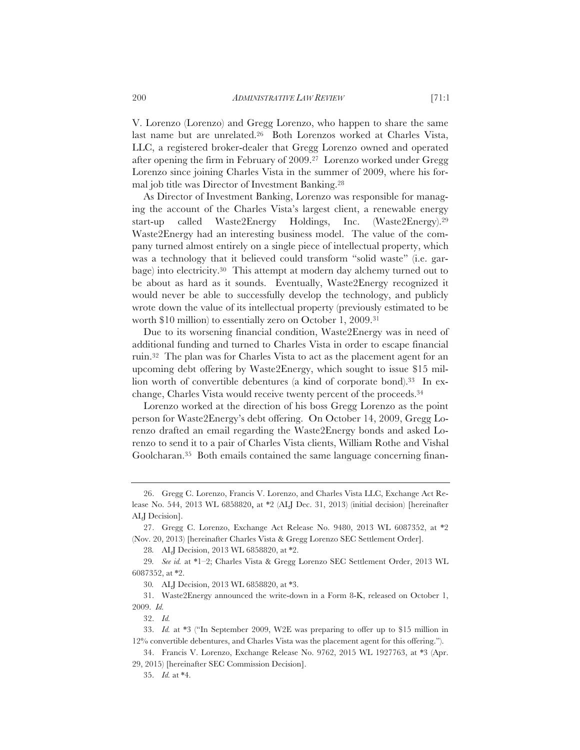V. Lorenzo (Lorenzo) and Gregg Lorenzo, who happen to share the same last name but are unrelated.[26] Both Lorenzos worked at Charles Vista, LLC, a registered broker-dealer that Gregg Lorenzo owned and operated after opening the firm in February of 2009.[27] Lorenzo worked under Gregg Lorenzo since joining Charles Vista in the summer of 2009, where his formal job title was Director of Investment Banking.[28]

As Director of Investment Banking, Lorenzo was responsible for managing the account of the Charles Vista's largest client, a renewable energy start-up called Waste2Energy Holdings, Inc. (Waste2Energy).[29] Waste2Energy had an interesting business model. The value of the company turned almost entirely on a single piece of intellectual property, which was a technology that it believed could transform "solid waste" (i.e. garbage) into electricity.[30] This attempt at modern day alchemy turned out to be about as hard as it sounds. Eventually, Waste2Energy recognized it would never be able to successfully develop the technology, and publicly wrote down the value of its intellectual property (previously estimated to be worth $10 million) to essentially zero on October 1, 2009.[31]

Due to its worsening financial condition, Waste2Energy was in need of additional funding and turned to Charles Vista in order to escape financial ruin.[32] The plan was for Charles Vista to act as the placement agent for an upcoming debt offering by Waste2Energy, which sought to issue $15 million worth of convertible debentures (a kind of corporate bond).[33] In exchange, Charles Vista would receive twenty percent of the proceeds.[34]

Lorenzo worked at the direction of his boss Gregg Lorenzo as the point person for Waste2Energy's debt offering. On October 14, 2009, Gregg Lorenzo drafted an email regarding the Waste2Energy bonds and asked Lorenzo to send it to a pair of Charles Vista clients, William Rothe and Vishal Goolcharan.[35] Both emails contained the same language concerning finan-

---

26. Gregg C. Lorenzo, Francis V. Lorenzo, and Charles Vista LLC, Exchange Act Release No. 544, 2013 WL 6858820, at *2 (ALJ Dec. 31, 2013) (initial decision) [hereinafter ALJ Decision].

27. Gregg C. Lorenzo, Exchange Act Release No. 9480, 2013 WL 6087352, at *2 (Nov. 20, 2013) [hereinafter Charles Vista & Gregg Lorenzo SEC Settlement Order].

28. ALJ Decision, 2013 WL 6858820, at *2.

29. *See id.* at *1–2; Charles Vista & Gregg Lorenzo SEC Settlement Order, 2013 WL 6087352, at *2.

30. ALJ Decision, 2013 WL 6858820, at *3.

31. Waste2Energy announced the write-down in a Form 8-K, released on October 1, 2009. *Id.*

32. *Id.*

33. *Id.* at *3 ("In September 2009, W2E was preparing to offer up to $15 million in 12% convertible debentures, and Charles Vista was the placement agent for this offering.").

34. Francis V. Lorenzo, Exchange Release No. 9762, 2015 WL 1927763, at *3 (Apr. 29, 2015) [hereinafter SEC Commission Decision].

35. *Id.* at *4.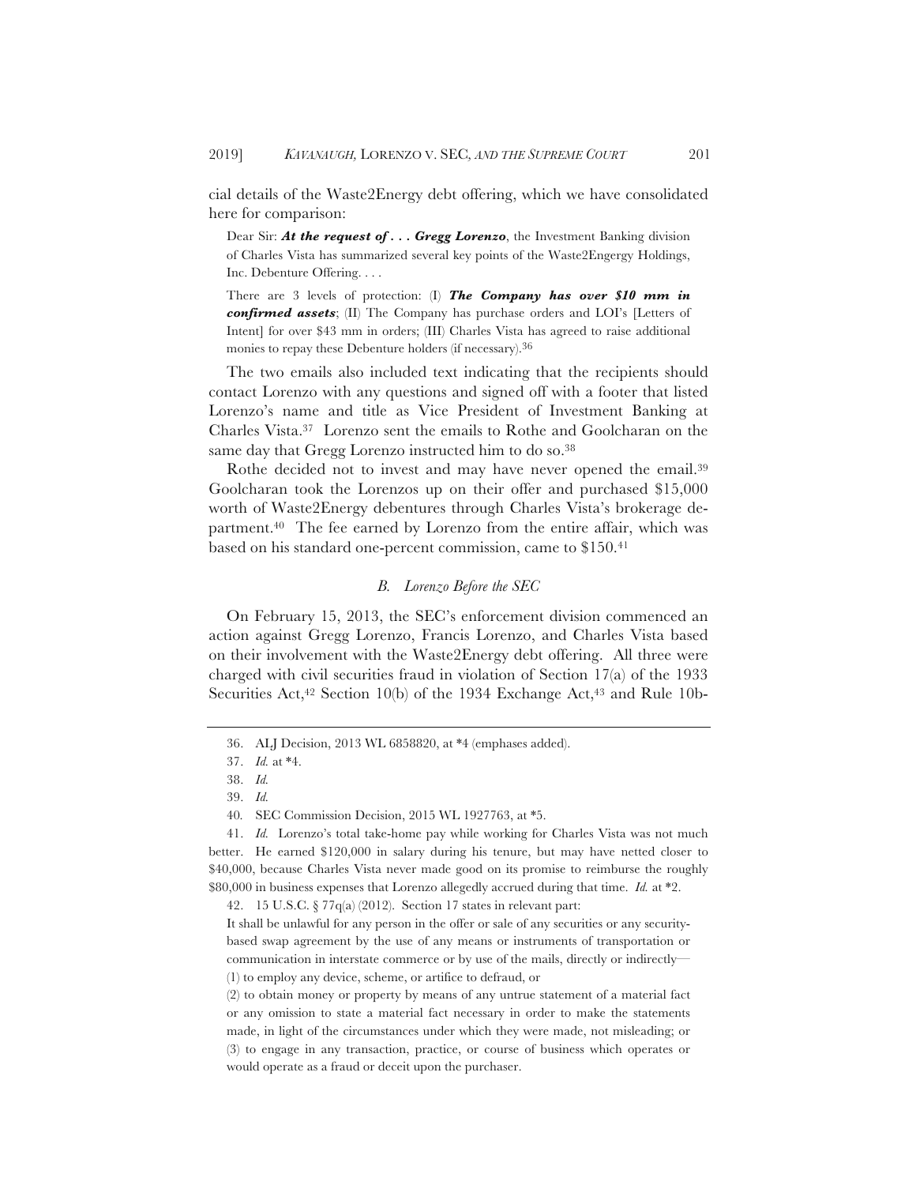cial details of the Waste2Energy debt offering, which we have consolidated here for comparison:

> Dear Sir: ***At the request of . . . Gregg Lorenzo***, the Investment Banking division of Charles Vista has summarized several key points of the Waste2Engergy Holdings, Inc. Debenture Offering. . . .
>
> There are 3 levels of protection: (I) ***The Company has over $10 mm in confirmed assets***; (II) The Company has purchase orders and LOI's [Letters of Intent] for over $43 mm in orders; (III) Charles Vista has agreed to raise additional monies to repay these Debenture holders (if necessary).[36]

The two emails also included text indicating that the recipients should contact Lorenzo with any questions and signed off with a footer that listed Lorenzo's name and title as Vice President of Investment Banking at Charles Vista.[37] Lorenzo sent the emails to Rothe and Goolcharan on the same day that Gregg Lorenzo instructed him to do so.[38]

Rothe decided not to invest and may have never opened the email.[39] Goolcharan took the Lorenzos up on their offer and purchased $15,000 worth of Waste2Energy debentures through Charles Vista's brokerage department.[40] The fee earned by Lorenzo from the entire affair, which was based on his standard one-percent commission, came to $150.[41]

### *B. Lorenzo Before the SEC*

On February 15, 2013, the SEC's enforcement division commenced an action against Gregg Lorenzo, Francis Lorenzo, and Charles Vista based on their involvement with the Waste2Energy debt offering. All three were charged with civil securities fraud in violation of Section 17(a) of the 1933 Securities Act,[42] Section 10(b) of the 1934 Exchange Act,[43] and Rule 10b-

---

36. ALJ Decision, 2013 WL 6858820, at *4 (emphases added).

37. *Id.* at *4.

38. *Id.*

39. *Id.*

40. SEC Commission Decision, 2015 WL 1927763, at *5.

41. *Id.* Lorenzo's total take-home pay while working for Charles Vista was not much better. He earned $120,000 in salary during his tenure, but may have netted closer to $40,000, because Charles Vista never made good on its promise to reimburse the roughly $80,000 in business expenses that Lorenzo allegedly accrued during that time. *Id.* at *2.

42. 15 U.S.C. § 77q(a) (2012). Section 17 states in relevant part:

> It shall be unlawful for any person in the offer or sale of any securities or any security-based swap agreement by the use of any means or instruments of transportation or communication in interstate commerce or by use of the mails, directly or indirectly—
>
> (1) to employ any device, scheme, or artifice to defraud, or
>
> (2) to obtain money or property by means of any untrue statement of a material fact or any omission to state a material fact necessary in order to make the statements made, in light of the circumstances under which they were made, not misleading; or
>
> (3) to engage in any transaction, practice, or course of business which operates or would operate as a fraud or deceit upon the purchaser.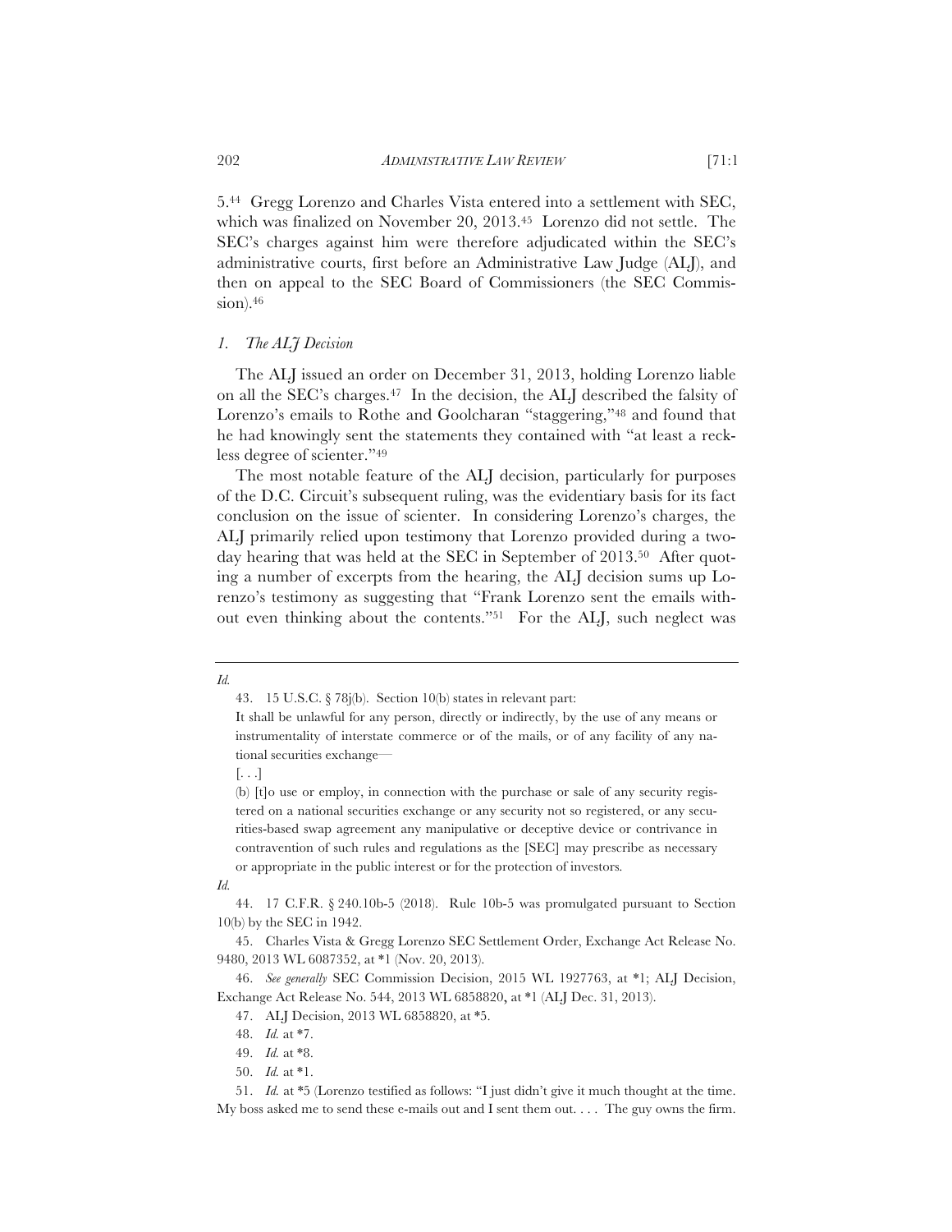5.[44] Gregg Lorenzo and Charles Vista entered into a settlement with SEC, which was finalized on November 20, 2013.[45] Lorenzo did not settle. The SEC's charges against him were therefore adjudicated within the SEC's administrative courts, first before an Administrative Law Judge (ALJ), and then on appeal to the SEC Board of Commissioners (the SEC Commission).[46]

### *1. The ALJ Decision*

The ALJ issued an order on December 31, 2013, holding Lorenzo liable on all the SEC's charges.[47] In the decision, the ALJ described the falsity of Lorenzo's emails to Rothe and Goolcharan "staggering,"[48] and found that he had knowingly sent the statements they contained with "at least a reckless degree of scienter."[49]

The most notable feature of the ALJ decision, particularly for purposes of the D.C. Circuit's subsequent ruling, was the evidentiary basis for its fact conclusion on the issue of scienter. In considering Lorenzo's charges, the ALJ primarily relied upon testimony that Lorenzo provided during a two-day hearing that was held at the SEC in September of 2013.[50] After quoting a number of excerpts from the hearing, the ALJ decision sums up Lorenzo's testimony as suggesting that "Frank Lorenzo sent the emails without even thinking about the contents."[51] For the ALJ, such neglect was

---

*Id.*

43. 15 U.S.C. § 78j(b). Section 10(b) states in relevant part:

It shall be unlawful for any person, directly or indirectly, by the use of any means or instrumentality of interstate commerce or of the mails, or of any facility of any national securities exchange—

[. . .]

(b) [t]o use or employ, in connection with the purchase or sale of any security registered on a national securities exchange or any security not so registered, or any securities-based swap agreement any manipulative or deceptive device or contrivance in contravention of such rules and regulations as the [SEC] may prescribe as necessary or appropriate in the public interest or for the protection of investors.

*Id.*

44. 17 C.F.R. § 240.10b-5 (2018). Rule 10b-5 was promulgated pursuant to Section 10(b) by the SEC in 1942.

45. Charles Vista & Gregg Lorenzo SEC Settlement Order, Exchange Act Release No. 9480, 2013 WL 6087352, at *1 (Nov. 20, 2013).

46. *See generally* SEC Commission Decision, 2015 WL 1927763, at *1; ALJ Decision, Exchange Act Release No. 544, 2013 WL 6858820, at *1 (ALJ Dec. 31, 2013).

47. ALJ Decision, 2013 WL 6858820, at *5.

48. *Id.* at *7.

49. *Id.* at *8.

50. *Id.* at *1.

51. *Id.* at *5 (Lorenzo testified as follows: "I just didn't give it much thought at the time. My boss asked me to send these e-mails out and I sent them out. . . . The guy owns the firm.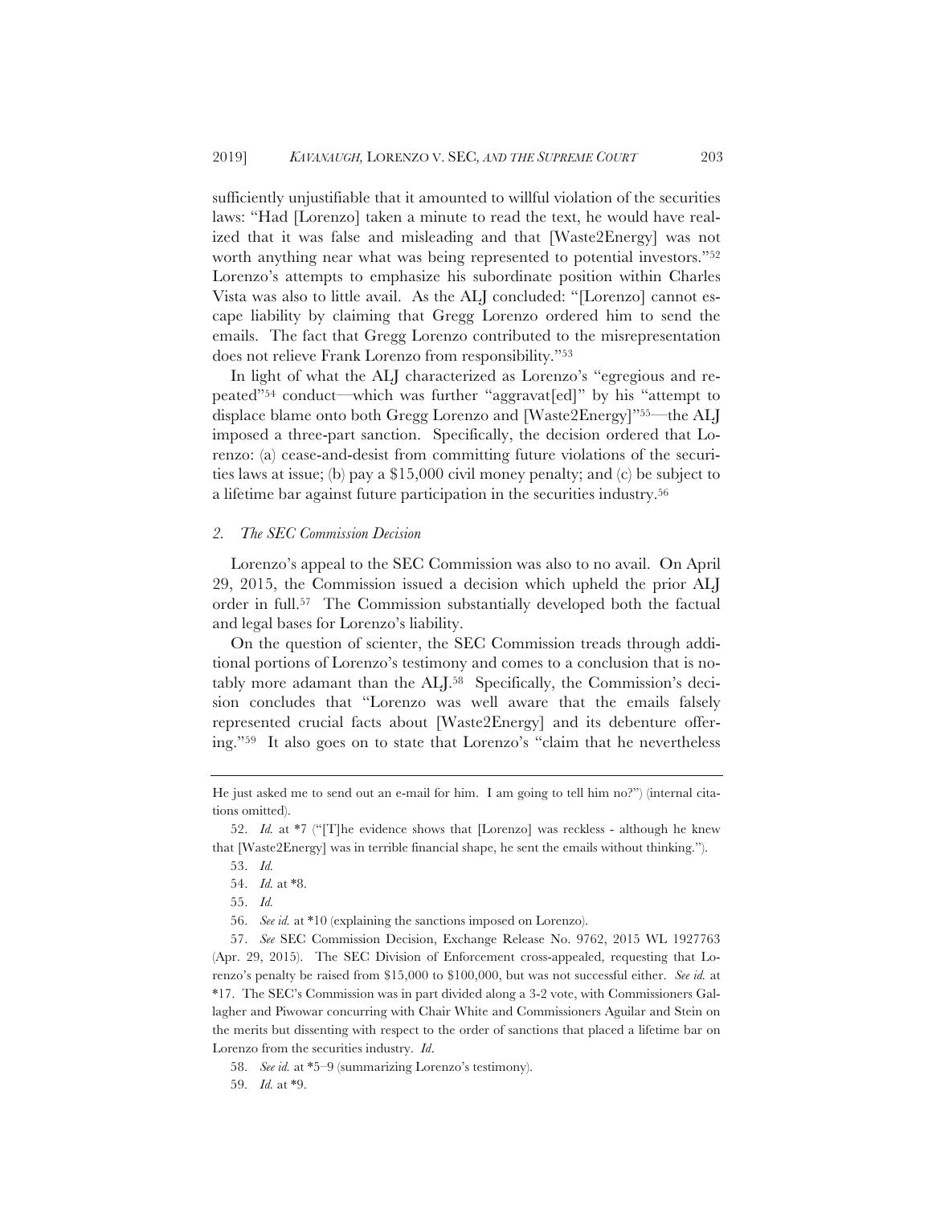sufficiently unjustifiable that it amounted to willful violation of the securities laws: "Had [Lorenzo] taken a minute to read the text, he would have realized that it was false and misleading and that [Waste2Energy] was not worth anything near what was being represented to potential investors."[52] Lorenzo's attempts to emphasize his subordinate position within Charles Vista was also to little avail. As the ALJ concluded: "[Lorenzo] cannot escape liability by claiming that Gregg Lorenzo ordered him to send the emails. The fact that Gregg Lorenzo contributed to the misrepresentation does not relieve Frank Lorenzo from responsibility."[53]

In light of what the ALJ characterized as Lorenzo's "egregious and repeated"[54] conduct—which was further "aggravat[ed]" by his "attempt to displace blame onto both Gregg Lorenzo and [Waste2Energy]"[55]—the ALJ imposed a three-part sanction. Specifically, the decision ordered that Lorenzo: (a) cease-and-desist from committing future violations of the securities laws at issue; (b) pay a $15,000 civil money penalty; and (c) be subject to a lifetime bar against future participation in the securities industry.[56]

### *2. The SEC Commission Decision*

Lorenzo's appeal to the SEC Commission was also to no avail. On April 29, 2015, the Commission issued a decision which upheld the prior ALJ order in full.[57] The Commission substantially developed both the factual and legal bases for Lorenzo's liability.

On the question of scienter, the SEC Commission treads through additional portions of Lorenzo's testimony and comes to a conclusion that is notably more adamant than the ALJ.[58] Specifically, the Commission's decision concludes that "Lorenzo was well aware that the emails falsely represented crucial facts about [Waste2Energy] and its debenture offering."[59] It also goes on to state that Lorenzo's "claim that he nevertheless

---

He just asked me to send out an e-mail for him. I am going to tell him no?") (internal citations omitted).

52. *Id.* at *7 ("[T]he evidence shows that [Lorenzo] was reckless - although he knew that [Waste2Energy] was in terrible financial shape, he sent the emails without thinking.").

53. *Id.*

54. *Id.* at *8.

55. *Id.*

56. *See id.* at *10 (explaining the sanctions imposed on Lorenzo).

57. *See* SEC Commission Decision, Exchange Release No. 9762, 2015 WL 1927763 (Apr. 29, 2015). The SEC Division of Enforcement cross-appealed, requesting that Lorenzo's penalty be raised from $15,000 to $100,000, but was not successful either. *See id.* at *17. The SEC's Commission was in part divided along a 3-2 vote, with Commissioners Gallagher and Piwowar concurring with Chair White and Commissioners Aguilar and Stein on the merits but dissenting with respect to the order of sanctions that placed a lifetime bar on Lorenzo from the securities industry. *Id*.

58. *See id.* at *5–9 (summarizing Lorenzo's testimony).

59. *Id.* at *9.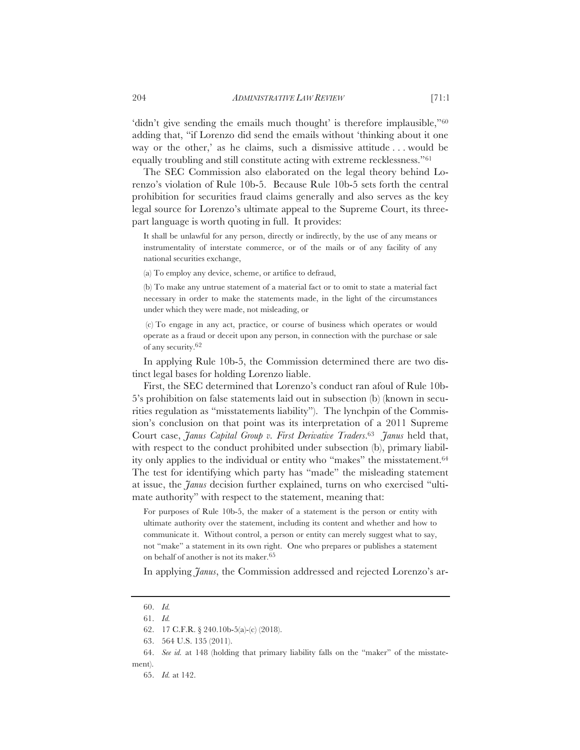'didn't give sending the emails much thought' is therefore implausible,"[60] adding that, "if Lorenzo did send the emails without 'thinking about it one way or the other,' as he claims, such a dismissive attitude . . . would be equally troubling and still constitute acting with extreme recklessness."[61]

The SEC Commission also elaborated on the legal theory behind Lorenzo's violation of Rule 10b-5. Because Rule 10b-5 sets forth the central prohibition for securities fraud claims generally and also serves as the key legal source for Lorenzo's ultimate appeal to the Supreme Court, its three-part language is worth quoting in full. It provides:

> It shall be unlawful for any person, directly or indirectly, by the use of any means or instrumentality of interstate commerce, or of the mails or of any facility of any national securities exchange,
>
> (a) To employ any device, scheme, or artifice to defraud,
>
> (b) To make any untrue statement of a material fact or to omit to state a material fact necessary in order to make the statements made, in the light of the circumstances under which they were made, not misleading, or
>
> (c) To engage in any act, practice, or course of business which operates or would operate as a fraud or deceit upon any person, in connection with the purchase or sale of any security.[62]

In applying Rule 10b-5, the Commission determined there are two distinct legal bases for holding Lorenzo liable.

First, the SEC determined that Lorenzo's conduct ran afoul of Rule 10b-5's prohibition on false statements laid out in subsection (b) (known in securities regulation as "misstatements liability"). The lynchpin of the Commission's conclusion on that point was its interpretation of a 2011 Supreme Court case, *Janus Capital Group v. First Derivative Traders*.[63] *Janus* held that, with respect to the conduct prohibited under subsection (b), primary liability only applies to the individual or entity who "makes" the misstatement.[64] The test for identifying which party has "made" the misleading statement at issue, the *Janus* decision further explained, turns on who exercised "ultimate authority" with respect to the statement, meaning that:

> For purposes of Rule 10b-5, the maker of a statement is the person or entity with ultimate authority over the statement, including its content and whether and how to communicate it. Without control, a person or entity can merely suggest what to say, not "make" a statement in its own right. One who prepares or publishes a statement on behalf of another is not its maker.[65]

In applying *Janus*, the Commission addressed and rejected Lorenzo's ar-

---

60. *Id.*

61. *Id.*

62. 17 C.F.R. § 240.10b-5(a)-(c) (2018).

63. 564 U.S. 135 (2011).

64. *See id.* at 148 (holding that primary liability falls on the "maker" of the misstatement).

65. *Id.* at 142.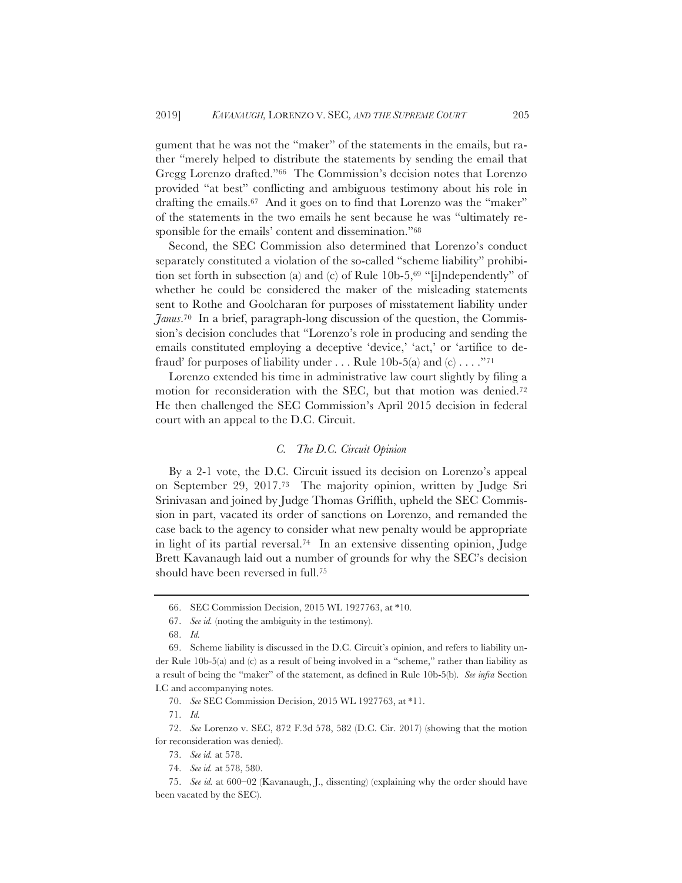gument that he was not the "maker" of the statements in the emails, but rather "merely helped to distribute the statements by sending the email that Gregg Lorenzo drafted."[66] The Commission's decision notes that Lorenzo provided "at best" conflicting and ambiguous testimony about his role in drafting the emails.[67] And it goes on to find that Lorenzo was the "maker" of the statements in the two emails he sent because he was "ultimately responsible for the emails' content and dissemination."[68]

Second, the SEC Commission also determined that Lorenzo's conduct separately constituted a violation of the so-called "scheme liability" prohibition set forth in subsection (a) and (c) of Rule 10b-5,[69] "[i]ndependently" of whether he could be considered the maker of the misleading statements sent to Rothe and Goolcharan for purposes of misstatement liability under *Janus*.[70] In a brief, paragraph-long discussion of the question, the Commission's decision concludes that "Lorenzo's role in producing and sending the emails constituted employing a deceptive 'device,' 'act,' or 'artifice to defraud' for purposes of liability under . . . Rule 10b-5(a) and (c) . . . ."[71]

Lorenzo extended his time in administrative law court slightly by filing a motion for reconsideration with the SEC, but that motion was denied.[72] He then challenged the SEC Commission's April 2015 decision in federal court with an appeal to the D.C. Circuit.

### *C. The D.C. Circuit Opinion*

By a 2-1 vote, the D.C. Circuit issued its decision on Lorenzo's appeal on September 29, 2017.[73] The majority opinion, written by Judge Sri Srinivasan and joined by Judge Thomas Griffith, upheld the SEC Commission in part, vacated its order of sanctions on Lorenzo, and remanded the case back to the agency to consider what new penalty would be appropriate in light of its partial reversal.[74] In an extensive dissenting opinion, Judge Brett Kavanaugh laid out a number of grounds for why the SEC's decision should have been reversed in full.[75]

---

66. SEC Commission Decision, 2015 WL 1927763, at *10.

67. *See id.* (noting the ambiguity in the testimony).

68. *Id.*

69. Scheme liability is discussed in the D.C. Circuit's opinion, and refers to liability under Rule 10b-5(a) and (c) as a result of being involved in a "scheme," rather than liability as a result of being the "maker" of the statement, as defined in Rule 10b-5(b). *See infra* Section I.C and accompanying notes.

70. *See* SEC Commission Decision, 2015 WL 1927763, at *11.

71. *Id.*

72. *See* Lorenzo v. SEC, 872 F.3d 578, 582 (D.C. Cir. 2017) (showing that the motion for reconsideration was denied).

73. *See id.* at 578.

74. *See id.* at 578, 580.

75. *See id.* at 600–02 (Kavanaugh, J., dissenting) (explaining why the order should have been vacated by the SEC).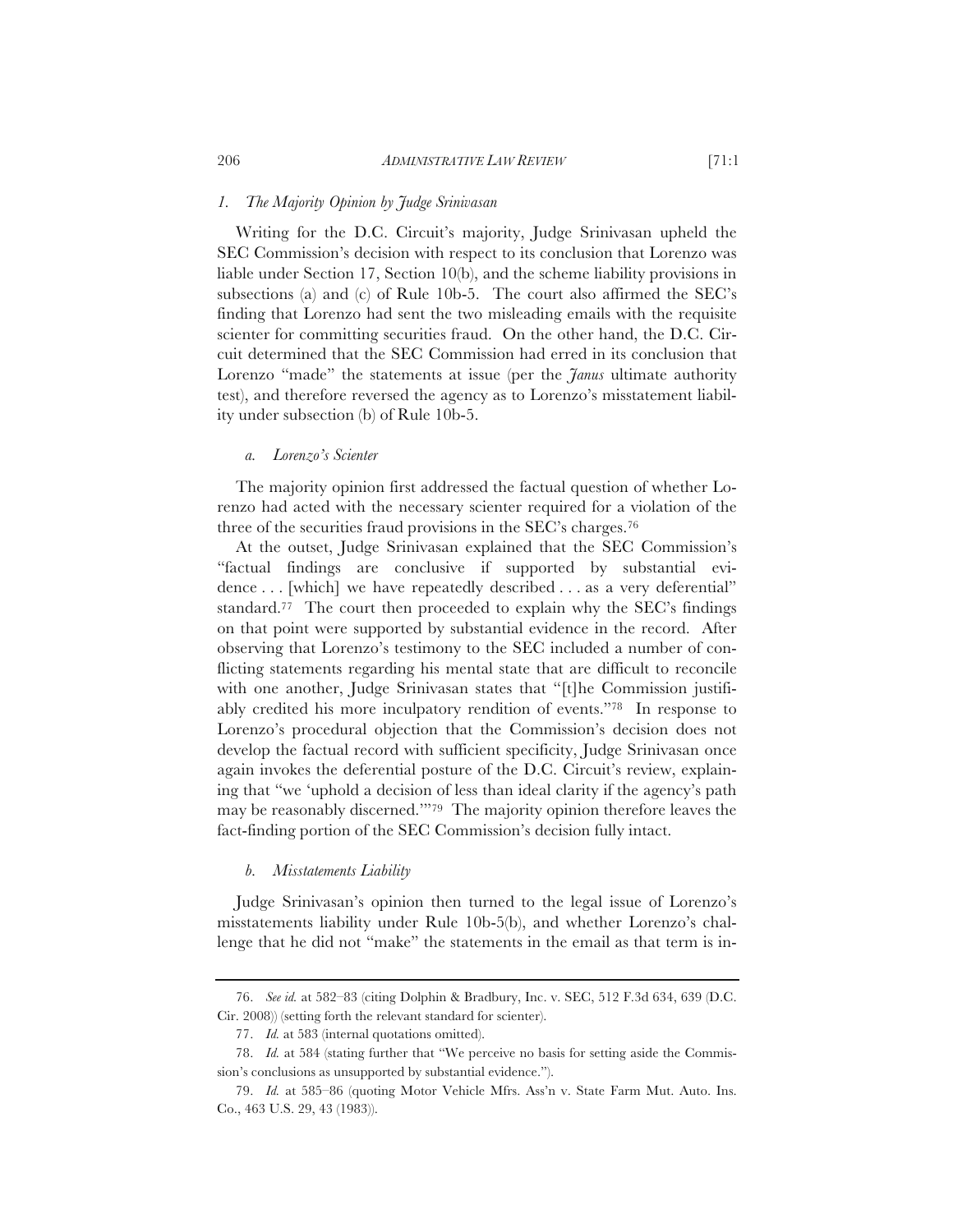### *1. The Majority Opinion by Judge Srinivasan*

Writing for the D.C. Circuit's majority, Judge Srinivasan upheld the SEC Commission's decision with respect to its conclusion that Lorenzo was liable under Section 17, Section 10(b), and the scheme liability provisions in subsections (a) and (c) of Rule 10b-5. The court also affirmed the SEC's finding that Lorenzo had sent the two misleading emails with the requisite scienter for committing securities fraud. On the other hand, the D.C. Circuit determined that the SEC Commission had erred in its conclusion that Lorenzo "made" the statements at issue (per the *Janus* ultimate authority test), and therefore reversed the agency as to Lorenzo's misstatement liability under subsection (b) of Rule 10b-5.

#### *a. Lorenzo's Scienter*

The majority opinion first addressed the factual question of whether Lorenzo had acted with the necessary scienter required for a violation of the three of the securities fraud provisions in the SEC's charges.[76]

At the outset, Judge Srinivasan explained that the SEC Commission's "factual findings are conclusive if supported by substantial evidence . . . [which] we have repeatedly described . . . as a very deferential" standard.[77] The court then proceeded to explain why the SEC's findings on that point were supported by substantial evidence in the record. After observing that Lorenzo's testimony to the SEC included a number of conflicting statements regarding his mental state that are difficult to reconcile with one another, Judge Srinivasan states that "[t]he Commission justifiably credited his more inculpatory rendition of events."[78] In response to Lorenzo's procedural objection that the Commission's decision does not develop the factual record with sufficient specificity, Judge Srinivasan once again invokes the deferential posture of the D.C. Circuit's review, explaining that "we 'uphold a decision of less than ideal clarity if the agency's path may be reasonably discerned.'"[79] The majority opinion therefore leaves the fact-finding portion of the SEC Commission's decision fully intact.

#### *b. Misstatements Liability*

Judge Srinivasan's opinion then turned to the legal issue of Lorenzo's misstatements liability under Rule 10b-5(b), and whether Lorenzo's challenge that he did not "make" the statements in the email as that term is in-

---

76. *See id.* at 582–83 (citing Dolphin & Bradbury, Inc. v. SEC, 512 F.3d 634, 639 (D.C. Cir. 2008)) (setting forth the relevant standard for scienter).

77. *Id.* at 583 (internal quotations omitted).

78. *Id.* at 584 (stating further that "We perceive no basis for setting aside the Commission's conclusions as unsupported by substantial evidence.").

79. *Id.* at 585–86 (quoting Motor Vehicle Mfrs. Ass'n v. State Farm Mut. Auto. Ins. Co., 463 U.S. 29, 43 (1983)).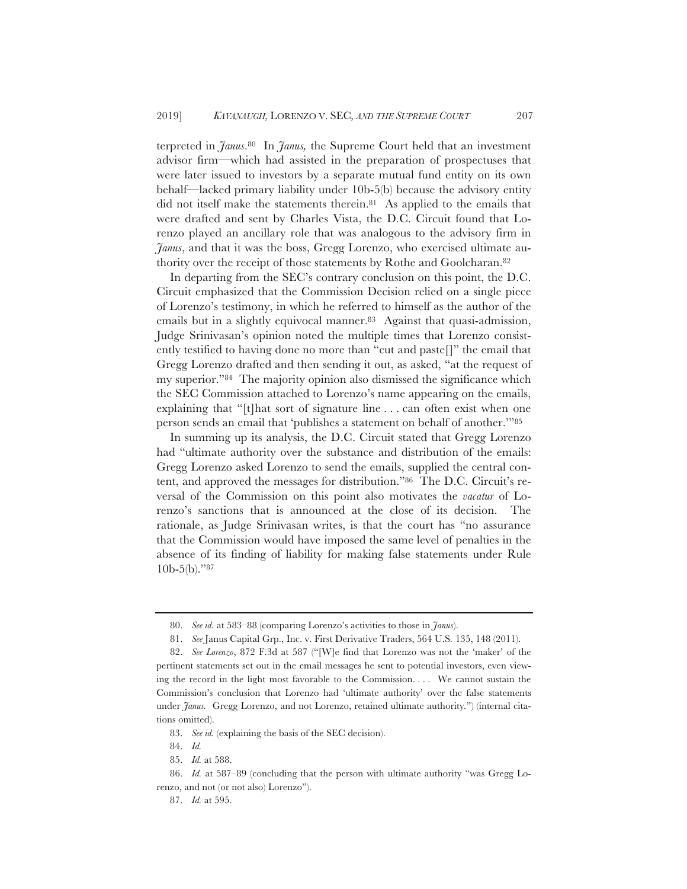terpreted in *Janus*.[80] In *Janus*, the Supreme Court held that an investment advisor firm—which had assisted in the preparation of prospectuses that were later issued to investors by a separate mutual fund entity on its own behalf—lacked primary liability under 10b-5(b) because the advisory entity did not itself make the statements therein.[81] As applied to the emails that were drafted and sent by Charles Vista, the D.C. Circuit found that Lorenzo played an ancillary role that was analogous to the advisory firm in *Janus*, and that it was the boss, Gregg Lorenzo, who exercised ultimate authority over the receipt of those statements by Rothe and Goolcharan.[82]

In departing from the SEC's contrary conclusion on this point, the D.C. Circuit emphasized that the Commission Decision relied on a single piece of Lorenzo's testimony, in which he referred to himself as the author of the emails but in a slightly equivocal manner.[83] Against that quasi-admission, Judge Srinivasan's opinion noted the multiple times that Lorenzo consistently testified to having done no more than "cut and paste[]" the email that Gregg Lorenzo drafted and then sending it out, as asked, "at the request of my superior."[84] The majority opinion also dismissed the significance which the SEC Commission attached to Lorenzo's name appearing on the emails, explaining that "[t]hat sort of signature line . . . can often exist when one person sends an email that 'publishes a statement on behalf of another.'"[85]

In summing up its analysis, the D.C. Circuit stated that Gregg Lorenzo had "ultimate authority over the substance and distribution of the emails: Gregg Lorenzo asked Lorenzo to send the emails, supplied the central content, and approved the messages for distribution."[86] The D.C. Circuit's reversal of the Commission on this point also motivates the *vacatur* of Lorenzo's sanctions that is announced at the close of its decision. The rationale, as Judge Srinivasan writes, is that the court has "no assurance that the Commission would have imposed the same level of penalties in the absence of its finding of liability for making false statements under Rule 10b-5(b)."[87]

---

80. *See id.* at 583–88 (comparing Lorenzo's activities to those in *Janus*).

81. *See* Janus Capital Grp., Inc. v. First Derivative Traders, 564 U.S. 135, 148 (2011).

82. *See Lorenzo*, 872 F.3d at 587 ("[W]e find that Lorenzo was not the 'maker' of the pertinent statements set out in the email messages he sent to potential investors, even viewing the record in the light most favorable to the Commission. . . . We cannot sustain the Commission's conclusion that Lorenzo had 'ultimate authority' over the false statements under *Janus.* Gregg Lorenzo, and not Lorenzo, retained ultimate authority.") (internal citations omitted).

83. *See id.* (explaining the basis of the SEC decision).

84. *Id.*

85. *Id.* at 588.

86. *Id.* at 587–89 (concluding that the person with ultimate authority "was Gregg Lorenzo, and not (or not also) Lorenzo").

87. *Id.* at 595.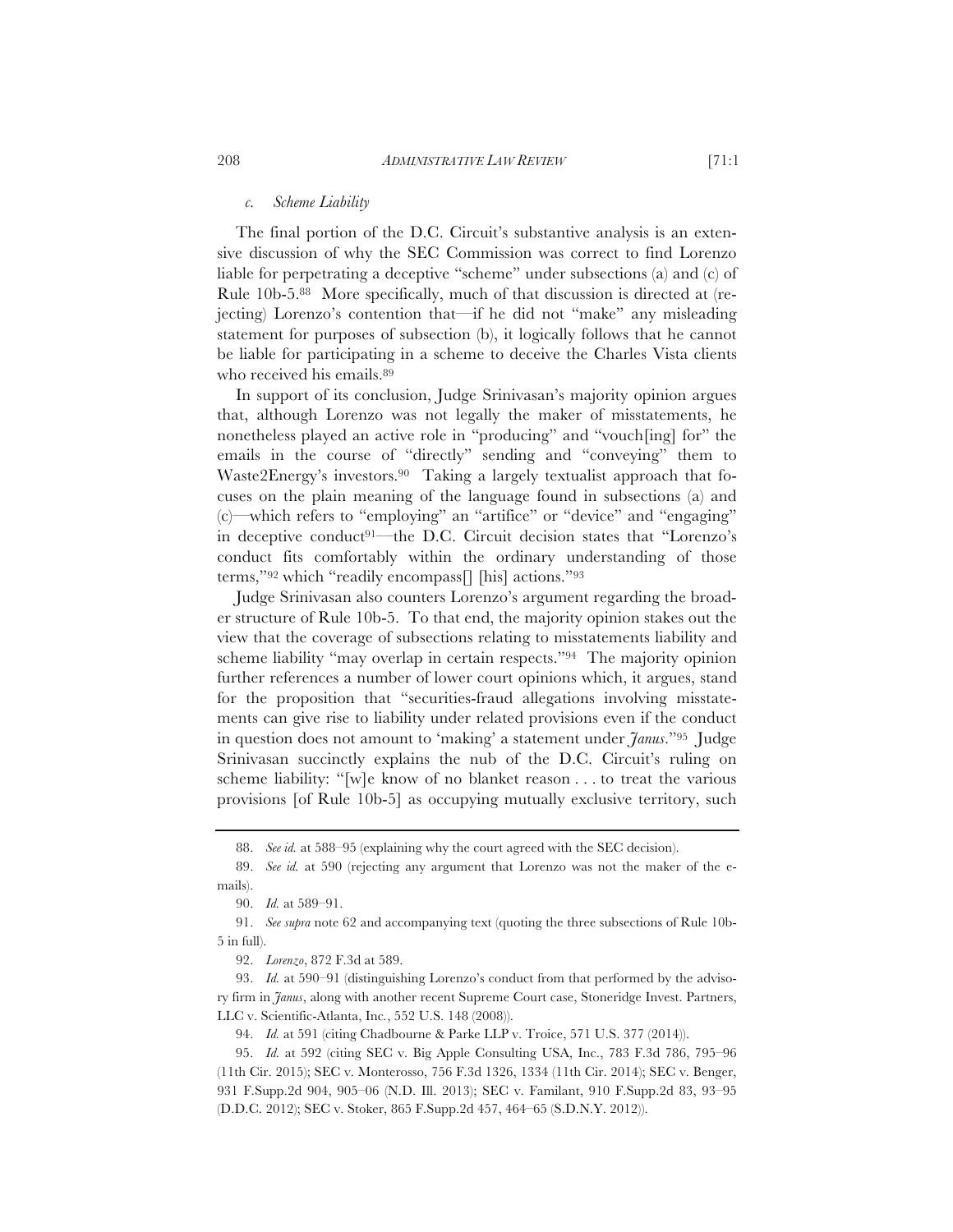*c. Scheme Liability*

The final portion of the D.C. Circuit's substantive analysis is an extensive discussion of why the SEC Commission was correct to find Lorenzo liable for perpetrating a deceptive "scheme" under subsections (a) and (c) of Rule 10b-5.[88] More specifically, much of that discussion is directed at (rejecting) Lorenzo's contention that—if he did not "make" any misleading statement for purposes of subsection (b), it logically follows that he cannot be liable for participating in a scheme to deceive the Charles Vista clients who received his emails.[89]

In support of its conclusion, Judge Srinivasan's majority opinion argues that, although Lorenzo was not legally the maker of misstatements, he nonetheless played an active role in "producing" and "vouch[ing] for" the emails in the course of "directly" sending and "conveying" them to Waste2Energy's investors.[90] Taking a largely textualist approach that focuses on the plain meaning of the language found in subsections (a) and (c)—which refers to "employing" an "artifice" or "device" and "engaging" in deceptive conduct[91]—the D.C. Circuit decision states that "Lorenzo's conduct fits comfortably within the ordinary understanding of those terms,"[92] which "readily encompass[] [his] actions."[93]

Judge Srinivasan also counters Lorenzo's argument regarding the broader structure of Rule 10b-5. To that end, the majority opinion stakes out the view that the coverage of subsections relating to misstatements liability and scheme liability "may overlap in certain respects."[94] The majority opinion further references a number of lower court opinions which, it argues, stand for the proposition that "securities-fraud allegations involving misstatements can give rise to liability under related provisions even if the conduct in question does not amount to 'making' a statement under *Janus*."[95] Judge Srinivasan succinctly explains the nub of the D.C. Circuit's ruling on scheme liability: "[w]e know of no blanket reason . . . to treat the various provisions [of Rule 10b-5] as occupying mutually exclusive territory, such

---

88. *See id.* at 588–95 (explaining why the court agreed with the SEC decision).

89. *See id.* at 590 (rejecting any argument that Lorenzo was not the maker of the e-mails).

90. *Id.* at 589–91.

91. *See supra* note 62 and accompanying text (quoting the three subsections of Rule 10b-5 in full).

92. *Lorenzo*, 872 F.3d at 589.

93. *Id.* at 590–91 (distinguishing Lorenzo's conduct from that performed by the advisory firm in *Janus*, along with another recent Supreme Court case, Stoneridge Invest. Partners, LLC v. Scientific-Atlanta, Inc., 552 U.S. 148 (2008)).

94. *Id.* at 591 (citing Chadbourne & Parke LLP v. Troice, 571 U.S. 377 (2014)).

95. *Id.* at 592 (citing SEC v. Big Apple Consulting USA, Inc., 783 F.3d 786, 795–96 (11th Cir. 2015); SEC v. Monterosso, 756 F.3d 1326, 1334 (11th Cir. 2014); SEC v. Benger, 931 F.Supp.2d 904, 905–06 (N.D. Ill. 2013); SEC v. Familant, 910 F.Supp.2d 83, 93–95 (D.D.C. 2012); SEC v. Stoker, 865 F.Supp.2d 457, 464–65 (S.D.N.Y. 2012)).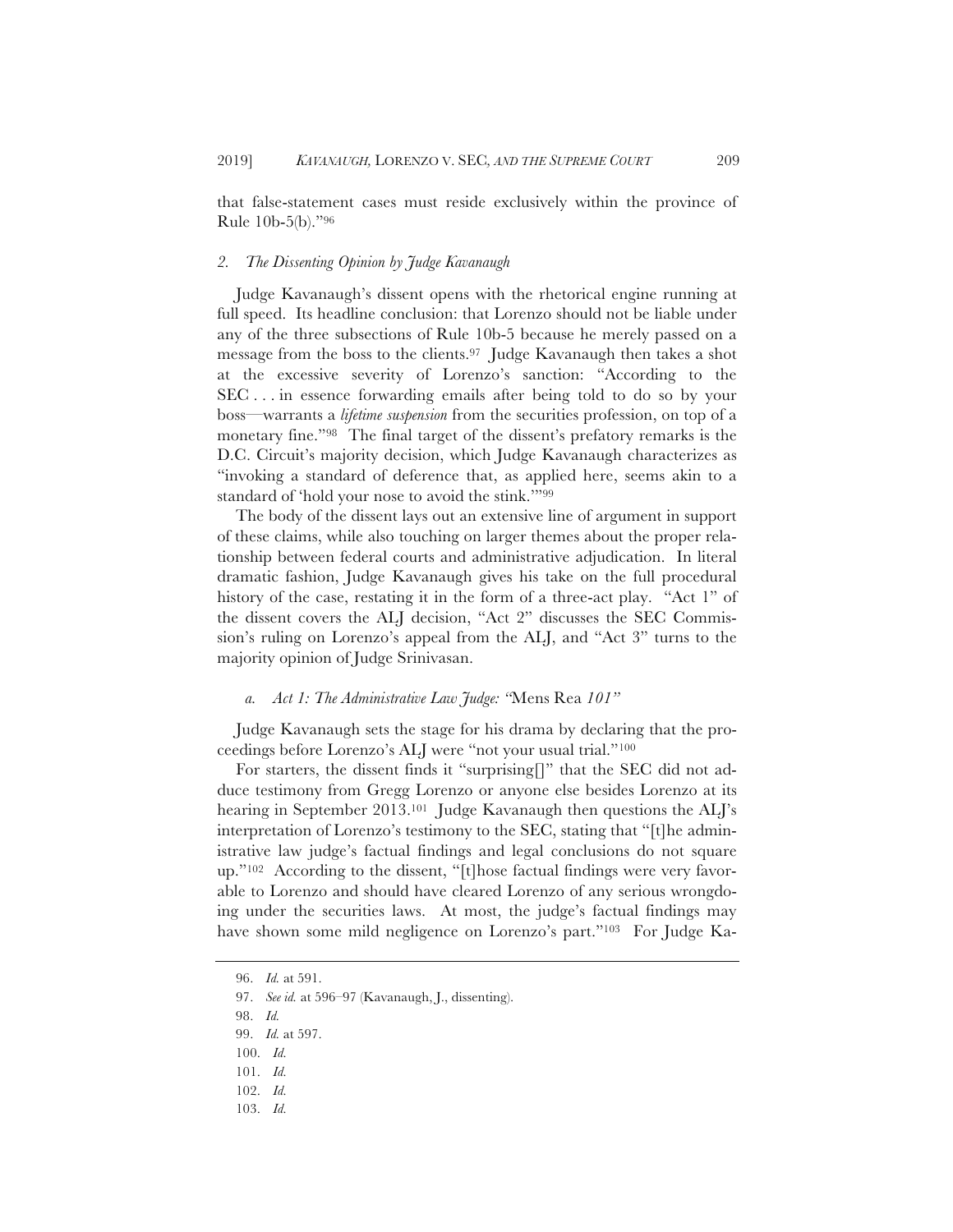that false-statement cases must reside exclusively within the province of Rule 10b-5(b)."[96]

### *2. The Dissenting Opinion by Judge Kavanaugh*

Judge Kavanaugh's dissent opens with the rhetorical engine running at full speed. Its headline conclusion: that Lorenzo should not be liable under any of the three subsections of Rule 10b-5 because he merely passed on a message from the boss to the clients.[97] Judge Kavanaugh then takes a shot at the excessive severity of Lorenzo's sanction: "According to the SEC . . . in essence forwarding emails after being told to do so by your boss—warrants a *lifetime suspension* from the securities profession, on top of a monetary fine."[98] The final target of the dissent's prefatory remarks is the D.C. Circuit's majority decision, which Judge Kavanaugh characterizes as "invoking a standard of deference that, as applied here, seems akin to a standard of 'hold your nose to avoid the stink.'"[99]

The body of the dissent lays out an extensive line of argument in support of these claims, while also touching on larger themes about the proper relationship between federal courts and administrative adjudication. In literal dramatic fashion, Judge Kavanaugh gives his take on the full procedural history of the case, restating it in the form of a three-act play. "Act 1" of the dissent covers the ALJ decision, "Act 2" discusses the SEC Commission's ruling on Lorenzo's appeal from the ALJ, and "Act 3" turns to the majority opinion of Judge Srinivasan.

#### *a. Act 1: The Administrative Law Judge: "*Mens Rea *101"*

Judge Kavanaugh sets the stage for his drama by declaring that the proceedings before Lorenzo's ALJ were "not your usual trial."[100]

For starters, the dissent finds it "surprising[]" that the SEC did not adduce testimony from Gregg Lorenzo or anyone else besides Lorenzo at its hearing in September 2013.[101] Judge Kavanaugh then questions the ALJ's interpretation of Lorenzo's testimony to the SEC, stating that "[t]he administrative law judge's factual findings and legal conclusions do not square up."[102] According to the dissent, "[t]hose factual findings were very favorable to Lorenzo and should have cleared Lorenzo of any serious wrongdoing under the securities laws. At most, the judge's factual findings may have shown some mild negligence on Lorenzo's part."[103] For Judge Ka-

---

96. *Id.* at 591.

97. *See id.* at 596–97 (Kavanaugh, J., dissenting).

98. *Id.*

99. *Id.* at 597.

100. *Id.*

101. *Id.*

102. *Id.*

103. *Id.*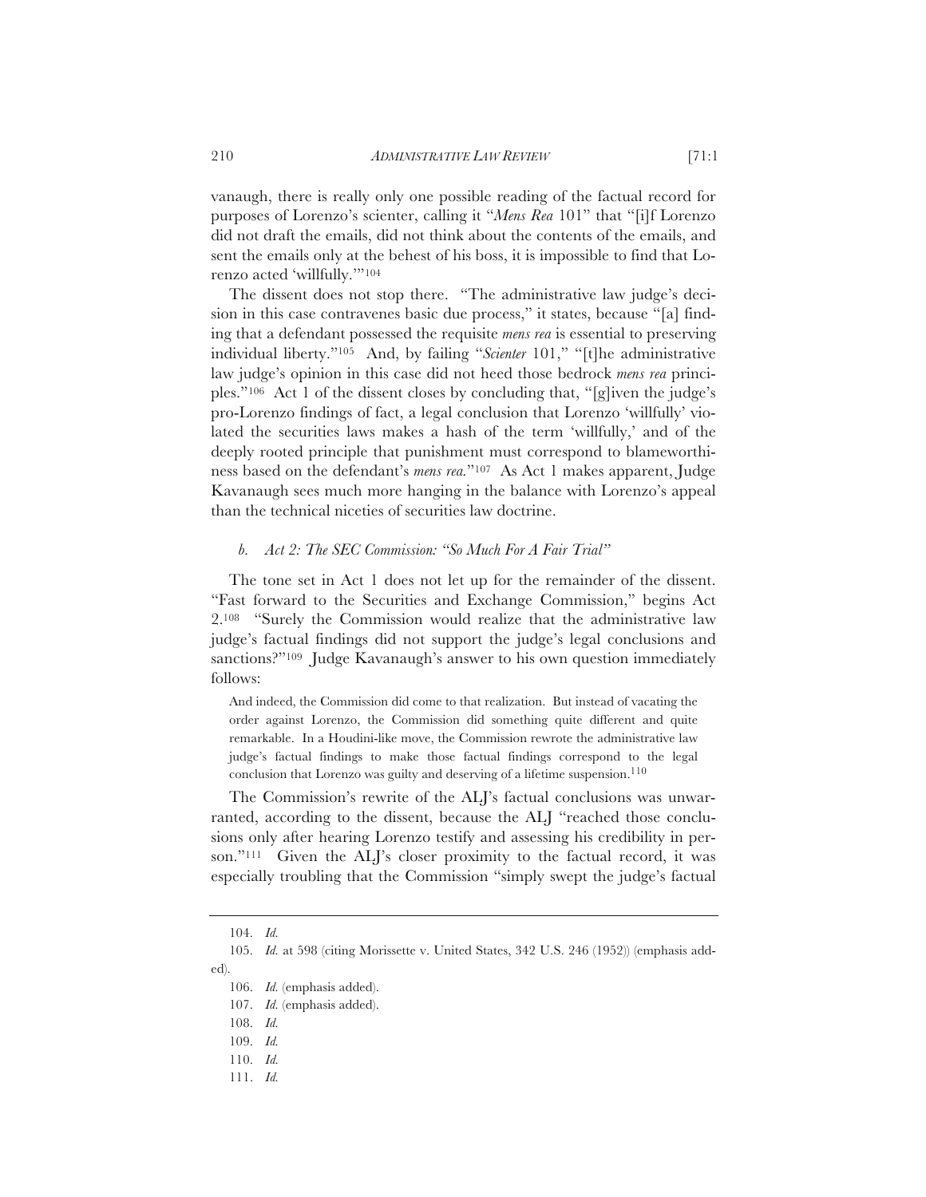vanaugh, there is really only one possible reading of the factual record for purposes of Lorenzo's scienter, calling it "*Mens Rea* 101" that "[i]f Lorenzo did not draft the emails, did not think about the contents of the emails, and sent the emails only at the behest of his boss, it is impossible to find that Lorenzo acted 'willfully.'"[104]

The dissent does not stop there. "The administrative law judge's decision in this case contravenes basic due process," it states, because "[a] finding that a defendant possessed the requisite *mens rea* is essential to preserving individual liberty."[105] And, by failing "*Scienter* 101," "[t]he administrative law judge's opinion in this case did not heed those bedrock *mens rea* principles."[106] Act 1 of the dissent closes by concluding that, "[g]iven the judge's pro-Lorenzo findings of fact, a legal conclusion that Lorenzo 'willfully' violated the securities laws makes a hash of the term 'willfully,' and of the deeply rooted principle that punishment must correspond to blameworthiness based on the defendant's *mens rea*."[107] As Act 1 makes apparent, Judge Kavanaugh sees much more hanging in the balance with Lorenzo's appeal than the technical niceties of securities law doctrine.

#### *b. Act 2: The SEC Commission: "So Much For A Fair Trial"*

The tone set in Act 1 does not let up for the remainder of the dissent. "Fast forward to the Securities and Exchange Commission," begins Act 2.[108] "Surely the Commission would realize that the administrative law judge's factual findings did not support the judge's legal conclusions and sanctions?"[109] Judge Kavanaugh's answer to his own question immediately follows:

> And indeed, the Commission did come to that realization. But instead of vacating the order against Lorenzo, the Commission did something quite different and quite remarkable. In a Houdini-like move, the Commission rewrote the administrative law judge's factual findings to make those factual findings correspond to the legal conclusion that Lorenzo was guilty and deserving of a lifetime suspension.[110]

The Commission's rewrite of the ALJ's factual conclusions was unwarranted, according to the dissent, because the ALJ "reached those conclusions only after hearing Lorenzo testify and assessing his credibility in person."[111] Given the ALJ's closer proximity to the factual record, it was especially troubling that the Commission "simply swept the judge's factual

---

104. *Id.*

105. *Id.* at 598 (citing Morissette v. United States, 342 U.S. 246 (1952)) (emphasis added).

106. *Id.* (emphasis added).

107. *Id.* (emphasis added).

108. *Id.*

109. *Id.*

110. *Id.*

111. *Id.*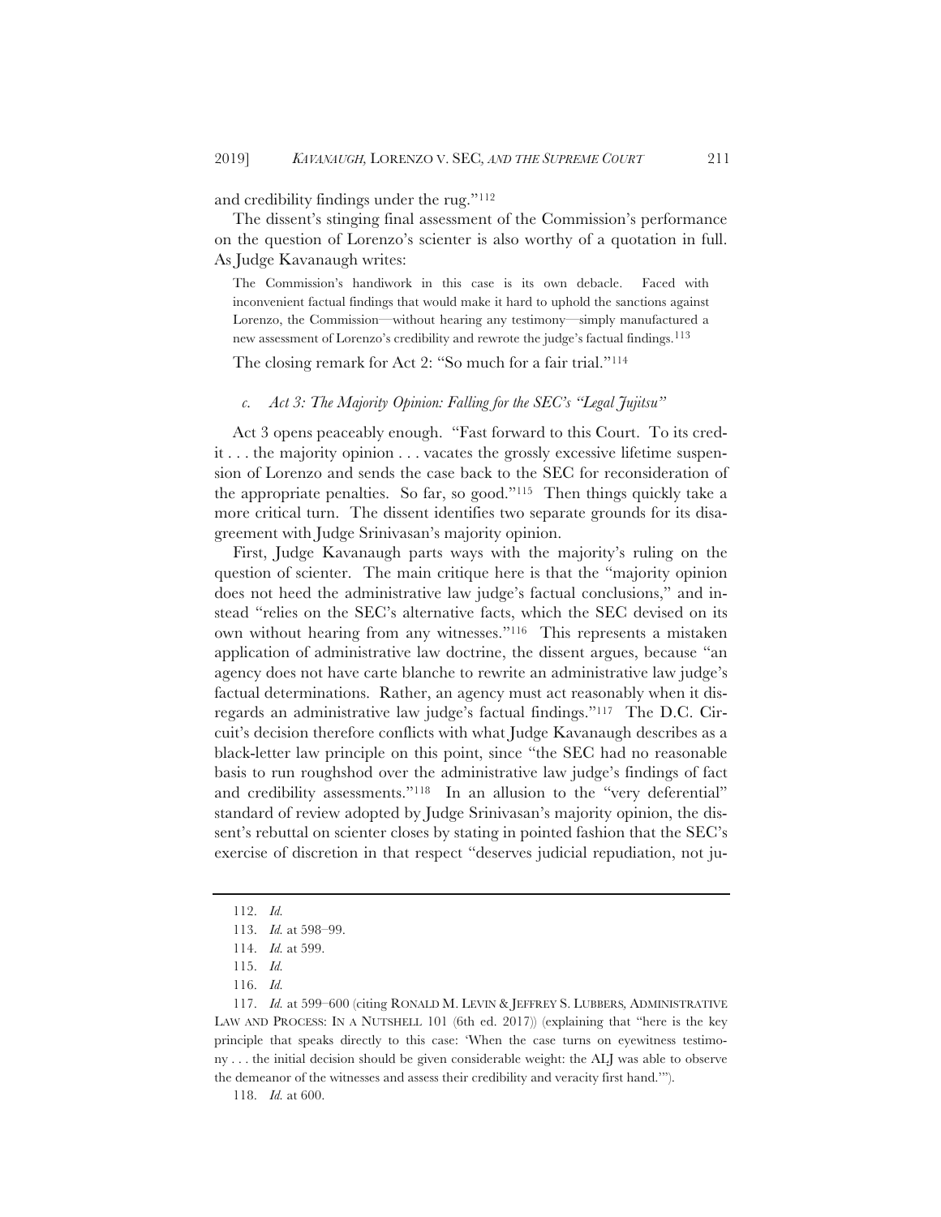and credibility findings under the rug."[112]

The dissent's stinging final assessment of the Commission's performance on the question of Lorenzo's scienter is also worthy of a quotation in full. As Judge Kavanaugh writes:

> The Commission's handiwork in this case is its own debacle. Faced with inconvenient factual findings that would make it hard to uphold the sanctions against Lorenzo, the Commission—without hearing any testimony—simply manufactured a new assessment of Lorenzo's credibility and rewrote the judge's factual findings.[113]

The closing remark for Act 2: "So much for a fair trial."[114]

### *c. Act 3: The Majority Opinion: Falling for the SEC's "Legal Jujitsu"*

Act 3 opens peaceably enough. "Fast forward to this Court. To its credit . . . the majority opinion . . . vacates the grossly excessive lifetime suspension of Lorenzo and sends the case back to the SEC for reconsideration of the appropriate penalties. So far, so good."[115] Then things quickly take a more critical turn. The dissent identifies two separate grounds for its disagreement with Judge Srinivasan's majority opinion.

First, Judge Kavanaugh parts ways with the majority's ruling on the question of scienter. The main critique here is that the "majority opinion does not heed the administrative law judge's factual conclusions," and instead "relies on the SEC's alternative facts, which the SEC devised on its own without hearing from any witnesses."[116] This represents a mistaken application of administrative law doctrine, the dissent argues, because "an agency does not have carte blanche to rewrite an administrative law judge's factual determinations. Rather, an agency must act reasonably when it disregards an administrative law judge's factual findings."[117] The D.C. Circuit's decision therefore conflicts with what Judge Kavanaugh describes as a black-letter law principle on this point, since "the SEC had no reasonable basis to run roughshod over the administrative law judge's findings of fact and credibility assessments."[118] In an allusion to the "very deferential" standard of review adopted by Judge Srinivasan's majority opinion, the dissent's rebuttal on scienter closes by stating in pointed fashion that the SEC's exercise of discretion in that respect "deserves judicial repudiation, not ju-

---

112. *Id.*

113. *Id.* at 598–99.

114. *Id.* at 599.

115. *Id.*

116. *Id.*

117. *Id.* at 599–600 (citing RONALD M. LEVIN & JEFFREY S. LUBBERS, ADMINISTRATIVE LAW AND PROCESS: IN A NUTSHELL 101 (6th ed. 2017)) (explaining that "here is the key principle that speaks directly to this case: 'When the case turns on eyewitness testimony . . . the initial decision should be given considerable weight: the ALJ was able to observe the demeanor of the witnesses and assess their credibility and veracity first hand.'").

118. *Id.* at 600.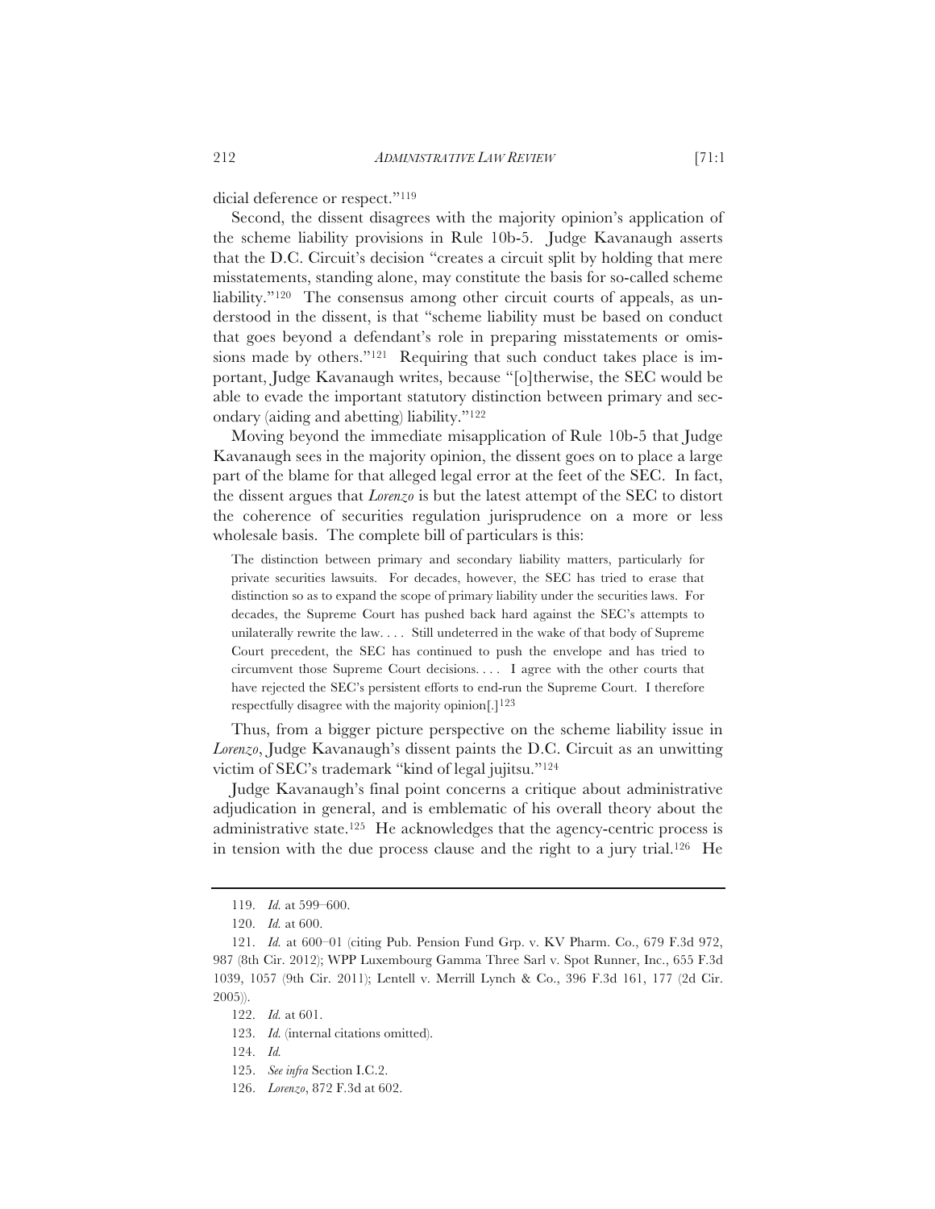dicial deference or respect."[119]

Second, the dissent disagrees with the majority opinion's application of the scheme liability provisions in Rule 10b-5. Judge Kavanaugh asserts that the D.C. Circuit's decision "creates a circuit split by holding that mere misstatements, standing alone, may constitute the basis for so-called scheme liability."[120] The consensus among other circuit courts of appeals, as understood in the dissent, is that "scheme liability must be based on conduct that goes beyond a defendant's role in preparing misstatements or omissions made by others."[121] Requiring that such conduct takes place is important, Judge Kavanaugh writes, because "[o]therwise, the SEC would be able to evade the important statutory distinction between primary and secondary (aiding and abetting) liability."[122]

Moving beyond the immediate misapplication of Rule 10b-5 that Judge Kavanaugh sees in the majority opinion, the dissent goes on to place a large part of the blame for that alleged legal error at the feet of the SEC. In fact, the dissent argues that *Lorenzo* is but the latest attempt of the SEC to distort the coherence of securities regulation jurisprudence on a more or less wholesale basis. The complete bill of particulars is this:

> The distinction between primary and secondary liability matters, particularly for private securities lawsuits. For decades, however, the SEC has tried to erase that distinction so as to expand the scope of primary liability under the securities laws. For decades, the Supreme Court has pushed back hard against the SEC's attempts to unilaterally rewrite the law. . . . Still undeterred in the wake of that body of Supreme Court precedent, the SEC has continued to push the envelope and has tried to circumvent those Supreme Court decisions. . . . I agree with the other courts that have rejected the SEC's persistent efforts to end-run the Supreme Court. I therefore respectfully disagree with the majority opinion[.][123]

Thus, from a bigger picture perspective on the scheme liability issue in *Lorenzo*, Judge Kavanaugh's dissent paints the D.C. Circuit as an unwitting victim of SEC's trademark "kind of legal jujitsu."[124]

Judge Kavanaugh's final point concerns a critique about administrative adjudication in general, and is emblematic of his overall theory about the administrative state.[125] He acknowledges that the agency-centric process is in tension with the due process clause and the right to a jury trial.[126] He

---

119. *Id.* at 599–600.

120. *Id.* at 600.

121. *Id.* at 600–01 (citing Pub. Pension Fund Grp. v. KV Pharm. Co., 679 F.3d 972, 987 (8th Cir. 2012); WPP Luxembourg Gamma Three Sarl v. Spot Runner, Inc., 655 F.3d 1039, 1057 (9th Cir. 2011); Lentell v. Merrill Lynch & Co., 396 F.3d 161, 177 (2d Cir. 2005)).

122. *Id.* at 601.

123. *Id.* (internal citations omitted).

124. *Id.*

125. *See infra* Section I.C.2.

126. *Lorenzo*, 872 F.3d at 602.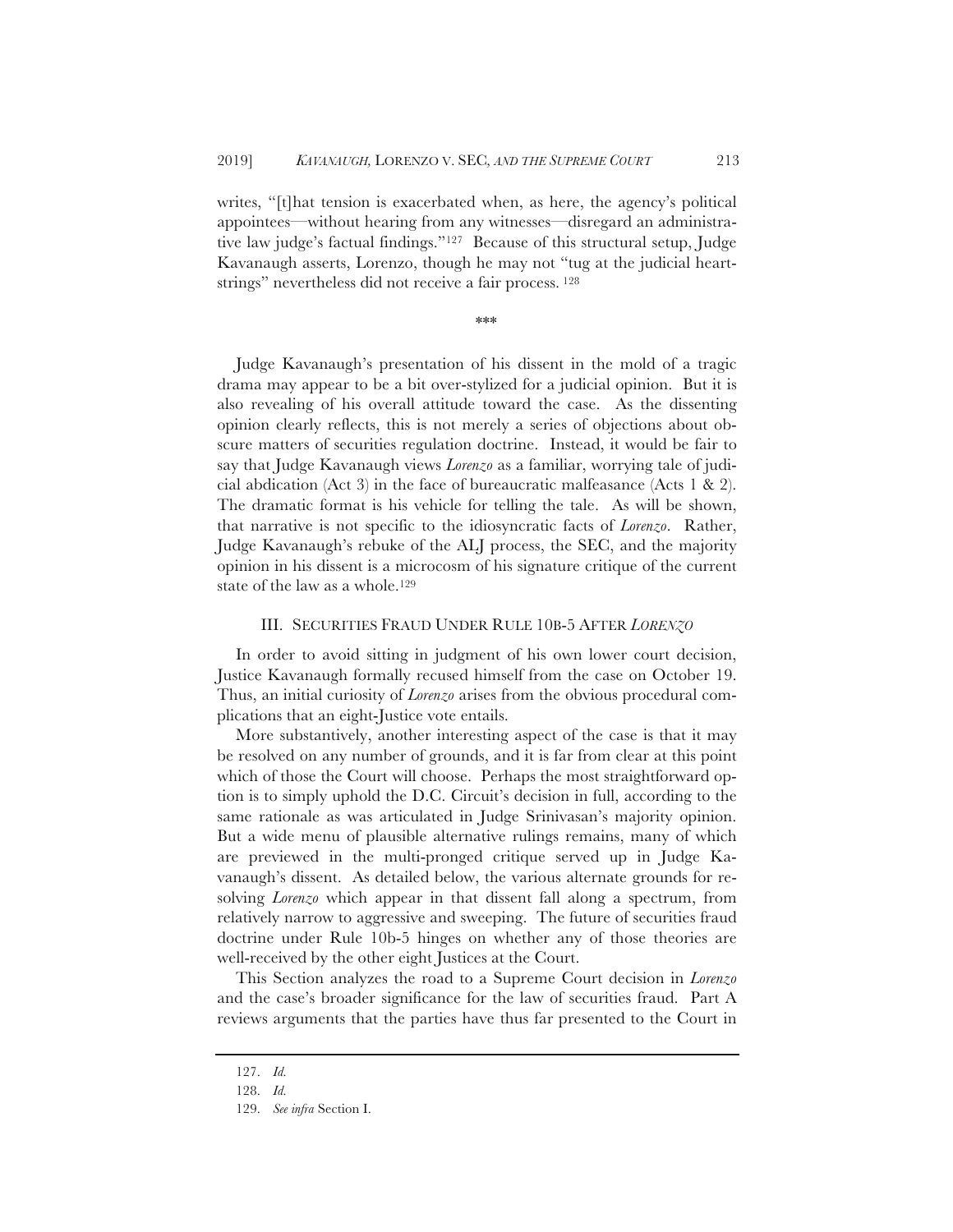writes, "[t]hat tension is exacerbated when, as here, the agency's political appointees—without hearing from any witnesses—disregard an administrative law judge's factual findings."[127] Because of this structural setup, Judge Kavanaugh asserts, Lorenzo, though he may not "tug at the judicial heartstrings" nevertheless did not receive a fair process. [128]

\*\*\*

Judge Kavanaugh's presentation of his dissent in the mold of a tragic drama may appear to be a bit over-stylized for a judicial opinion. But it is also revealing of his overall attitude toward the case. As the dissenting opinion clearly reflects, this is not merely a series of objections about obscure matters of securities regulation doctrine. Instead, it would be fair to say that Judge Kavanaugh views *Lorenzo* as a familiar, worrying tale of judicial abdication (Act 3) in the face of bureaucratic malfeasance (Acts 1 & 2). The dramatic format is his vehicle for telling the tale. As will be shown, that narrative is not specific to the idiosyncratic facts of *Lorenzo*. Rather, Judge Kavanaugh's rebuke of the ALJ process, the SEC, and the majority opinion in his dissent is a microcosm of his signature critique of the current state of the law as a whole.[129]

## III. Securities Fraud Under Rule 10b-5 After *Lorenzo*

In order to avoid sitting in judgment of his own lower court decision, Justice Kavanaugh formally recused himself from the case on October 19. Thus, an initial curiosity of *Lorenzo* arises from the obvious procedural complications that an eight-Justice vote entails.

More substantively, another interesting aspect of the case is that it may be resolved on any number of grounds, and it is far from clear at this point which of those the Court will choose. Perhaps the most straightforward option is to simply uphold the D.C. Circuit's decision in full, according to the same rationale as was articulated in Judge Srinivasan's majority opinion. But a wide menu of plausible alternative rulings remains, many of which are previewed in the multi-pronged critique served up in Judge Kavanaugh's dissent. As detailed below, the various alternate grounds for resolving *Lorenzo* which appear in that dissent fall along a spectrum, from relatively narrow to aggressive and sweeping. The future of securities fraud doctrine under Rule 10b-5 hinges on whether any of those theories are well-received by the other eight Justices at the Court.

This Section analyzes the road to a Supreme Court decision in *Lorenzo* and the case's broader significance for the law of securities fraud. Part A reviews arguments that the parties have thus far presented to the Court in

---

127. *Id.*

128. *Id.*

129. *See infra* Section I.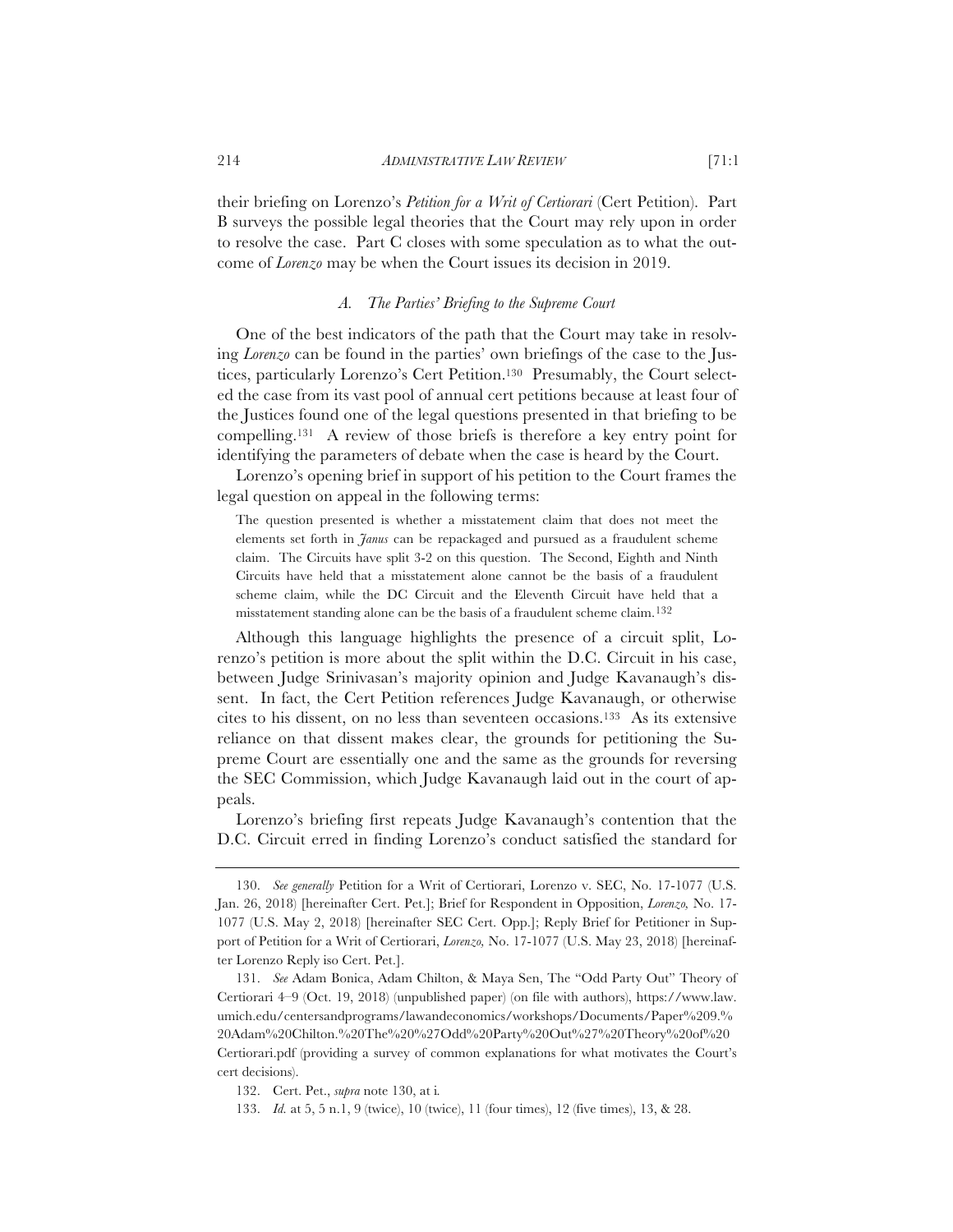their briefing on Lorenzo's *Petition for a Writ of Certiorari* (Cert Petition). Part B surveys the possible legal theories that the Court may rely upon in order to resolve the case. Part C closes with some speculation as to what the outcome of *Lorenzo* may be when the Court issues its decision in 2019.

### *A. The Parties' Briefing to the Supreme Court*

One of the best indicators of the path that the Court may take in resolving *Lorenzo* can be found in the parties' own briefings of the case to the Justices, particularly Lorenzo's Cert Petition.[130] Presumably, the Court selected the case from its vast pool of annual cert petitions because at least four of the Justices found one of the legal questions presented in that briefing to be compelling.[131] A review of those briefs is therefore a key entry point for identifying the parameters of debate when the case is heard by the Court.

Lorenzo's opening brief in support of his petition to the Court frames the legal question on appeal in the following terms:

> The question presented is whether a misstatement claim that does not meet the elements set forth in *Janus* can be repackaged and pursued as a fraudulent scheme claim. The Circuits have split 3-2 on this question. The Second, Eighth and Ninth Circuits have held that a misstatement alone cannot be the basis of a fraudulent scheme claim, while the DC Circuit and the Eleventh Circuit have held that a misstatement standing alone can be the basis of a fraudulent scheme claim.[132]

Although this language highlights the presence of a circuit split, Lorenzo's petition is more about the split within the D.C. Circuit in his case, between Judge Srinivasan's majority opinion and Judge Kavanaugh's dissent. In fact, the Cert Petition references Judge Kavanaugh, or otherwise cites to his dissent, on no less than seventeen occasions.[133] As its extensive reliance on that dissent makes clear, the grounds for petitioning the Supreme Court are essentially one and the same as the grounds for reversing the SEC Commission, which Judge Kavanaugh laid out in the court of appeals.

Lorenzo's briefing first repeats Judge Kavanaugh's contention that the D.C. Circuit erred in finding Lorenzo's conduct satisfied the standard for

---

130. *See generally* Petition for a Writ of Certiorari, Lorenzo v. SEC, No. 17-1077 (U.S. Jan. 26, 2018) [hereinafter Cert. Pet.]; Brief for Respondent in Opposition, *Lorenzo,* No. 17-1077 (U.S. May 2, 2018) [hereinafter SEC Cert. Opp.]; Reply Brief for Petitioner in Support of Petition for a Writ of Certiorari, *Lorenzo,* No. 17-1077 (U.S. May 23, 2018) [hereinafter Lorenzo Reply iso Cert. Pet.].

131. *See* Adam Bonica, Adam Chilton, & Maya Sen, The "Odd Party Out" Theory of Certiorari 4–9 (Oct. 19, 2018) (unpublished paper) (on file with authors), https://www.law.umich.edu/centersandprograms/lawandeconomics/workshops/Documents/Paper%209.%20Adam%20Chilton.%20The%20%27Odd%20Party%20Out%27%20Theory%20of%20Certiorari.pdf (providing a survey of common explanations for what motivates the Court's cert decisions).

132. Cert. Pet., *supra* note 130, at i.

133. *Id.* at 5, 5 n.1, 9 (twice), 10 (twice), 11 (four times), 12 (five times), 13, & 28.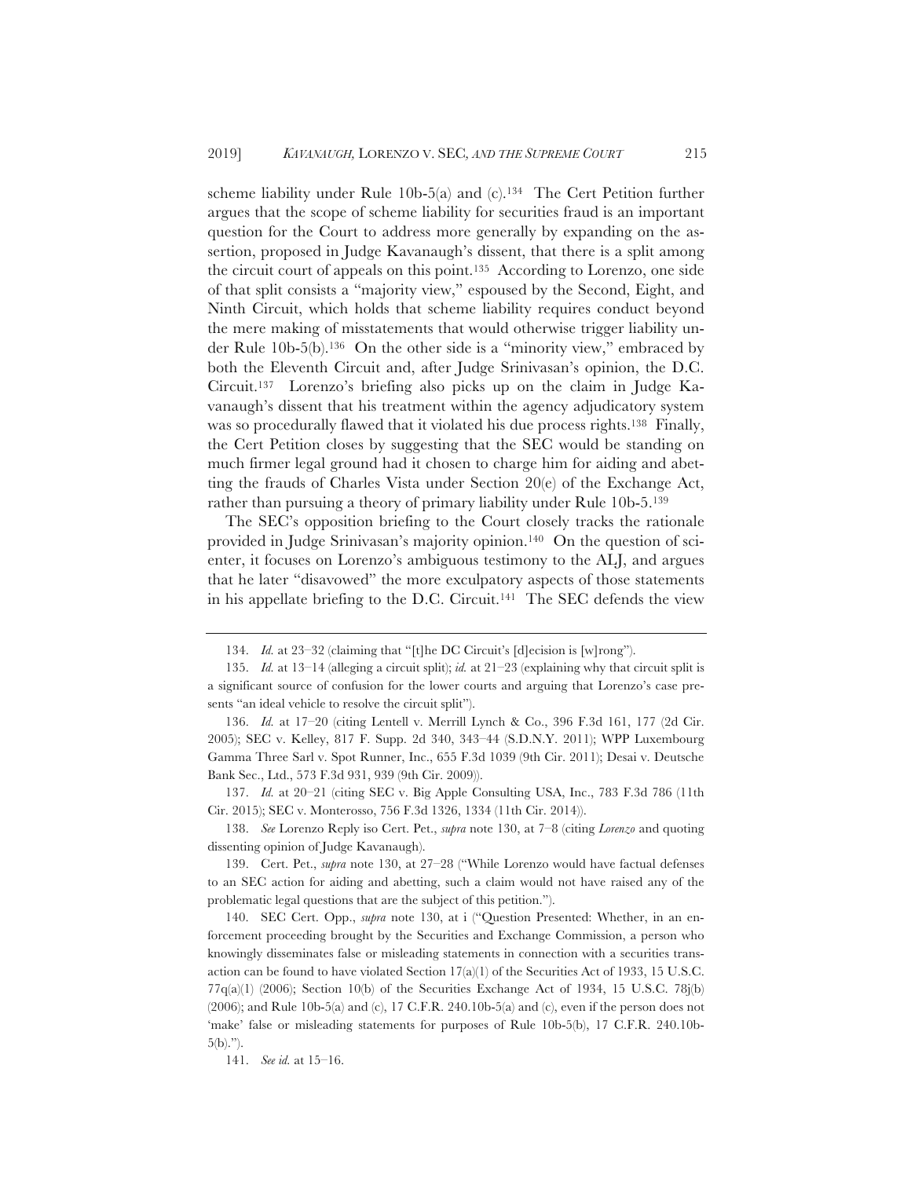scheme liability under Rule 10b-5(a) and (c).[134] The Cert Petition further argues that the scope of scheme liability for securities fraud is an important question for the Court to address more generally by expanding on the assertion, proposed in Judge Kavanaugh's dissent, that there is a split among the circuit court of appeals on this point.[135] According to Lorenzo, one side of that split consists a "majority view," espoused by the Second, Eight, and Ninth Circuit, which holds that scheme liability requires conduct beyond the mere making of misstatements that would otherwise trigger liability under Rule 10b-5(b).[136] On the other side is a "minority view," embraced by both the Eleventh Circuit and, after Judge Srinivasan's opinion, the D.C. Circuit.[137] Lorenzo's briefing also picks up on the claim in Judge Kavanaugh's dissent that his treatment within the agency adjudicatory system was so procedurally flawed that it violated his due process rights.[138] Finally, the Cert Petition closes by suggesting that the SEC would be standing on much firmer legal ground had it chosen to charge him for aiding and abetting the frauds of Charles Vista under Section 20(e) of the Exchange Act, rather than pursuing a theory of primary liability under Rule 10b-5.[139]

The SEC's opposition briefing to the Court closely tracks the rationale provided in Judge Srinivasan's majority opinion.[140] On the question of scienter, it focuses on Lorenzo's ambiguous testimony to the ALJ, and argues that he later "disavowed" the more exculpatory aspects of those statements in his appellate briefing to the D.C. Circuit.[141] The SEC defends the view

---

134. *Id.* at 23–32 (claiming that "[t]he DC Circuit's [d]ecision is [w]rong").

135. *Id.* at 13–14 (alleging a circuit split); *id.* at 21–23 (explaining why that circuit split is a significant source of confusion for the lower courts and arguing that Lorenzo's case presents "an ideal vehicle to resolve the circuit split").

136. *Id.* at 17–20 (citing Lentell v. Merrill Lynch & Co., 396 F.3d 161, 177 (2d Cir. 2005); SEC v. Kelley, 817 F. Supp. 2d 340, 343–44 (S.D.N.Y. 2011); WPP Luxembourg Gamma Three Sarl v. Spot Runner, Inc., 655 F.3d 1039 (9th Cir. 2011); Desai v. Deutsche Bank Sec., Ltd., 573 F.3d 931, 939 (9th Cir. 2009)).

137. *Id.* at 20–21 (citing SEC v. Big Apple Consulting USA, Inc., 783 F.3d 786 (11th Cir. 2015); SEC v. Monterosso, 756 F.3d 1326, 1334 (11th Cir. 2014)).

138. *See* Lorenzo Reply iso Cert. Pet., *supra* note 130, at 7–8 (citing *Lorenzo* and quoting dissenting opinion of Judge Kavanaugh).

139. Cert. Pet., *supra* note 130, at 27–28 ("While Lorenzo would have factual defenses to an SEC action for aiding and abetting, such a claim would not have raised any of the problematic legal questions that are the subject of this petition.").

140. SEC Cert. Opp., *supra* note 130, at i ("Question Presented: Whether, in an enforcement proceeding brought by the Securities and Exchange Commission, a person who knowingly disseminates false or misleading statements in connection with a securities transaction can be found to have violated Section 17(a)(1) of the Securities Act of 1933, 15 U.S.C. 77q(a)(1) (2006); Section 10(b) of the Securities Exchange Act of 1934, 15 U.S.C. 78j(b) (2006); and Rule 10b-5(a) and (c), 17 C.F.R. 240.10b-5(a) and (c), even if the person does not 'make' false or misleading statements for purposes of Rule 10b-5(b), 17 C.F.R. 240.10b-5(b).").

141. *See id.* at 15–16.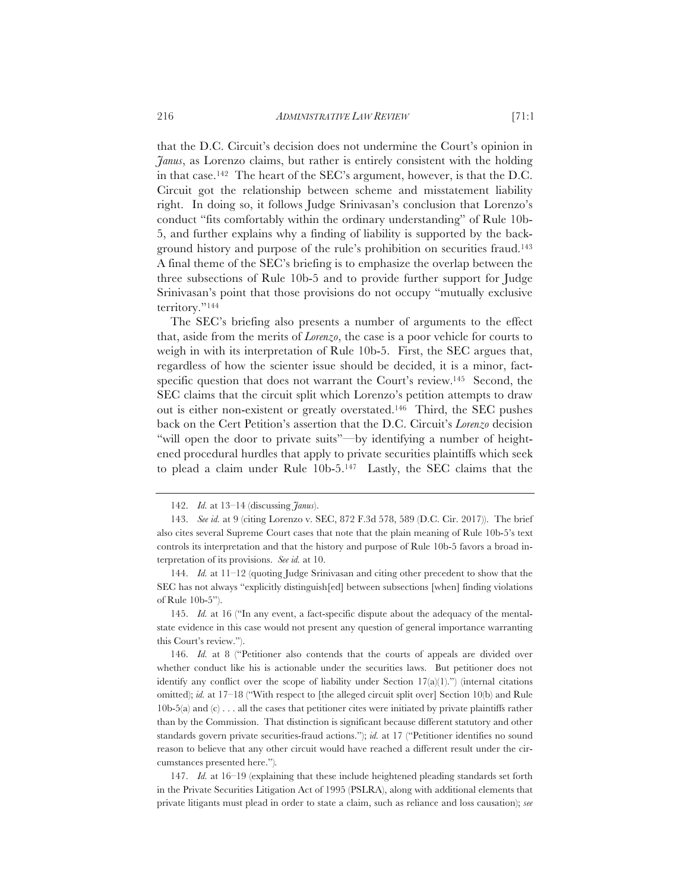that the D.C. Circuit's decision does not undermine the Court's opinion in *Janus*, as Lorenzo claims, but rather is entirely consistent with the holding in that case.[142] The heart of the SEC's argument, however, is that the D.C. Circuit got the relationship between scheme and misstatement liability right. In doing so, it follows Judge Srinivasan's conclusion that Lorenzo's conduct "fits comfortably within the ordinary understanding" of Rule 10b-5, and further explains why a finding of liability is supported by the background history and purpose of the rule's prohibition on securities fraud.[143] A final theme of the SEC's briefing is to emphasize the overlap between the three subsections of Rule 10b-5 and to provide further support for Judge Srinivasan's point that those provisions do not occupy "mutually exclusive territory."[144]

The SEC's briefing also presents a number of arguments to the effect that, aside from the merits of *Lorenzo*, the case is a poor vehicle for courts to weigh in with its interpretation of Rule 10b-5. First, the SEC argues that, regardless of how the scienter issue should be decided, it is a minor, fact-specific question that does not warrant the Court's review.[145] Second, the SEC claims that the circuit split which Lorenzo's petition attempts to draw out is either non-existent or greatly overstated.[146] Third, the SEC pushes back on the Cert Petition's assertion that the D.C. Circuit's *Lorenzo* decision "will open the door to private suits"—by identifying a number of heightened procedural hurdles that apply to private securities plaintiffs which seek to plead a claim under Rule 10b-5.[147] Lastly, the SEC claims that the

142. *Id.* at 13–14 (discussing *Janus*).

143. *See id.* at 9 (citing Lorenzo v. SEC, 872 F.3d 578, 589 (D.C. Cir. 2017)). The brief also cites several Supreme Court cases that note that the plain meaning of Rule 10b-5's text controls its interpretation and that the history and purpose of Rule 10b-5 favors a broad interpretation of its provisions. *See id.* at 10.

144. *Id.* at 11–12 (quoting Judge Srinivasan and citing other precedent to show that the SEC has not always "explicitly distinguish[ed] between subsections [when] finding violations of Rule 10b-5").

145. *Id.* at 16 ("In any event, a fact-specific dispute about the adequacy of the mental-state evidence in this case would not present any question of general importance warranting this Court's review.").

146. *Id.* at 8 ("Petitioner also contends that the courts of appeals are divided over whether conduct like his is actionable under the securities laws. But petitioner does not identify any conflict over the scope of liability under Section 17(a)(1).") (internal citations omitted); *id.* at 17–18 ("With respect to [the alleged circuit split over] Section 10(b) and Rule 10b-5(a) and (c) . . . all the cases that petitioner cites were initiated by private plaintiffs rather than by the Commission. That distinction is significant because different statutory and other standards govern private securities-fraud actions."); *id.* at 17 ("Petitioner identifies no sound reason to believe that any other circuit would have reached a different result under the circumstances presented here.").

147. *Id.* at 16–19 (explaining that these include heightened pleading standards set forth in the Private Securities Litigation Act of 1995 (PSLRA), along with additional elements that private litigants must plead in order to state a claim, such as reliance and loss causation); *see*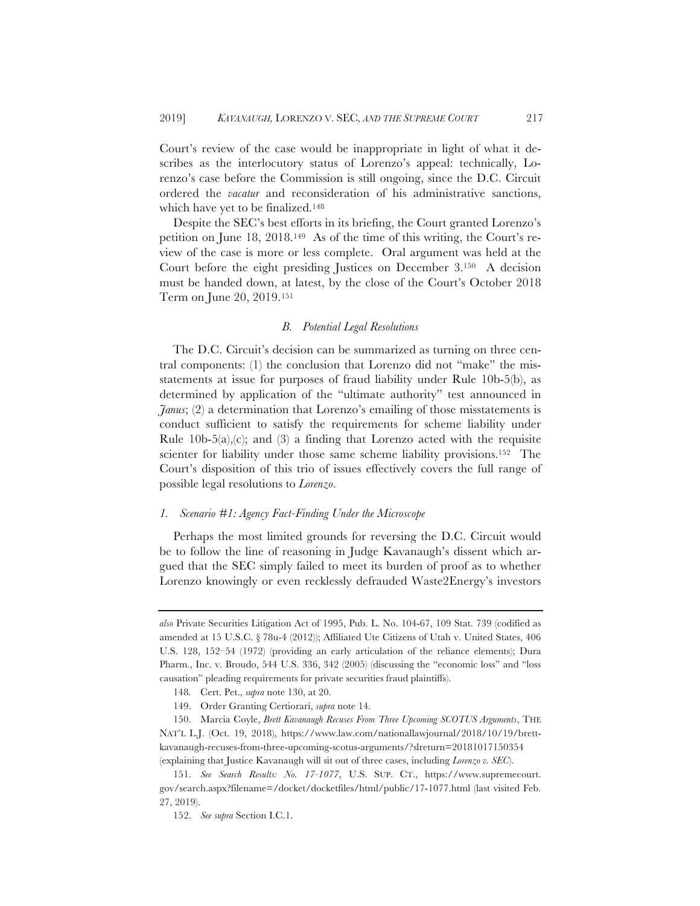Court's review of the case would be inappropriate in light of what it describes as the interlocutory status of Lorenzo's appeal: technically, Lorenzo's case before the Commission is still ongoing, since the D.C. Circuit ordered the *vacatur* and reconsideration of his administrative sanctions, which have yet to be finalized.[148]

Despite the SEC's best efforts in its briefing, the Court granted Lorenzo's petition on June 18, 2018.[149] As of the time of this writing, the Court's review of the case is more or less complete. Oral argument was held at the Court before the eight presiding Justices on December 3.[150] A decision must be handed down, at latest, by the close of the Court's October 2018 Term on June 20, 2019.[151]

### *B. Potential Legal Resolutions*

The D.C. Circuit's decision can be summarized as turning on three central components: (1) the conclusion that Lorenzo did not "make" the misstatements at issue for purposes of fraud liability under Rule 10b-5(b), as determined by application of the "ultimate authority" test announced in *Janus*; (2) a determination that Lorenzo's emailing of those misstatements is conduct sufficient to satisfy the requirements for scheme liability under Rule 10b-5(a),(c); and (3) a finding that Lorenzo acted with the requisite scienter for liability under those same scheme liability provisions.[152] The Court's disposition of this trio of issues effectively covers the full range of possible legal resolutions to *Lorenzo*.

#### *1. Scenario #1: Agency Fact-Finding Under the Microscope*

Perhaps the most limited grounds for reversing the D.C. Circuit would be to follow the line of reasoning in Judge Kavanaugh's dissent which argued that the SEC simply failed to meet its burden of proof as to whether Lorenzo knowingly or even recklessly defrauded Waste2Energy's investors

---

*also* Private Securities Litigation Act of 1995, Pub. L. No. 104-67, 109 Stat. 739 (codified as amended at 15 U.S.C. § 78u-4 (2012)); Affiliated Ute Citizens of Utah v. United States, 406 U.S. 128, 152–54 (1972) (providing an early articulation of the reliance elements); Dura Pharm., Inc. v. Broudo, 544 U.S. 336, 342 (2005) (discussing the "economic loss" and "loss causation" pleading requirements for private securities fraud plaintiffs).

148. Cert. Pet., *supra* note 130, at 20.

149. Order Granting Certiorari, *supra* note 14.

150. Marcia Coyle, *Brett Kavanaugh Recuses From Three Upcoming SCOTUS Arguments*, THE NAT'L L.J. (Oct. 19, 2018), https://www.law.com/nationallawjournal/2018/10/19/brett-kavanaugh-recuses-from-three-upcoming-scotus-arguments/?slreturn=20181017150354 (explaining that Justice Kavanaugh will sit out of three cases, including *Lorenzo v. SEC*).

151. *See Search Results: No. 17-1077*, U.S. SUP. CT., https://www.supremecourt.gov/search.aspx?filename=/docket/docketfiles/html/public/17-1077.html (last visited Feb. 27, 2019).

152. *See supra* Section I.C.1.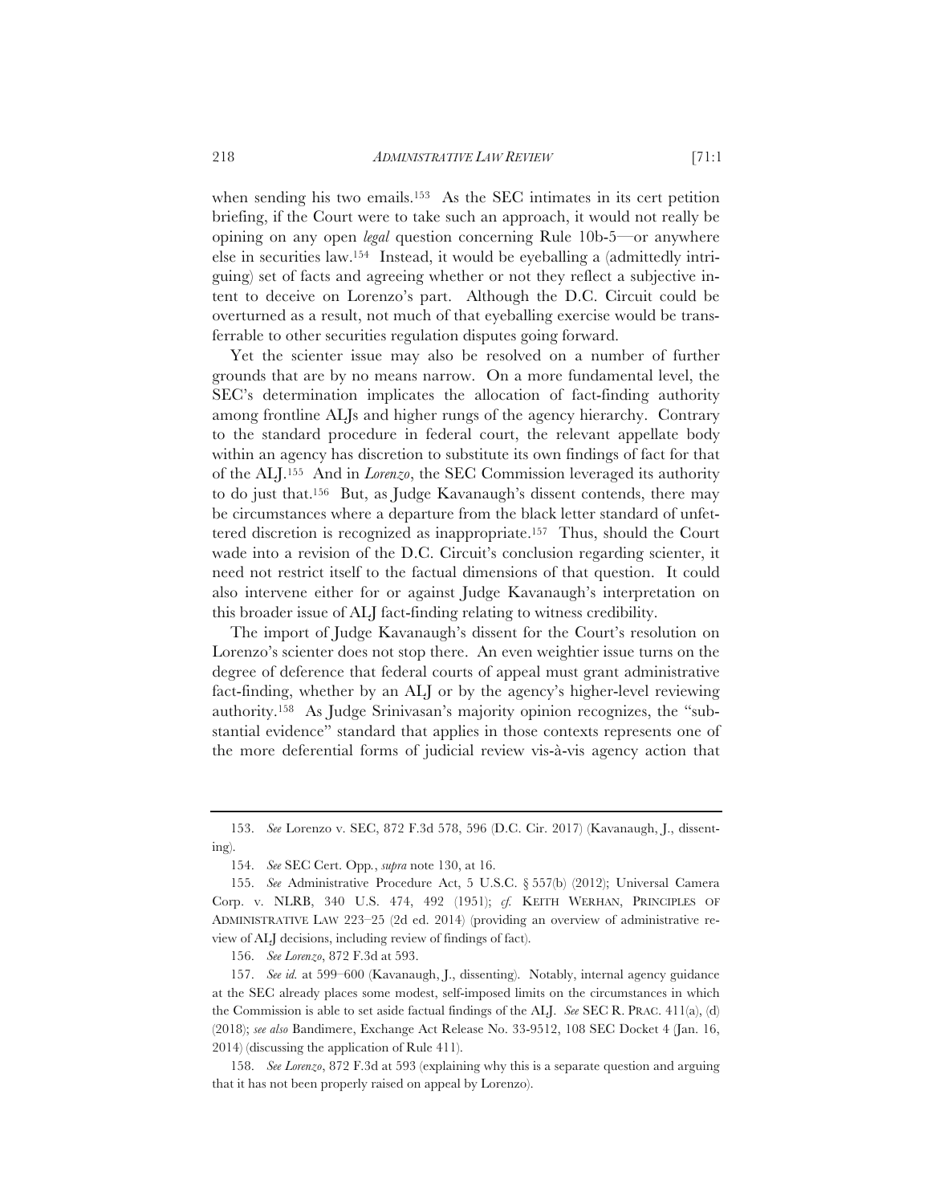when sending his two emails.[153] As the SEC intimates in its cert petition briefing, if the Court were to take such an approach, it would not really be opining on any open *legal* question concerning Rule 10b-5—or anywhere else in securities law.[154] Instead, it would be eyeballing a (admittedly intriguing) set of facts and agreeing whether or not they reflect a subjective intent to deceive on Lorenzo's part. Although the D.C. Circuit could be overturned as a result, not much of that eyeballing exercise would be transferrable to other securities regulation disputes going forward.

Yet the scienter issue may also be resolved on a number of further grounds that are by no means narrow. On a more fundamental level, the SEC's determination implicates the allocation of fact-finding authority among frontline ALJs and higher rungs of the agency hierarchy. Contrary to the standard procedure in federal court, the relevant appellate body within an agency has discretion to substitute its own findings of fact for that of the ALJ.[155] And in *Lorenzo*, the SEC Commission leveraged its authority to do just that.[156] But, as Judge Kavanaugh's dissent contends, there may be circumstances where a departure from the black letter standard of unfettered discretion is recognized as inappropriate.[157] Thus, should the Court wade into a revision of the D.C. Circuit's conclusion regarding scienter, it need not restrict itself to the factual dimensions of that question. It could also intervene either for or against Judge Kavanaugh's interpretation on this broader issue of ALJ fact-finding relating to witness credibility.

The import of Judge Kavanaugh's dissent for the Court's resolution on Lorenzo's scienter does not stop there. An even weightier issue turns on the degree of deference that federal courts of appeal must grant administrative fact-finding, whether by an ALJ or by the agency's higher-level reviewing authority.[158] As Judge Srinivasan's majority opinion recognizes, the "substantial evidence" standard that applies in those contexts represents one of the more deferential forms of judicial review vis-à-vis agency action that

---

153. *See* Lorenzo v. SEC, 872 F.3d 578, 596 (D.C. Cir. 2017) (Kavanaugh, J., dissenting).

154. *See* SEC Cert. Opp., *supra* note 130, at 16.

155. *See* Administrative Procedure Act, 5 U.S.C. § 557(b) (2012); Universal Camera Corp. v. NLRB, 340 U.S. 474, 492 (1951); *cf.* KEITH WERHAN, PRINCIPLES OF ADMINISTRATIVE LAW 223–25 (2d ed. 2014) (providing an overview of administrative review of ALJ decisions, including review of findings of fact).

156. *See Lorenzo*, 872 F.3d at 593.

157. *See id.* at 599–600 (Kavanaugh, J., dissenting). Notably, internal agency guidance at the SEC already places some modest, self-imposed limits on the circumstances in which the Commission is able to set aside factual findings of the ALJ. *See* SEC R. PRAC. 411(a), (d) (2018); *see also* Bandimere, Exchange Act Release No. 33-9512, 108 SEC Docket 4 (Jan. 16, 2014) (discussing the application of Rule 411).

158. *See Lorenzo*, 872 F.3d at 593 (explaining why this is a separate question and arguing that it has not been properly raised on appeal by Lorenzo).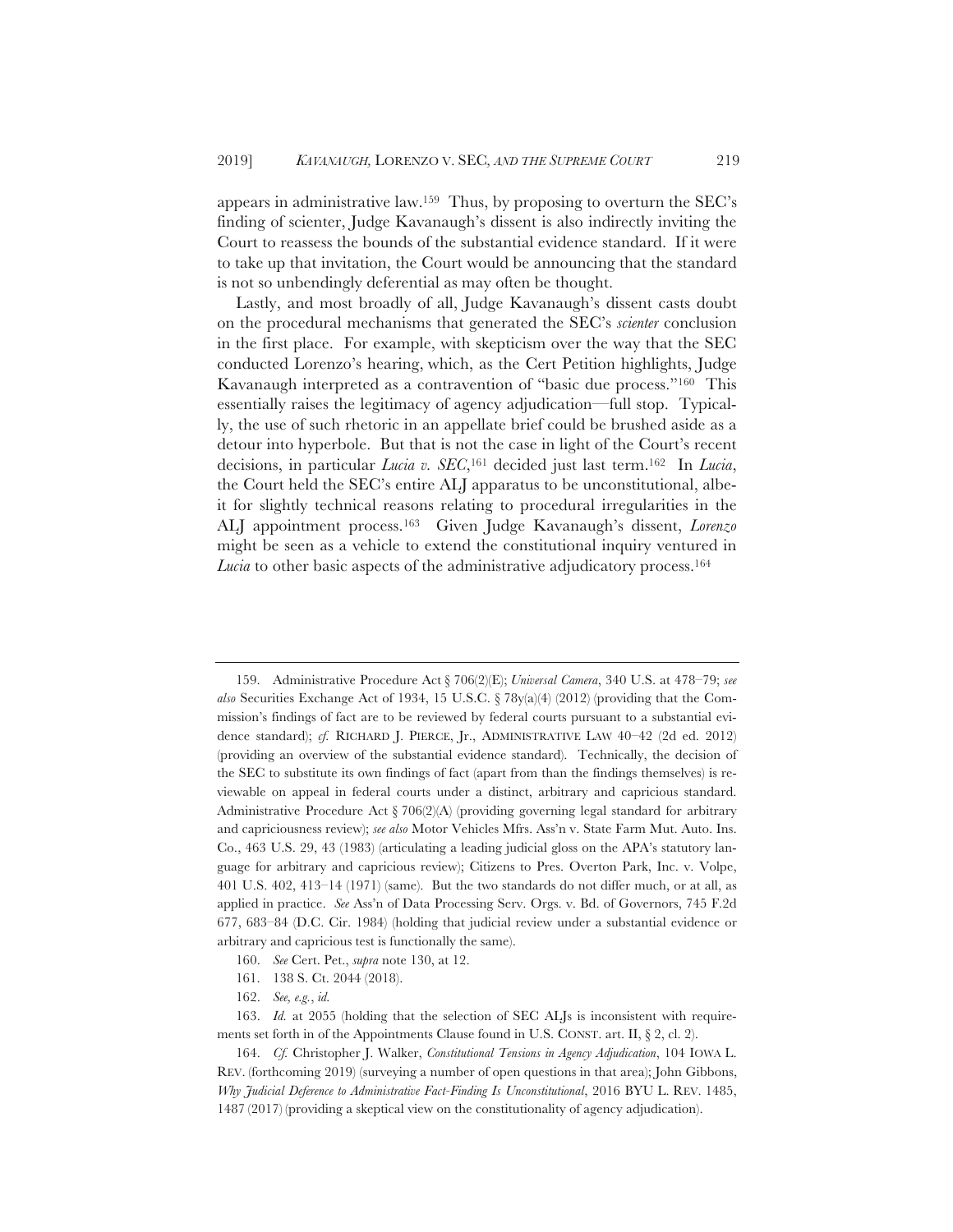appears in administrative law.[159] Thus, by proposing to overturn the SEC's finding of scienter, Judge Kavanaugh's dissent is also indirectly inviting the Court to reassess the bounds of the substantial evidence standard. If it were to take up that invitation, the Court would be announcing that the standard is not so unbendingly deferential as may often be thought.

Lastly, and most broadly of all, Judge Kavanaugh's dissent casts doubt on the procedural mechanisms that generated the SEC's *scienter* conclusion in the first place. For example, with skepticism over the way that the SEC conducted Lorenzo's hearing, which, as the Cert Petition highlights, Judge Kavanaugh interpreted as a contravention of "basic due process."[160] This essentially raises the legitimacy of agency adjudication—full stop. Typically, the use of such rhetoric in an appellate brief could be brushed aside as a detour into hyperbole. But that is not the case in light of the Court's recent decisions, in particular *Lucia v. SEC*,[161] decided just last term.[162] In *Lucia*, the Court held the SEC's entire ALJ apparatus to be unconstitutional, albeit for slightly technical reasons relating to procedural irregularities in the ALJ appointment process.[163] Given Judge Kavanaugh's dissent, *Lorenzo* might be seen as a vehicle to extend the constitutional inquiry ventured in *Lucia* to other basic aspects of the administrative adjudicatory process.[164]

---

159. Administrative Procedure Act § 706(2)(E); *Universal Camera*, 340 U.S. at 478–79; *see also* Securities Exchange Act of 1934, 15 U.S.C. § 78y(a)(4) (2012) (providing that the Commission's findings of fact are to be reviewed by federal courts pursuant to a substantial evidence standard); *cf.* RICHARD J. PIERCE, Jr., ADMINISTRATIVE LAW 40–42 (2d ed. 2012) (providing an overview of the substantial evidence standard). Technically, the decision of the SEC to substitute its own findings of fact (apart from than the findings themselves) is reviewable on appeal in federal courts under a distinct, arbitrary and capricious standard. Administrative Procedure Act § 706(2)(A) (providing governing legal standard for arbitrary and capriciousness review); *see also* Motor Vehicles Mfrs. Ass'n v. State Farm Mut. Auto. Ins. Co., 463 U.S. 29, 43 (1983) (articulating a leading judicial gloss on the APA's statutory language for arbitrary and capricious review); Citizens to Pres. Overton Park, Inc. v. Volpe, 401 U.S. 402, 413–14 (1971) (same). But the two standards do not differ much, or at all, as applied in practice. *See* Ass'n of Data Processing Serv. Orgs. v. Bd. of Governors, 745 F.2d 677, 683–84 (D.C. Cir. 1984) (holding that judicial review under a substantial evidence or arbitrary and capricious test is functionally the same).

160. *See* Cert. Pet., *supra* note 130, at 12.

161. 138 S. Ct. 2044 (2018).

162. *See, e.g.*, *id.*

163. *Id.* at 2055 (holding that the selection of SEC ALJs is inconsistent with requirements set forth in of the Appointments Clause found in U.S. CONST. art. II, § 2, cl. 2).

164. *Cf.* Christopher J. Walker, *Constitutional Tensions in Agency Adjudication*, 104 IOWA L. REV. (forthcoming 2019) (surveying a number of open questions in that area); John Gibbons, *Why Judicial Deference to Administrative Fact-Finding Is Unconstitutional*, 2016 BYU L. REV. 1485, 1487 (2017) (providing a skeptical view on the constitutionality of agency adjudication).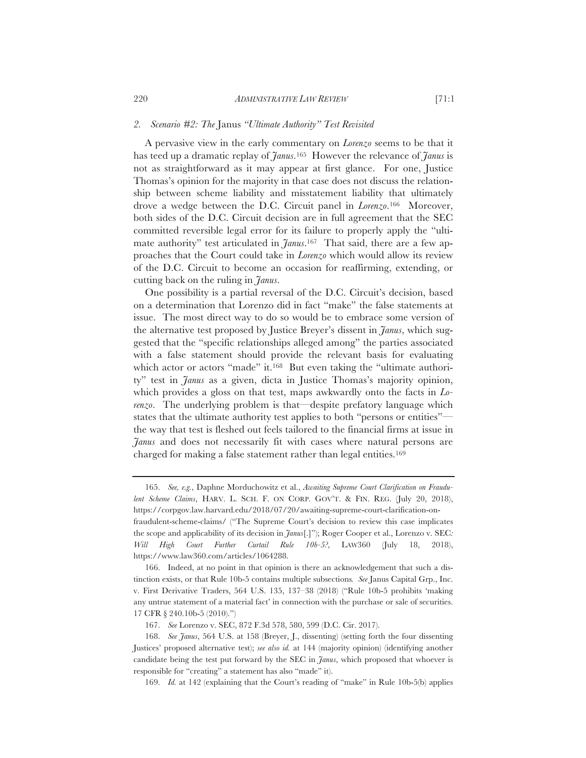### 2. *Scenario #2: The* Janus *"Ultimate Authority" Test Revisited*

A pervasive view in the early commentary on *Lorenzo* seems to be that it has teed up a dramatic replay of *Janus*.[165] However the relevance of *Janus* is not as straightforward as it may appear at first glance. For one, Justice Thomas's opinion for the majority in that case does not discuss the relationship between scheme liability and misstatement liability that ultimately drove a wedge between the D.C. Circuit panel in *Lorenzo*.[166] Moreover, both sides of the D.C. Circuit decision are in full agreement that the SEC committed reversible legal error for its failure to properly apply the "ultimate authority" test articulated in *Janus*.[167] That said, there are a few approaches that the Court could take in *Lorenzo* which would allow its review of the D.C. Circuit to become an occasion for reaffirming, extending, or cutting back on the ruling in *Janus*.

One possibility is a partial reversal of the D.C. Circuit's decision, based on a determination that Lorenzo did in fact "make" the false statements at issue. The most direct way to do so would be to embrace some version of the alternative test proposed by Justice Breyer's dissent in *Janus*, which suggested that the "specific relationships alleged among" the parties associated with a false statement should provide the relevant basis for evaluating which actor or actors "made" it.[168] But even taking the "ultimate authority" test in *Janus* as a given, dicta in Justice Thomas's majority opinion, which provides a gloss on that test, maps awkwardly onto the facts in *Lorenzo*. The underlying problem is that—despite prefatory language which states that the ultimate authority test applies to both "persons or entities"—the way that test is fleshed out feels tailored to the financial firms at issue in *Janus* and does not necessarily fit with cases where natural persons are charged for making a false statement rather than legal entities.[169]

---

165. *See, e.g.*, Daphne Morduchowitz et al., *Awaiting Supreme Court Clarification on Fraudulent Scheme Claims*, HARV. L. SCH. F. ON CORP. GOV'T. & FIN. REG. (July 20, 2018), https://corpgov.law.harvard.edu/2018/07/20/awaiting-supreme-court-clarification-on-fraudulent-scheme-claims/ ("The Supreme Court's decision to review this case implicates the scope and applicability of its decision in *Janus*[.]"); Roger Cooper et al., Lorenzo v. SEC*: Will High Court Further Curtail Rule 10b-5?*, LAW360 (July 18, 2018), https://www.law360.com/articles/1064288.

166. Indeed, at no point in that opinion is there an acknowledgement that such a distinction exists, or that Rule 10b-5 contains multiple subsections*. See* Janus Capital Grp., Inc. v. First Derivative Traders, 564 U.S. 135, 137–38 (2018) ("Rule 10b-5 prohibits 'making any untrue statement of a material fact' in connection with the purchase or sale of securities. 17 CFR § 240.10b-5 (2010).")

167. *See* Lorenzo v. SEC, 872 F.3d 578, 580, 599 (D.C. Cir. 2017).

168. *See Janus*, 564 U.S. at 158 (Breyer, J., dissenting) (setting forth the four dissenting Justices' proposed alternative test); *see also id.* at 144 (majority opinion) (identifying another candidate being the test put forward by the SEC in *Janus*, which proposed that whoever is responsible for "creating" a statement has also "made" it).

169. *Id.* at 142 (explaining that the Court's reading of "make" in Rule 10b-5(b) applies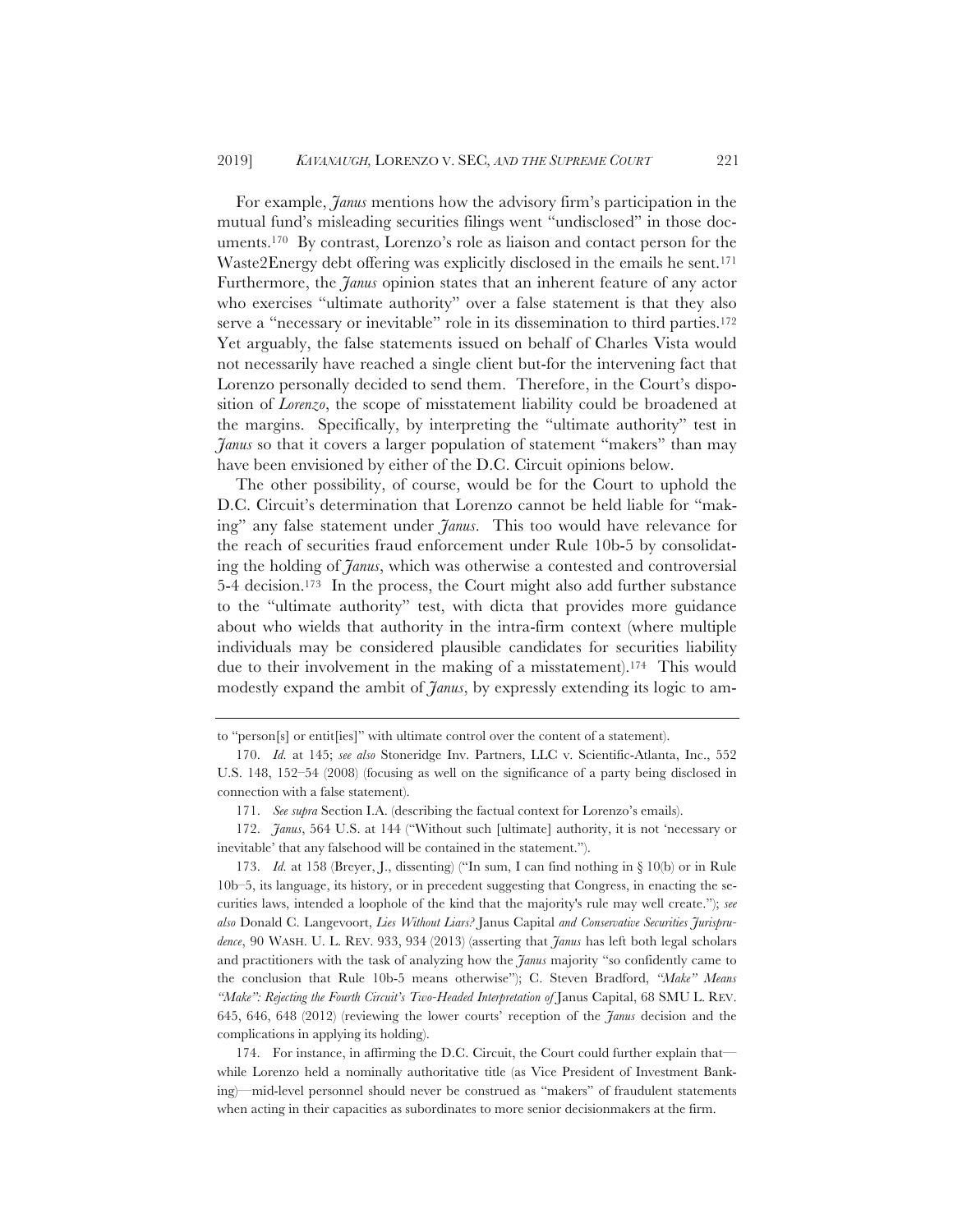For example, *Janus* mentions how the advisory firm's participation in the mutual fund's misleading securities filings went "undisclosed" in those documents.[170] By contrast, Lorenzo's role as liaison and contact person for the Waste2Energy debt offering was explicitly disclosed in the emails he sent.[171] Furthermore, the *Janus* opinion states that an inherent feature of any actor who exercises "ultimate authority" over a false statement is that they also serve a "necessary or inevitable" role in its dissemination to third parties.[172] Yet arguably, the false statements issued on behalf of Charles Vista would not necessarily have reached a single client but-for the intervening fact that Lorenzo personally decided to send them. Therefore, in the Court's disposition of *Lorenzo*, the scope of misstatement liability could be broadened at the margins. Specifically, by interpreting the "ultimate authority" test in *Janus* so that it covers a larger population of statement "makers" than may have been envisioned by either of the D.C. Circuit opinions below.

The other possibility, of course, would be for the Court to uphold the D.C. Circuit's determination that Lorenzo cannot be held liable for "making" any false statement under *Janus*. This too would have relevance for the reach of securities fraud enforcement under Rule 10b-5 by consolidating the holding of *Janus*, which was otherwise a contested and controversial 5-4 decision.[173] In the process, the Court might also add further substance to the "ultimate authority" test, with dicta that provides more guidance about who wields that authority in the intra-firm context (where multiple individuals may be considered plausible candidates for securities liability due to their involvement in the making of a misstatement).[174] This would modestly expand the ambit of *Janus*, by expressly extending its logic to am-

---

to "person[s] or entit[ies]" with ultimate control over the content of a statement).

170. *Id.* at 145; *see also* Stoneridge Inv. Partners, LLC v. Scientific-Atlanta, Inc., 552 U.S. 148, 152–54 (2008) (focusing as well on the significance of a party being disclosed in connection with a false statement).

171. *See supra* Section I.A. (describing the factual context for Lorenzo's emails).

172. *Janus*, 564 U.S. at 144 ("Without such [ultimate] authority, it is not 'necessary or inevitable' that any falsehood will be contained in the statement.").

173. *Id.* at 158 (Breyer, J., dissenting) ("In sum, I can find nothing in § 10(b) or in Rule 10b–5, its language, its history, or in precedent suggesting that Congress, in enacting the securities laws, intended a loophole of the kind that the majority's rule may well create."); *see also* Donald C. Langevoort, *Lies Without Liars?* Janus Capital *and Conservative Securities Jurisprudence*, 90 WASH. U. L. REV. 933, 934 (2013) (asserting that *Janus* has left both legal scholars and practitioners with the task of analyzing how the *Janus* majority "so confidently came to the conclusion that Rule 10b-5 means otherwise"); C. Steven Bradford, *"Make" Means "Make": Rejecting the Fourth Circuit's Two-Headed Interpretation of* Janus Capital, 68 SMU L. REV. 645, 646, 648 (2012) (reviewing the lower courts' reception of the *Janus* decision and the complications in applying its holding).

174. For instance, in affirming the D.C. Circuit, the Court could further explain that—while Lorenzo held a nominally authoritative title (as Vice President of Investment Banking)—mid-level personnel should never be construed as "makers" of fraudulent statements when acting in their capacities as subordinates to more senior decisionmakers at the firm.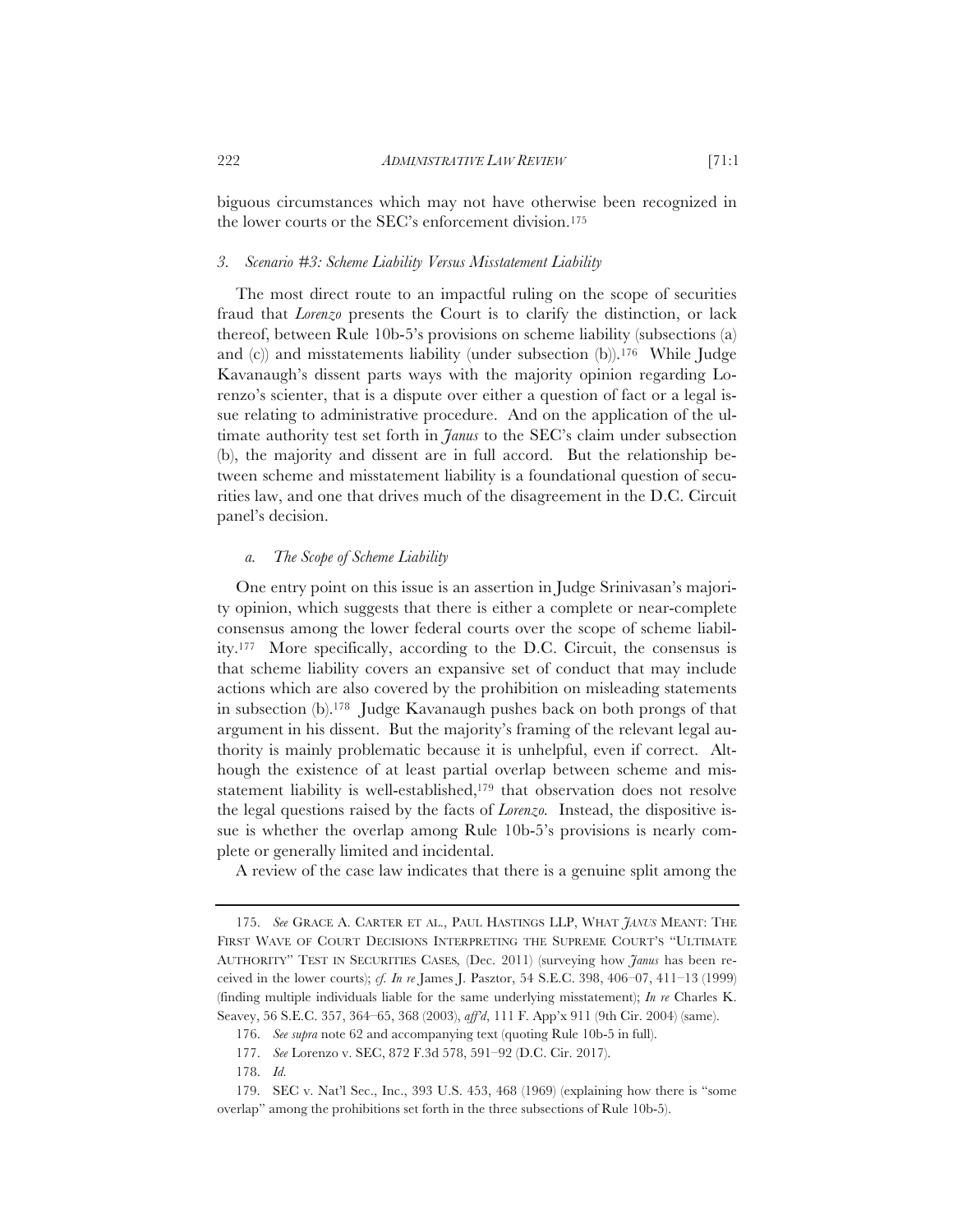biguous circumstances which may not have otherwise been recognized in the lower courts or the SEC's enforcement division.[175]

### *3. Scenario #3: Scheme Liability Versus Misstatement Liability*

The most direct route to an impactful ruling on the scope of securities fraud that *Lorenzo* presents the Court is to clarify the distinction, or lack thereof, between Rule 10b-5's provisions on scheme liability (subsections (a) and (c)) and misstatements liability (under subsection (b)).[176] While Judge Kavanaugh's dissent parts ways with the majority opinion regarding Lorenzo's scienter, that is a dispute over either a question of fact or a legal issue relating to administrative procedure. And on the application of the ultimate authority test set forth in *Janus* to the SEC's claim under subsection (b), the majority and dissent are in full accord. But the relationship between scheme and misstatement liability is a foundational question of securities law, and one that drives much of the disagreement in the D.C. Circuit panel's decision.

#### *a. The Scope of Scheme Liability*

One entry point on this issue is an assertion in Judge Srinivasan's majority opinion, which suggests that there is either a complete or near-complete consensus among the lower federal courts over the scope of scheme liability.[177] More specifically, according to the D.C. Circuit, the consensus is that scheme liability covers an expansive set of conduct that may include actions which are also covered by the prohibition on misleading statements in subsection (b).[178] Judge Kavanaugh pushes back on both prongs of that argument in his dissent. But the majority's framing of the relevant legal authority is mainly problematic because it is unhelpful, even if correct. Although the existence of at least partial overlap between scheme and misstatement liability is well-established,[179] that observation does not resolve the legal questions raised by the facts of *Lorenzo*. Instead, the dispositive issue is whether the overlap among Rule 10b-5's provisions is nearly complete or generally limited and incidental.

A review of the case law indicates that there is a genuine split among the

---

175. *See* GRACE A. CARTER ET AL., PAUL HASTINGS LLP, WHAT *JANUS* MEANT: THE FIRST WAVE OF COURT DECISIONS INTERPRETING THE SUPREME COURT'S "ULTIMATE AUTHORITY" TEST IN SECURITIES CASES, (Dec. 2011) (surveying how *Janus* has been received in the lower courts); *cf. In re* James J. Pasztor, 54 S.E.C. 398, 406–07, 411–13 (1999) (finding multiple individuals liable for the same underlying misstatement); *In re* Charles K. Seavey, 56 S.E.C. 357, 364–65, 368 (2003), *aff'd*, 111 F. App'x 911 (9th Cir. 2004) (same).

176. *See supra* note 62 and accompanying text (quoting Rule 10b-5 in full).

177. *See* Lorenzo v. SEC, 872 F.3d 578, 591–92 (D.C. Cir. 2017).

178. *Id.*

179. SEC v. Nat'l Sec., Inc., 393 U.S. 453, 468 (1969) (explaining how there is "some overlap" among the prohibitions set forth in the three subsections of Rule 10b-5).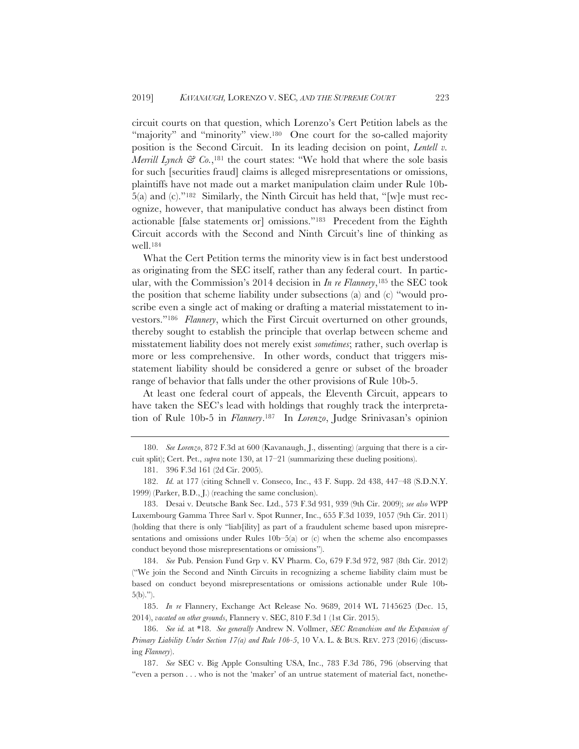circuit courts on that question, which Lorenzo's Cert Petition labels as the "majority" and "minority" view.[180] One court for the so-called majority position is the Second Circuit. In its leading decision on point, *Lentell v. Merrill Lynch & Co.*,[181] the court states: "We hold that where the sole basis for such [securities fraud] claims is alleged misrepresentations or omissions, plaintiffs have not made out a market manipulation claim under Rule 10b-5(a) and (c)."[182] Similarly, the Ninth Circuit has held that, "[w]e must recognize, however, that manipulative conduct has always been distinct from actionable [false statements or] omissions."[183] Precedent from the Eighth Circuit accords with the Second and Ninth Circuit's line of thinking as well.[184]

What the Cert Petition terms the minority view is in fact best understood as originating from the SEC itself, rather than any federal court. In particular, with the Commission's 2014 decision in *In re Flannery*,[185] the SEC took the position that scheme liability under subsections (a) and (c) "would proscribe even a single act of making or drafting a material misstatement to investors."[186] *Flannery*, which the First Circuit overturned on other grounds, thereby sought to establish the principle that overlap between scheme and misstatement liability does not merely exist *sometimes*; rather, such overlap is more or less comprehensive. In other words, conduct that triggers misstatement liability should be considered a genre or subset of the broader range of behavior that falls under the other provisions of Rule 10b-5.

At least one federal court of appeals, the Eleventh Circuit, appears to have taken the SEC's lead with holdings that roughly track the interpretation of Rule 10b-5 in *Flannery*.[187] In *Lorenzo*, Judge Srinivasan's opinion

---

180. *See Lorenzo*, 872 F.3d at 600 (Kavanaugh, J., dissenting) (arguing that there is a circuit split); Cert. Pet., *supra* note 130, at 17–21 (summarizing these dueling positions).

181. 396 F.3d 161 (2d Cir. 2005).

182. *Id.* at 177 (citing Schnell v. Conseco, Inc., 43 F. Supp. 2d 438, 447–48 (S.D.N.Y. 1999) (Parker, B.D., J.) (reaching the same conclusion).

183. Desai v. Deutsche Bank Sec. Ltd., 573 F.3d 931, 939 (9th Cir. 2009); *see also* WPP Luxembourg Gamma Three Sarl v. Spot Runner, Inc., 655 F.3d 1039, 1057 (9th Cir. 2011) (holding that there is only "liab[ility] as part of a fraudulent scheme based upon misrepresentations and omissions under Rules 10b–5(a) or (c) when the scheme also encompasses conduct beyond those misrepresentations or omissions").

184. *See* Pub. Pension Fund Grp v. KV Pharm. Co, 679 F.3d 972, 987 (8th Cir. 2012) ("We join the Second and Ninth Circuits in recognizing a scheme liability claim must be based on conduct beyond misrepresentations or omissions actionable under Rule 10b-5(b).").

185. *In re* Flannery, Exchange Act Release No. 9689, 2014 WL 7145625 (Dec. 15, 2014), *vacated on other grounds*, Flannery v. SEC, 810 F.3d 1 (1st Cir. 2015).

186. *See id.* at \*18. *See generally* Andrew N. Vollmer, *SEC Revanchism and the Expansion of Primary Liability Under Section 17(a) and Rule 10b-5*, 10 VA. L. & BUS. REV. 273 (2016) (discussing *Flannery*).

187. *See* SEC v. Big Apple Consulting USA, Inc., 783 F.3d 786, 796 (observing that "even a person . . . who is not the 'maker' of an untrue statement of material fact, nonethe-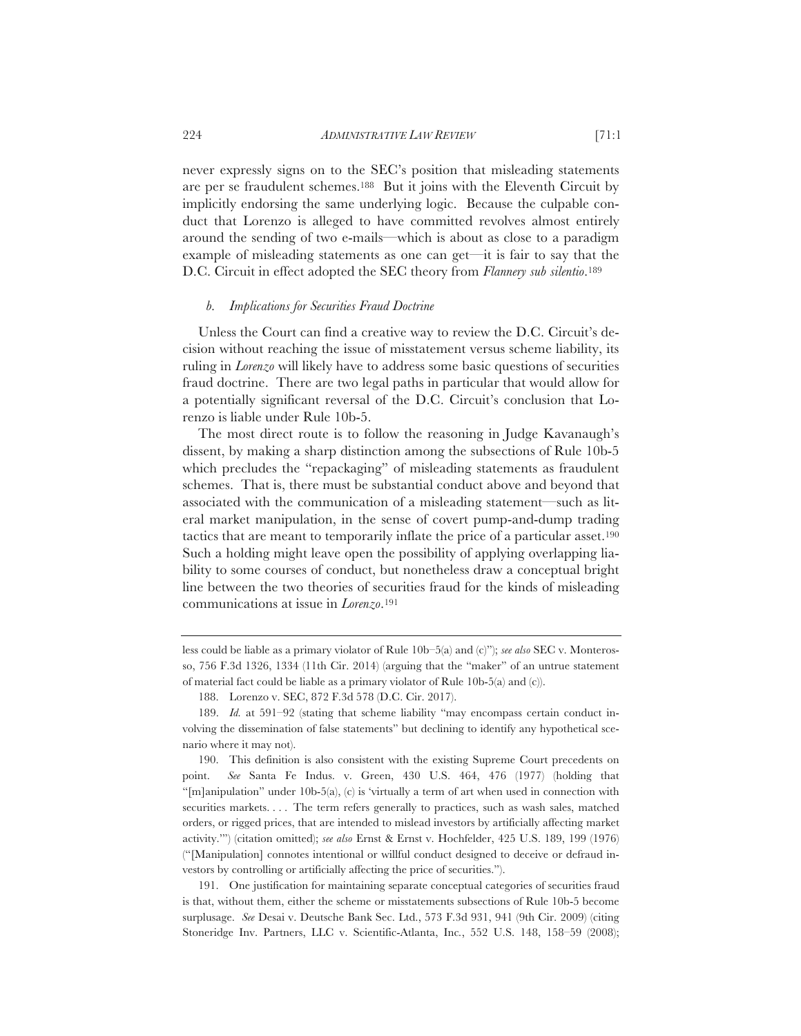never expressly signs on to the SEC's position that misleading statements are per se fraudulent schemes.[188] But it joins with the Eleventh Circuit by implicitly endorsing the same underlying logic. Because the culpable conduct that Lorenzo is alleged to have committed revolves almost entirely around the sending of two e-mails—which is about as close to a paradigm example of misleading statements as one can get—it is fair to say that the D.C. Circuit in effect adopted the SEC theory from *Flannery sub silentio*.[189]

#### *b. Implications for Securities Fraud Doctrine*

Unless the Court can find a creative way to review the D.C. Circuit's decision without reaching the issue of misstatement versus scheme liability, its ruling in *Lorenzo* will likely have to address some basic questions of securities fraud doctrine. There are two legal paths in particular that would allow for a potentially significant reversal of the D.C. Circuit's conclusion that Lorenzo is liable under Rule 10b-5.

The most direct route is to follow the reasoning in Judge Kavanaugh's dissent, by making a sharp distinction among the subsections of Rule 10b-5 which precludes the "repackaging" of misleading statements as fraudulent schemes. That is, there must be substantial conduct above and beyond that associated with the communication of a misleading statement—such as literal market manipulation, in the sense of covert pump-and-dump trading tactics that are meant to temporarily inflate the price of a particular asset.[190] Such a holding might leave open the possibility of applying overlapping liability to some courses of conduct, but nonetheless draw a conceptual bright line between the two theories of securities fraud for the kinds of misleading communications at issue in *Lorenzo*.[191]

---

less could be liable as a primary violator of Rule 10b–5(a) and (c)"); *see also* SEC v. Monterosso, 756 F.3d 1326, 1334 (11th Cir. 2014) (arguing that the "maker" of an untrue statement of material fact could be liable as a primary violator of Rule 10b-5(a) and (c)).

188. Lorenzo v. SEC, 872 F.3d 578 (D.C. Cir. 2017).

189. *Id.* at 591–92 (stating that scheme liability "may encompass certain conduct involving the dissemination of false statements" but declining to identify any hypothetical scenario where it may not).

190. This definition is also consistent with the existing Supreme Court precedents on point. *See* Santa Fe Indus. v. Green, 430 U.S. 464, 476 (1977) (holding that "[m]anipulation" under 10b-5(a), (c) is 'virtually a term of art when used in connection with securities markets. . . . The term refers generally to practices, such as wash sales, matched orders, or rigged prices, that are intended to mislead investors by artificially affecting market activity.'") (citation omitted); *see also* Ernst & Ernst v. Hochfelder, 425 U.S. 189, 199 (1976) ("[Manipulation] connotes intentional or willful conduct designed to deceive or defraud investors by controlling or artificially affecting the price of securities.").

191. One justification for maintaining separate conceptual categories of securities fraud is that, without them, either the scheme or misstatements subsections of Rule 10b-5 become surplusage. *See* Desai v. Deutsche Bank Sec. Ltd., 573 F.3d 931, 941 (9th Cir. 2009) (citing Stoneridge Inv. Partners, LLC v. Scientific-Atlanta, Inc., 552 U.S. 148, 158–59 (2008);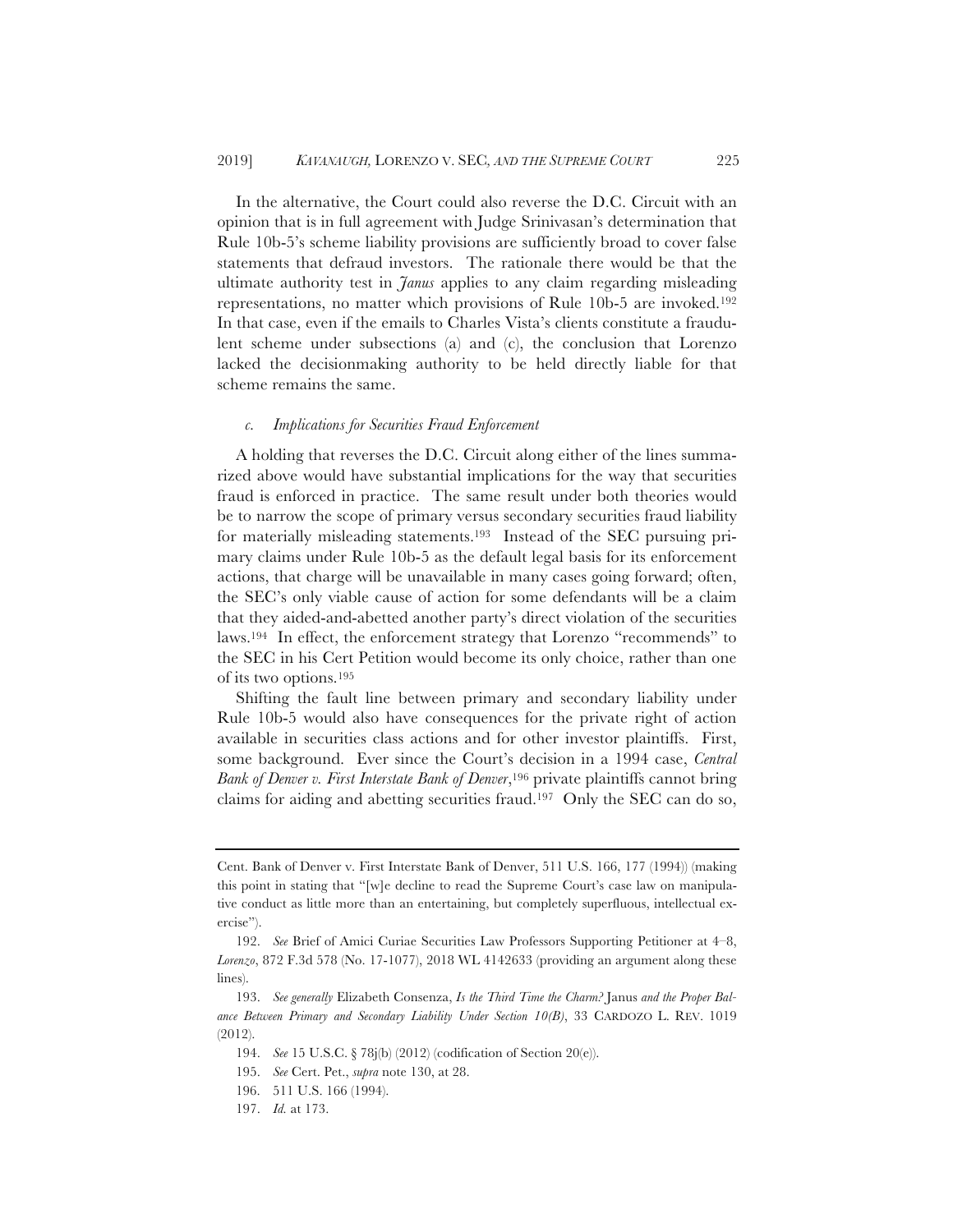In the alternative, the Court could also reverse the D.C. Circuit with an opinion that is in full agreement with Judge Srinivasan's determination that Rule 10b-5's scheme liability provisions are sufficiently broad to cover false statements that defraud investors. The rationale there would be that the ultimate authority test in *Janus* applies to any claim regarding misleading representations, no matter which provisions of Rule 10b-5 are invoked.[192] In that case, even if the emails to Charles Vista's clients constitute a fraudulent scheme under subsections (a) and (c), the conclusion that Lorenzo lacked the decisionmaking authority to be held directly liable for that scheme remains the same.

### *c. Implications for Securities Fraud Enforcement*

A holding that reverses the D.C. Circuit along either of the lines summarized above would have substantial implications for the way that securities fraud is enforced in practice. The same result under both theories would be to narrow the scope of primary versus secondary securities fraud liability for materially misleading statements.[193] Instead of the SEC pursuing primary claims under Rule 10b-5 as the default legal basis for its enforcement actions, that charge will be unavailable in many cases going forward; often, the SEC's only viable cause of action for some defendants will be a claim that they aided-and-abetted another party's direct violation of the securities laws.[194] In effect, the enforcement strategy that Lorenzo "recommends" to the SEC in his Cert Petition would become its only choice, rather than one of its two options.[195]

Shifting the fault line between primary and secondary liability under Rule 10b-5 would also have consequences for the private right of action available in securities class actions and for other investor plaintiffs. First, some background. Ever since the Court's decision in a 1994 case, *Central Bank of Denver v. First Interstate Bank of Denver*,[196] private plaintiffs cannot bring claims for aiding and abetting securities fraud.[197] Only the SEC can do so,

---

Cent. Bank of Denver v. First Interstate Bank of Denver, 511 U.S. 166, 177 (1994)) (making this point in stating that "[w]e decline to read the Supreme Court's case law on manipulative conduct as little more than an entertaining, but completely superfluous, intellectual exercise").

192. *See* Brief of Amici Curiae Securities Law Professors Supporting Petitioner at 4–8, *Lorenzo*, 872 F.3d 578 (No. 17-1077), 2018 WL 4142633 (providing an argument along these lines).

193. *See generally* Elizabeth Consenza, *Is the Third Time the Charm?* Janus *and the Proper Balance Between Primary and Secondary Liability Under Section 10(B)*, 33 CARDOZO L. REV. 1019 (2012).

194. *See* 15 U.S.C. § 78j(b) (2012) (codification of Section 20(e)).

195. *See* Cert. Pet., *supra* note 130, at 28.

196. 511 U.S. 166 (1994).

197. *Id.* at 173.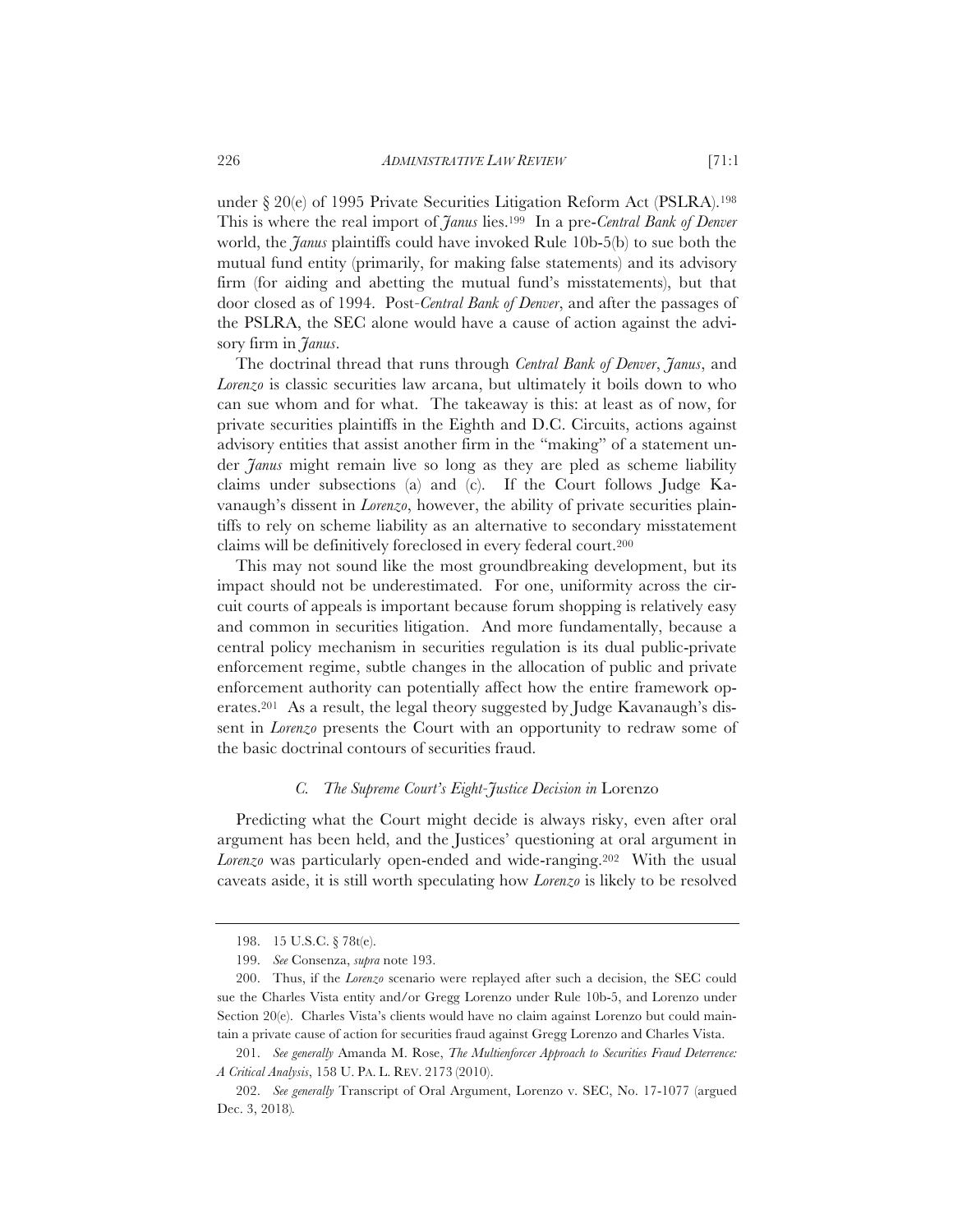under § 20(e) of 1995 Private Securities Litigation Reform Act (PSLRA).[198] This is where the real import of *Janus* lies.[199] In a pre-*Central Bank of Denver* world, the *Janus* plaintiffs could have invoked Rule 10b-5(b) to sue both the mutual fund entity (primarily, for making false statements) and its advisory firm (for aiding and abetting the mutual fund's misstatements), but that door closed as of 1994. Post-*Central Bank of Denver*, and after the passages of the PSLRA, the SEC alone would have a cause of action against the advisory firm in *Janus*.

The doctrinal thread that runs through *Central Bank of Denver*, *Janus*, and *Lorenzo* is classic securities law arcana, but ultimately it boils down to who can sue whom and for what. The takeaway is this: at least as of now, for private securities plaintiffs in the Eighth and D.C. Circuits, actions against advisory entities that assist another firm in the "making" of a statement under *Janus* might remain live so long as they are pled as scheme liability claims under subsections (a) and (c). If the Court follows Judge Kavanaugh's dissent in *Lorenzo*, however, the ability of private securities plaintiffs to rely on scheme liability as an alternative to secondary misstatement claims will be definitively foreclosed in every federal court.[200]

This may not sound like the most groundbreaking development, but its impact should not be underestimated. For one, uniformity across the circuit courts of appeals is important because forum shopping is relatively easy and common in securities litigation. And more fundamentally, because a central policy mechanism in securities regulation is its dual public-private enforcement regime, subtle changes in the allocation of public and private enforcement authority can potentially affect how the entire framework operates.[201] As a result, the legal theory suggested by Judge Kavanaugh's dissent in *Lorenzo* presents the Court with an opportunity to redraw some of the basic doctrinal contours of securities fraud.

### *C. The Supreme Court's Eight-Justice Decision in* Lorenzo

Predicting what the Court might decide is always risky, even after oral argument has been held, and the Justices' questioning at oral argument in *Lorenzo* was particularly open-ended and wide-ranging.[202] With the usual caveats aside, it is still worth speculating how *Lorenzo* is likely to be resolved

---

198. 15 U.S.C. § 78t(e).

199. *See* Consenza, *supra* note 193.

200. Thus, if the *Lorenzo* scenario were replayed after such a decision, the SEC could sue the Charles Vista entity and/or Gregg Lorenzo under Rule 10b-5, and Lorenzo under Section 20(e). Charles Vista's clients would have no claim against Lorenzo but could maintain a private cause of action for securities fraud against Gregg Lorenzo and Charles Vista.

201. *See generally* Amanda M. Rose, *The Multienforcer Approach to Securities Fraud Deterrence: A Critical Analysis*, 158 U. PA. L. REV. 2173 (2010).

202. *See generally* Transcript of Oral Argument, Lorenzo v. SEC, No. 17-1077 (argued Dec. 3, 2018).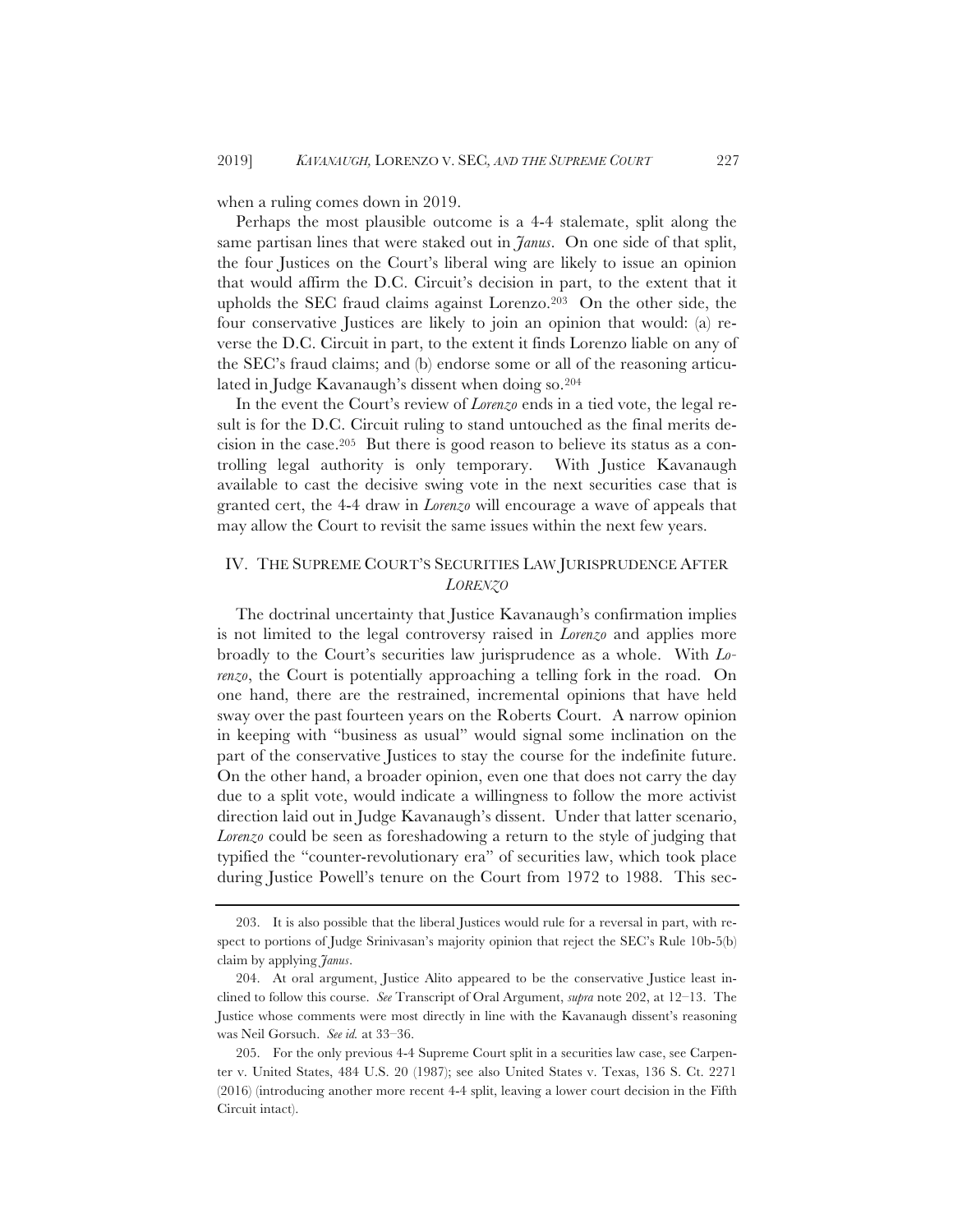when a ruling comes down in 2019.

Perhaps the most plausible outcome is a 4-4 stalemate, split along the same partisan lines that were staked out in *Janus*. On one side of that split, the four Justices on the Court's liberal wing are likely to issue an opinion that would affirm the D.C. Circuit's decision in part, to the extent that it upholds the SEC fraud claims against Lorenzo.[203] On the other side, the four conservative Justices are likely to join an opinion that would: (a) reverse the D.C. Circuit in part, to the extent it finds Lorenzo liable on any of the SEC's fraud claims; and (b) endorse some or all of the reasoning articulated in Judge Kavanaugh's dissent when doing so.[204]

In the event the Court's review of *Lorenzo* ends in a tied vote, the legal result is for the D.C. Circuit ruling to stand untouched as the final merits decision in the case.[205] But there is good reason to believe its status as a controlling legal authority is only temporary. With Justice Kavanaugh available to cast the decisive swing vote in the next securities case that is granted cert, the 4-4 draw in *Lorenzo* will encourage a wave of appeals that may allow the Court to revisit the same issues within the next few years.

## IV. The Supreme Court's Securities Law Jurisprudence After *Lorenzo*

The doctrinal uncertainty that Justice Kavanaugh's confirmation implies is not limited to the legal controversy raised in *Lorenzo* and applies more broadly to the Court's securities law jurisprudence as a whole. With *Lorenzo*, the Court is potentially approaching a telling fork in the road. On one hand, there are the restrained, incremental opinions that have held sway over the past fourteen years on the Roberts Court. A narrow opinion in keeping with "business as usual" would signal some inclination on the part of the conservative Justices to stay the course for the indefinite future. On the other hand, a broader opinion, even one that does not carry the day due to a split vote, would indicate a willingness to follow the more activist direction laid out in Judge Kavanaugh's dissent. Under that latter scenario, *Lorenzo* could be seen as foreshadowing a return to the style of judging that typified the "counter-revolutionary era" of securities law, which took place during Justice Powell's tenure on the Court from 1972 to 1988. This sec-

---

203. It is also possible that the liberal Justices would rule for a reversal in part, with respect to portions of Judge Srinivasan's majority opinion that reject the SEC's Rule 10b-5(b) claim by applying *Janus*.

204. At oral argument, Justice Alito appeared to be the conservative Justice least inclined to follow this course. *See* Transcript of Oral Argument, *supra* note 202, at 12–13. The Justice whose comments were most directly in line with the Kavanaugh dissent's reasoning was Neil Gorsuch. *See id.* at 33–36.

205. For the only previous 4-4 Supreme Court split in a securities law case, see Carpenter v. United States, 484 U.S. 20 (1987); see also United States v. Texas, 136 S. Ct. 2271 (2016) (introducing another more recent 4-4 split, leaving a lower court decision in the Fifth Circuit intact).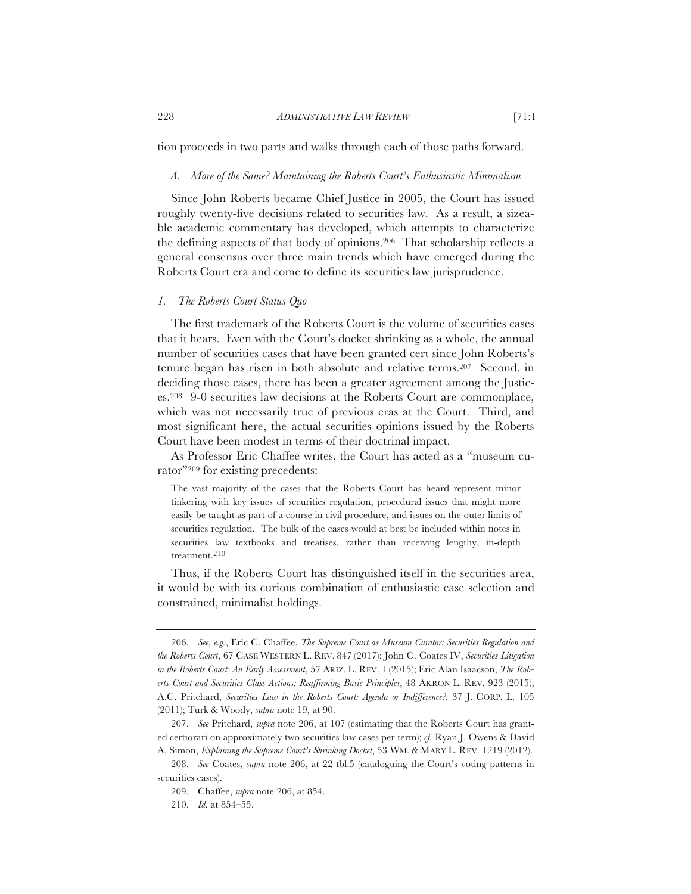tion proceeds in two parts and walks through each of those paths forward.

### *A. More of the Same? Maintaining the Roberts Court's Enthusiastic Minimalism*

Since John Roberts became Chief Justice in 2005, the Court has issued roughly twenty-five decisions related to securities law. As a result, a sizeable academic commentary has developed, which attempts to characterize the defining aspects of that body of opinions.[206] That scholarship reflects a general consensus over three main trends which have emerged during the Roberts Court era and come to define its securities law jurisprudence.

#### *1. The Roberts Court Status Quo*

The first trademark of the Roberts Court is the volume of securities cases that it hears. Even with the Court's docket shrinking as a whole, the annual number of securities cases that have been granted cert since John Roberts's tenure began has risen in both absolute and relative terms.[207] Second, in deciding those cases, there has been a greater agreement among the Justices.[208] 9-0 securities law decisions at the Roberts Court are commonplace, which was not necessarily true of previous eras at the Court. Third, and most significant here, the actual securities opinions issued by the Roberts Court have been modest in terms of their doctrinal impact.

As Professor Eric Chaffee writes, the Court has acted as a "museum curator"[209] for existing precedents:

> The vast majority of the cases that the Roberts Court has heard represent minor tinkering with key issues of securities regulation, procedural issues that might more easily be taught as part of a course in civil procedure, and issues on the outer limits of securities regulation. The bulk of the cases would at best be included within notes in securities law textbooks and treatises, rather than receiving lengthy, in-depth treatment.[210]

Thus, if the Roberts Court has distinguished itself in the securities area, it would be with its curious combination of enthusiastic case selection and constrained, minimalist holdings.

---

206. *See, e.g.*, Eric C. Chaffee, *The Supreme Court as Museum Curator: Securities Regulation and the Roberts Court*, 67 CASE WESTERN L. REV. 847 (2017); John C. Coates IV, *Securities Litigation in the Roberts Court: An Early Assessment*, 57 ARIZ. L. REV. 1 (2015); Eric Alan Isaacson, *The Roberts Court and Securities Class Actions: Reaffirming Basic Principles*, 48 AKRON L. REV. 923 (2015); A.C. Pritchard, *Securities Law in the Roberts Court: Agenda or Indifference?*, 37 J. CORP. L. 105 (2011); Turk & Woody, *supra* note 19, at 90.

207. *See* Pritchard, *supra* note 206, at 107 (estimating that the Roberts Court has granted certiorari on approximately two securities law cases per term); *cf.* Ryan J. Owens & David A. Simon, *Explaining the Supreme Court's Shrinking Docket*, 53 WM. & MARY L. REV. 1219 (2012).

208. *See* Coates, *supra* note 206, at 22 tbl.5 (cataloguing the Court's voting patterns in securities cases).

209. Chaffee, *supra* note 206, at 854.

210. *Id.* at 854–55.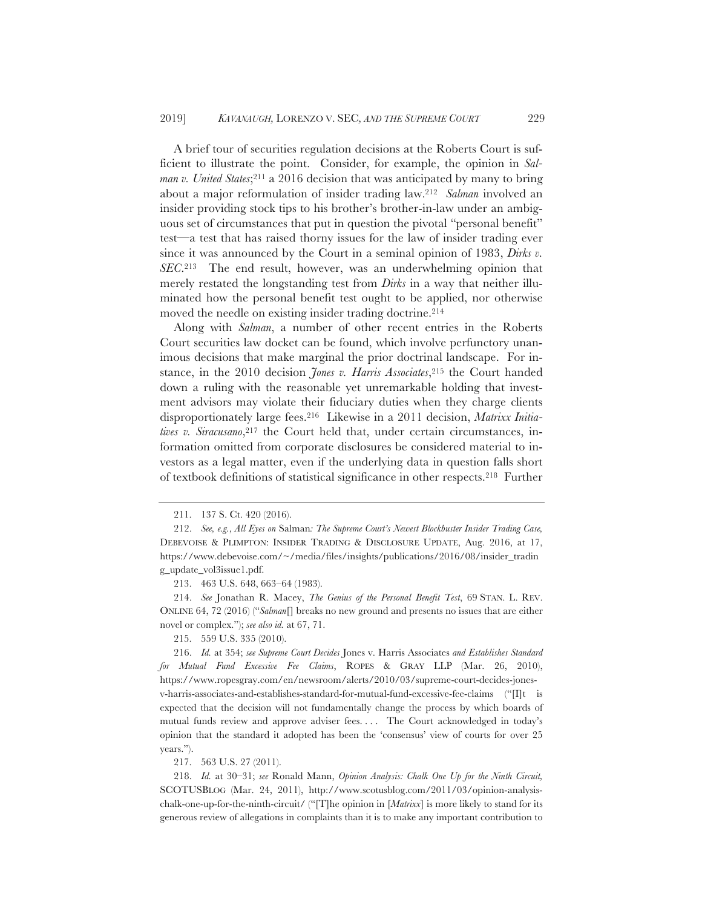A brief tour of securities regulation decisions at the Roberts Court is sufficient to illustrate the point. Consider, for example, the opinion in *Salman v. United States*;[211] a 2016 decision that was anticipated by many to bring about a major reformulation of insider trading law.[212] *Salman* involved an insider providing stock tips to his brother's brother-in-law under an ambiguous set of circumstances that put in question the pivotal "personal benefit" test—a test that has raised thorny issues for the law of insider trading ever since it was announced by the Court in a seminal opinion of 1983, *Dirks v. SEC*.[213] The end result, however, was an underwhelming opinion that merely restated the longstanding test from *Dirks* in a way that neither illuminated how the personal benefit test ought to be applied, nor otherwise moved the needle on existing insider trading doctrine.[214]

Along with *Salman*, a number of other recent entries in the Roberts Court securities law docket can be found, which involve perfunctory unanimous decisions that make marginal the prior doctrinal landscape. For instance, in the 2010 decision *Jones v. Harris Associates*,[215] the Court handed down a ruling with the reasonable yet unremarkable holding that investment advisors may violate their fiduciary duties when they charge clients disproportionately large fees.[216] Likewise in a 2011 decision, *Matrixx Initiatives v. Siracusano*,[217] the Court held that, under certain circumstances, information omitted from corporate disclosures be considered material to investors as a legal matter, even if the underlying data in question falls short of textbook definitions of statistical significance in other respects.[218] Further

---

211. 137 S. Ct. 420 (2016).

212. *See, e.g.*, *All Eyes on* Salman*: The Supreme Court's Newest Blockbuster Insider Trading Case,* DEBEVOISE & PLIMPTON: INSIDER TRADING & DISCLOSURE UPDATE, Aug. 2016, at 17, https://www.debevoise.com/~/media/files/insights/publications/2016/08/insider_trading_update_vol3issue1.pdf.

213. 463 U.S. 648, 663–64 (1983).

214. *See* Jonathan R. Macey, *The Genius of the Personal Benefit Test*, 69 STAN. L. REV. ONLINE 64, 72 (2016) ("*Salman*[] breaks no new ground and presents no issues that are either novel or complex."); *see also id.* at 67, 71.

215. 559 U.S. 335 (2010).

216. *Id.* at 354; *see Supreme Court Decides* Jones v. Harris Associates *and Establishes Standard for Mutual Fund Excessive Fee Claims*, ROPES & GRAY LLP (Mar. 26, 2010), https://www.ropesgray.com/en/newsroom/alerts/2010/03/supreme-court-decides-jones-v-harris-associates-and-establishes-standard-for-mutual-fund-excessive-fee-claims ("[I]t is expected that the decision will not fundamentally change the process by which boards of mutual funds review and approve adviser fees. . . . The Court acknowledged in today's opinion that the standard it adopted has been the 'consensus' view of courts for over 25 years.").

217. 563 U.S. 27 (2011).

218. *Id.* at 30–31; *see* Ronald Mann, *Opinion Analysis: Chalk One Up for the Ninth Circuit,* SCOTUSBLOG (Mar. 24, 2011), http://www.scotusblog.com/2011/03/opinion-analysis-chalk-one-up-for-the-ninth-circuit/ ("[T]he opinion in [*Matrixx*] is more likely to stand for its generous review of allegations in complaints than it is to make any important contribution to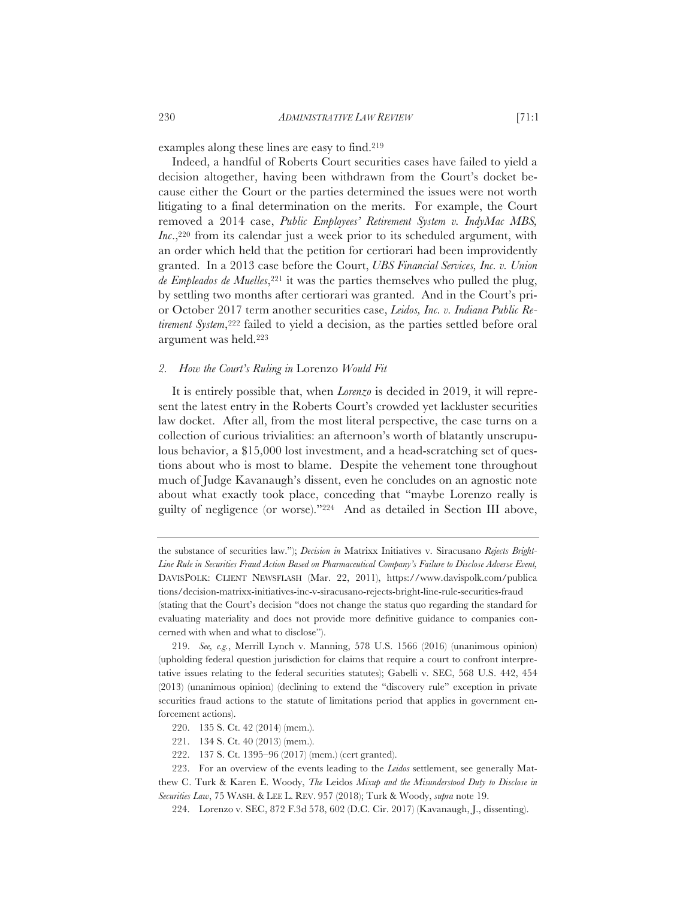examples along these lines are easy to find.[219]

Indeed, a handful of Roberts Court securities cases have failed to yield a decision altogether, having been withdrawn from the Court's docket because either the Court or the parties determined the issues were not worth litigating to a final determination on the merits. For example, the Court removed a 2014 case, *Public Employees' Retirement System v. IndyMac MBS, Inc.*,[220] from its calendar just a week prior to its scheduled argument, with an order which held that the petition for certiorari had been improvidently granted. In a 2013 case before the Court, *UBS Financial Services, Inc. v. Union de Empleados de Muelles*,[221] it was the parties themselves who pulled the plug, by settling two months after certiorari was granted. And in the Court's prior October 2017 term another securities case, *Leidos, Inc. v. Indiana Public Retirement System*,[222] failed to yield a decision, as the parties settled before oral argument was held.[223]

### 2. *How the Court's Ruling in* Lorenzo *Would Fit*

It is entirely possible that, when *Lorenzo* is decided in 2019, it will represent the latest entry in the Roberts Court's crowded yet lackluster securities law docket. After all, from the most literal perspective, the case turns on a collection of curious trivialities: an afternoon's worth of blatantly unscrupulous behavior, a $15,000 lost investment, and a head-scratching set of questions about who is most to blame. Despite the vehement tone throughout much of Judge Kavanaugh's dissent, even he concludes on an agnostic note about what exactly took place, conceding that "maybe Lorenzo really is guilty of negligence (or worse)."[224] And as detailed in Section III above,

---

the substance of securities law."); *Decision in* Matrixx Initiatives v. Siracusano *Rejects Bright-Line Rule in Securities Fraud Action Based on Pharmaceutical Company's Failure to Disclose Adverse Event*, DAVISPOLK: CLIENT NEWSFLASH (Mar. 22, 2011), https://www.davispolk.com/publications/decision-matrixx-initiatives-inc-v-siracusano-rejects-bright-line-rule-securities-fraud (stating that the Court's decision "does not change the status quo regarding the standard for evaluating materiality and does not provide more definitive guidance to companies concerned with when and what to disclose").

219. *See, e.g.*, Merrill Lynch v. Manning, 578 U.S. 1566 (2016) (unanimous opinion) (upholding federal question jurisdiction for claims that require a court to confront interpretative issues relating to the federal securities statutes); Gabelli v. SEC, 568 U.S. 442, 454 (2013) (unanimous opinion) (declining to extend the "discovery rule" exception in private securities fraud actions to the statute of limitations period that applies in government enforcement actions).

220. 135 S. Ct. 42 (2014) (mem.).

221. 134 S. Ct. 40 (2013) (mem.).

222. 137 S. Ct. 1395–96 (2017) (mem.) (cert granted).

223. For an overview of the events leading to the *Leidos* settlement, see generally Matthew C. Turk & Karen E. Woody, *The* Leidos *Mixup and the Misunderstood Duty to Disclose in Securities Law*, 75 WASH. & LEE L. REV. 957 (2018); Turk & Woody, *supra* note 19.

224. Lorenzo v. SEC, 872 F.3d 578, 602 (D.C. Cir. 2017) (Kavanaugh, J., dissenting).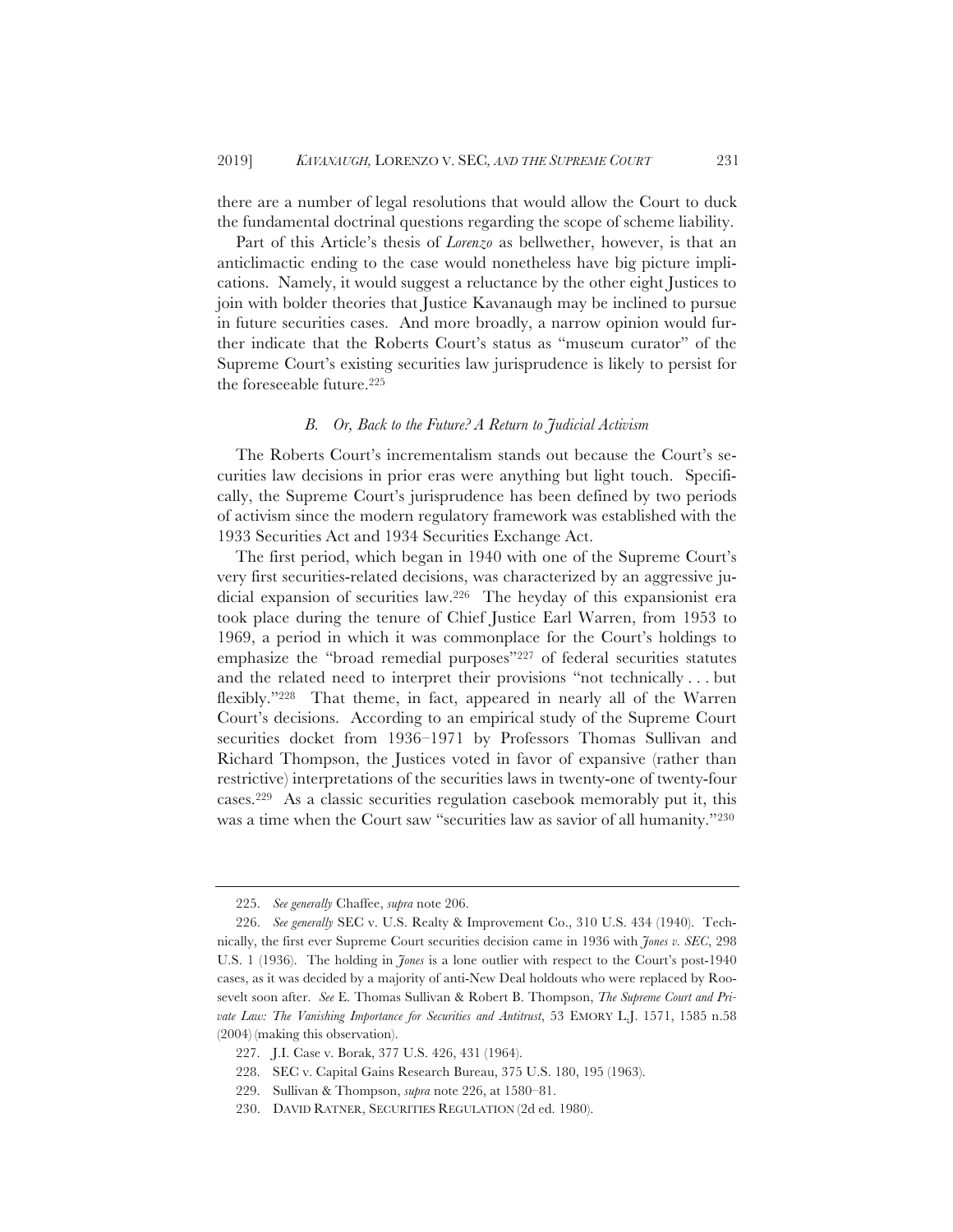there are a number of legal resolutions that would allow the Court to duck the fundamental doctrinal questions regarding the scope of scheme liability.

Part of this Article's thesis of *Lorenzo* as bellwether, however, is that an anticlimactic ending to the case would nonetheless have big picture implications. Namely, it would suggest a reluctance by the other eight Justices to join with bolder theories that Justice Kavanaugh may be inclined to pursue in future securities cases. And more broadly, a narrow opinion would further indicate that the Roberts Court's status as "museum curator" of the Supreme Court's existing securities law jurisprudence is likely to persist for the foreseeable future.[225]

### *B. Or, Back to the Future? A Return to Judicial Activism*

The Roberts Court's incrementalism stands out because the Court's securities law decisions in prior eras were anything but light touch. Specifically, the Supreme Court's jurisprudence has been defined by two periods of activism since the modern regulatory framework was established with the 1933 Securities Act and 1934 Securities Exchange Act.

The first period, which began in 1940 with one of the Supreme Court's very first securities-related decisions, was characterized by an aggressive judicial expansion of securities law.[226] The heyday of this expansionist era took place during the tenure of Chief Justice Earl Warren, from 1953 to 1969, a period in which it was commonplace for the Court's holdings to emphasize the "broad remedial purposes"[227] of federal securities statutes and the related need to interpret their provisions "not technically . . . but flexibly."[228] That theme, in fact, appeared in nearly all of the Warren Court's decisions. According to an empirical study of the Supreme Court securities docket from 1936–1971 by Professors Thomas Sullivan and Richard Thompson, the Justices voted in favor of expansive (rather than restrictive) interpretations of the securities laws in twenty-one of twenty-four cases.[229] As a classic securities regulation casebook memorably put it, this was a time when the Court saw "securities law as savior of all humanity."[230]

---

225. *See generally* Chaffee, *supra* note 206.

226. *See generally* SEC v. U.S. Realty & Improvement Co., 310 U.S. 434 (1940). Technically, the first ever Supreme Court securities decision came in 1936 with *Jones v. SEC*, 298 U.S. 1 (1936). The holding in *Jones* is a lone outlier with respect to the Court's post-1940 cases, as it was decided by a majority of anti-New Deal holdouts who were replaced by Roosevelt soon after. *See* E. Thomas Sullivan & Robert B. Thompson, *The Supreme Court and Private Law: The Vanishing Importance for Securities and Antitrust*, 53 EMORY L.J. 1571, 1585 n.58 (2004) (making this observation).

227. J.I. Case v. Borak, 377 U.S. 426, 431 (1964).

228. SEC v. Capital Gains Research Bureau, 375 U.S. 180, 195 (1963).

229. Sullivan & Thompson, *supra* note 226, at 1580–81.

230. DAVID RATNER, SECURITIES REGULATION (2d ed. 1980).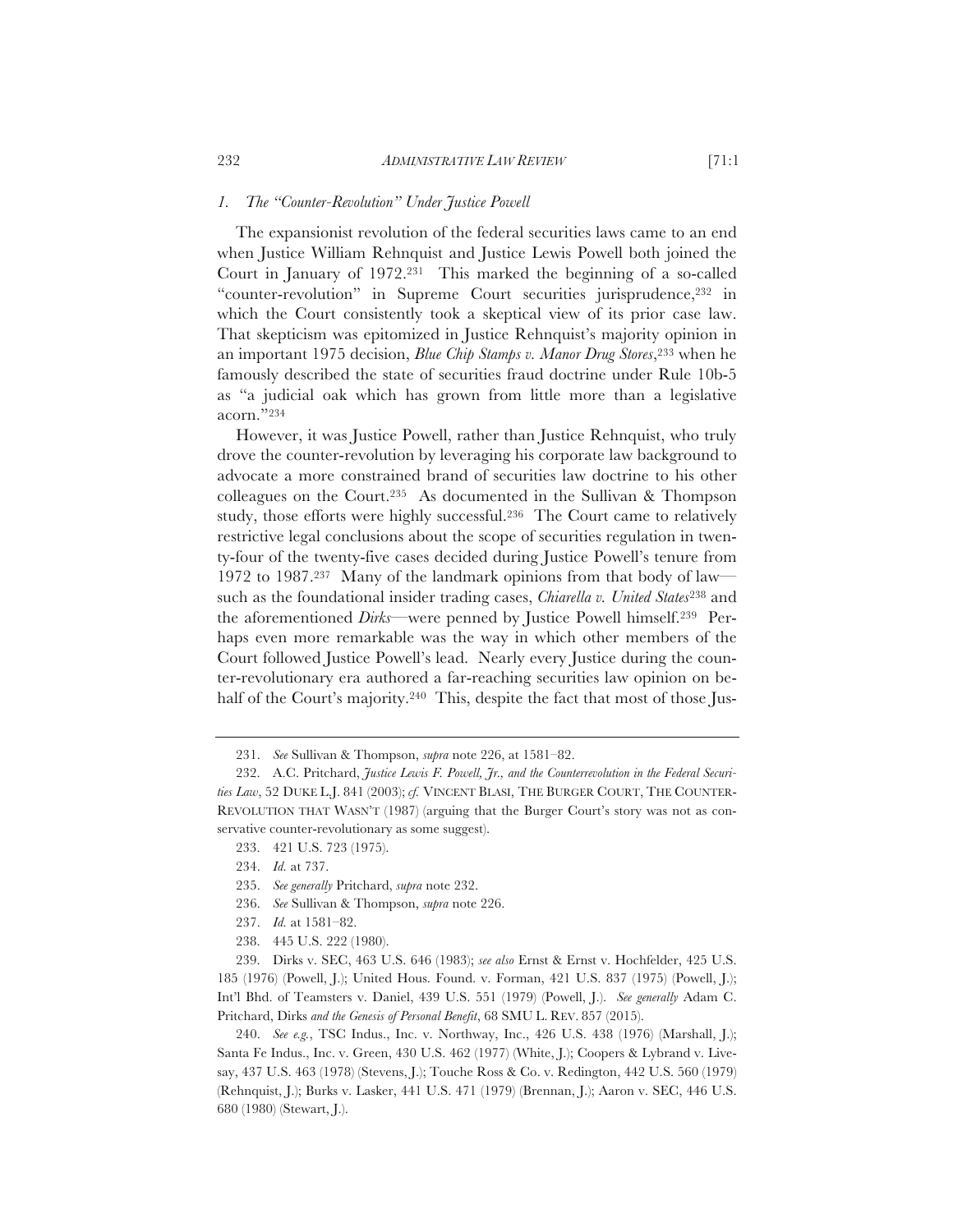### *1. The "Counter-Revolution" Under Justice Powell*

The expansionist revolution of the federal securities laws came to an end when Justice William Rehnquist and Justice Lewis Powell both joined the Court in January of 1972.[231] This marked the beginning of a so-called "counter-revolution" in Supreme Court securities jurisprudence,[232] in which the Court consistently took a skeptical view of its prior case law. That skepticism was epitomized in Justice Rehnquist's majority opinion in an important 1975 decision, *Blue Chip Stamps v. Manor Drug Stores*,[233] when he famously described the state of securities fraud doctrine under Rule 10b-5 as "a judicial oak which has grown from little more than a legislative acorn."[234]

However, it was Justice Powell, rather than Justice Rehnquist, who truly drove the counter-revolution by leveraging his corporate law background to advocate a more constrained brand of securities law doctrine to his other colleagues on the Court.[235] As documented in the Sullivan & Thompson study, those efforts were highly successful.[236] The Court came to relatively restrictive legal conclusions about the scope of securities regulation in twenty-four of the twenty-five cases decided during Justice Powell's tenure from 1972 to 1987.[237] Many of the landmark opinions from that body of law—such as the foundational insider trading cases, *Chiarella v. United States*[238] and the aforementioned *Dirks*—were penned by Justice Powell himself.[239] Perhaps even more remarkable was the way in which other members of the Court followed Justice Powell's lead. Nearly every Justice during the counter-revolutionary era authored a far-reaching securities law opinion on behalf of the Court's majority.[240] This, despite the fact that most of those Jus-

---

231. *See* Sullivan & Thompson, *supra* note 226, at 1581–82.

232. A.C. Pritchard, *Justice Lewis F. Powell, Jr., and the Counterrevolution in the Federal Securities Law*, 52 DUKE L.J. 841 (2003); *cf.* VINCENT BLASI, THE BURGER COURT, THE COUNTER-REVOLUTION THAT WASN'T (1987) (arguing that the Burger Court's story was not as conservative counter-revolutionary as some suggest).

233. 421 U.S. 723 (1975).

234. *Id.* at 737.

235. *See generally* Pritchard, *supra* note 232.

236. *See* Sullivan & Thompson, *supra* note 226.

237. *Id.* at 1581–82.

238. 445 U.S. 222 (1980).

239. Dirks v. SEC, 463 U.S. 646 (1983); *see also* Ernst & Ernst v. Hochfelder, 425 U.S. 185 (1976) (Powell, J.); United Hous. Found. v. Forman, 421 U.S. 837 (1975) (Powell, J.); Int'l Bhd. of Teamsters v. Daniel, 439 U.S. 551 (1979) (Powell, J.). *See generally* Adam C. Pritchard, Dirks *and the Genesis of Personal Benefit*, 68 SMU L. REV. 857 (2015).

240. *See e.g.*, TSC Indus., Inc. v. Northway, Inc., 426 U.S. 438 (1976) (Marshall, J.); Santa Fe Indus., Inc. v. Green, 430 U.S. 462 (1977) (White, J.); Coopers & Lybrand v. Livesay, 437 U.S. 463 (1978) (Stevens, J.); Touche Ross & Co. v. Redington, 442 U.S. 560 (1979) (Rehnquist, J.); Burks v. Lasker, 441 U.S. 471 (1979) (Brennan, J.); Aaron v. SEC, 446 U.S. 680 (1980) (Stewart, J.).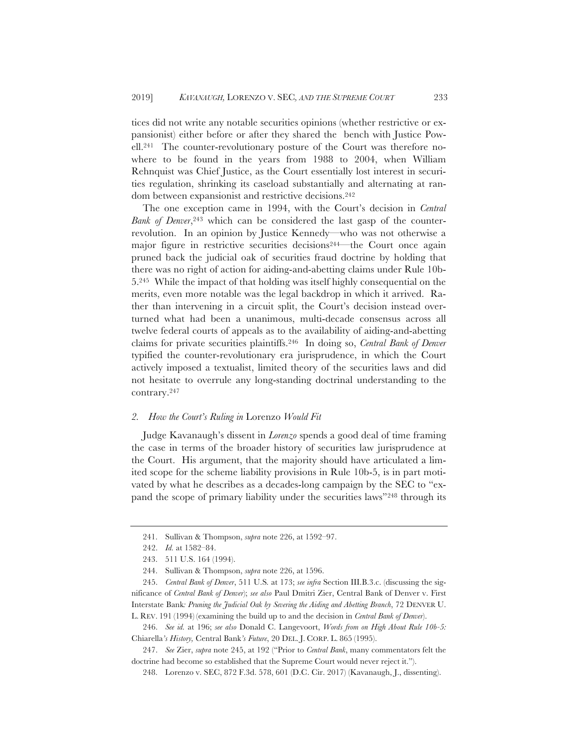tices did not write any notable securities opinions (whether restrictive or expansionist) either before or after they shared the bench with Justice Powell.[241] The counter-revolutionary posture of the Court was therefore nowhere to be found in the years from 1988 to 2004, when William Rehnquist was Chief Justice, as the Court essentially lost interest in securities regulation, shrinking its caseload substantially and alternating at random between expansionist and restrictive decisions.[242]

The one exception came in 1994, with the Court's decision in *Central Bank of Denver*,[243] which can be considered the last gasp of the counter-revolution. In an opinion by Justice Kennedy—who was not otherwise a major figure in restrictive securities decisions[244]—the Court once again pruned back the judicial oak of securities fraud doctrine by holding that there was no right of action for aiding-and-abetting claims under Rule 10b-5.[245] While the impact of that holding was itself highly consequential on the merits, even more notable was the legal backdrop in which it arrived. Rather than intervening in a circuit split, the Court's decision instead overturned what had been a unanimous, multi-decade consensus across all twelve federal courts of appeals as to the availability of aiding-and-abetting claims for private securities plaintiffs.[246] In doing so, *Central Bank of Denver* typified the counter-revolutionary era jurisprudence, in which the Court actively imposed a textualist, limited theory of the securities laws and did not hesitate to overrule any long-standing doctrinal understanding to the contrary.[247]

### 2. *How the Court's Ruling in* Lorenzo *Would Fit*

Judge Kavanaugh's dissent in *Lorenzo* spends a good deal of time framing the case in terms of the broader history of securities law jurisprudence at the Court. His argument, that the majority should have articulated a limited scope for the scheme liability provisions in Rule 10b-5, is in part motivated by what he describes as a decades-long campaign by the SEC to "expand the scope of primary liability under the securities laws"[248] through its

---

241. Sullivan & Thompson, *supra* note 226, at 1592–97.

242. *Id.* at 1582–84.

243. 511 U.S. 164 (1994).

244. Sullivan & Thompson, *supra* note 226, at 1596.

245. *Central Bank of Denver*, 511 U.S. at 173; *see infra* Section III.B.3.c. (discussing the significance of *Central Bank of Denver*); *see also* Paul Dmitri Zier, Central Bank of Denver v. First Interstate Bank*: Pruning the Judicial Oak by Severing the Aiding and Abetting Branch*, 72 DENVER U. L. REV. 191 (1994) (examining the build up to and the decision in *Central Bank of Denver*).

246. *See id.* at 196; *see also* Donald C. Langevoort, *Words from on High About Rule 10b-5:* Chiarella*'s History,* Central Bank*'s Future*, 20 DEL. J. CORP. L. 865 (1995).

247. *See* Zier, *supra* note 245, at 192 ("Prior to *Central Bank*, many commentators felt the doctrine had become so established that the Supreme Court would never reject it.").

248. Lorenzo v. SEC, 872 F.3d. 578, 601 (D.C. Cir. 2017) (Kavanaugh, J., dissenting).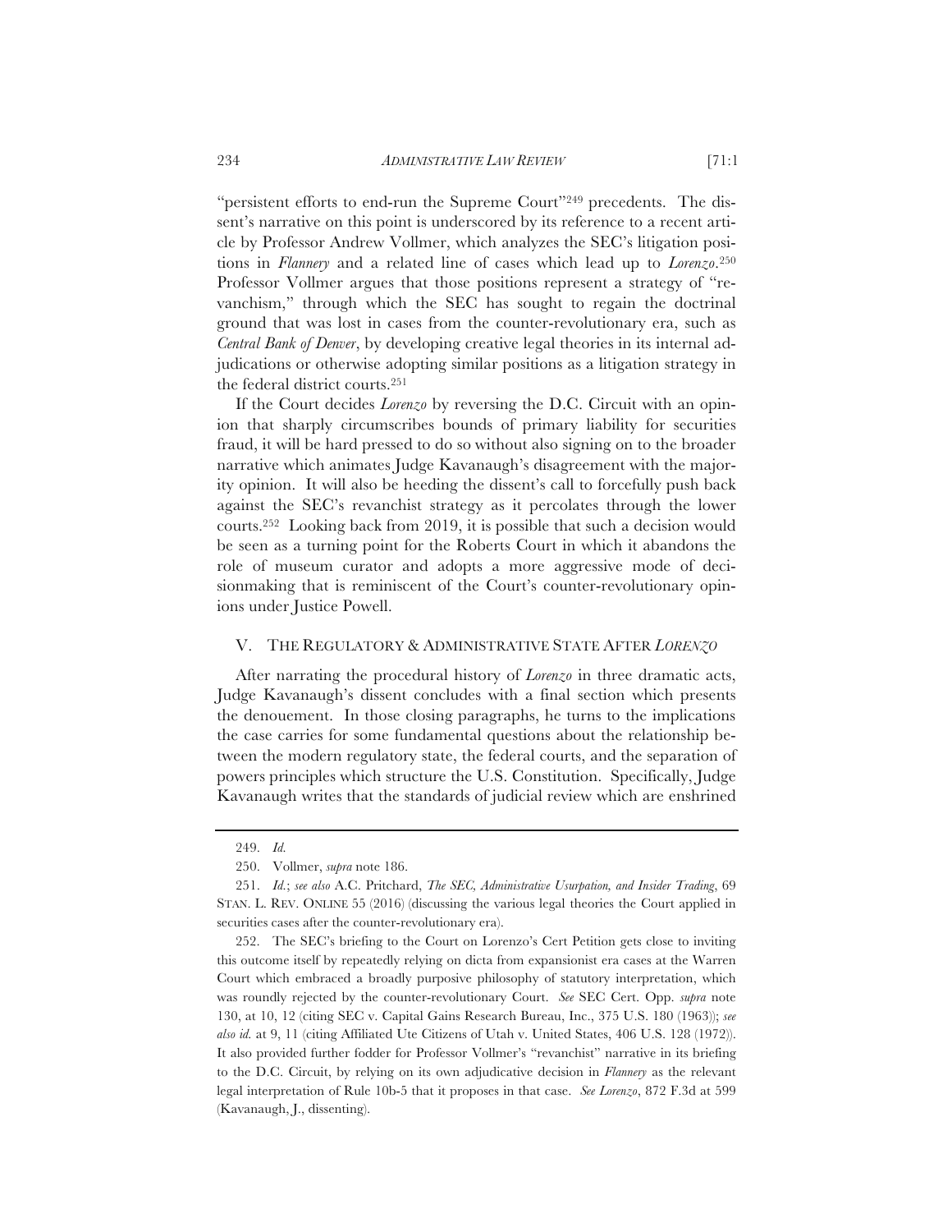"persistent efforts to end-run the Supreme Court"[249] precedents. The dissent's narrative on this point is underscored by its reference to a recent article by Professor Andrew Vollmer, which analyzes the SEC's litigation positions in *Flannery* and a related line of cases which lead up to *Lorenzo*.[250] Professor Vollmer argues that those positions represent a strategy of "revanchism," through which the SEC has sought to regain the doctrinal ground that was lost in cases from the counter-revolutionary era, such as *Central Bank of Denver*, by developing creative legal theories in its internal adjudications or otherwise adopting similar positions as a litigation strategy in the federal district courts.[251]

If the Court decides *Lorenzo* by reversing the D.C. Circuit with an opinion that sharply circumscribes bounds of primary liability for securities fraud, it will be hard pressed to do so without also signing on to the broader narrative which animates Judge Kavanaugh's disagreement with the majority opinion. It will also be heeding the dissent's call to forcefully push back against the SEC's revanchist strategy as it percolates through the lower courts.[252] Looking back from 2019, it is possible that such a decision would be seen as a turning point for the Roberts Court in which it abandons the role of museum curator and adopts a more aggressive mode of decisionmaking that is reminiscent of the Court's counter-revolutionary opinions under Justice Powell.

## V. THE REGULATORY & ADMINISTRATIVE STATE AFTER *LORENZO*

After narrating the procedural history of *Lorenzo* in three dramatic acts, Judge Kavanaugh's dissent concludes with a final section which presents the denouement. In those closing paragraphs, he turns to the implications the case carries for some fundamental questions about the relationship between the modern regulatory state, the federal courts, and the separation of powers principles which structure the U.S. Constitution. Specifically, Judge Kavanaugh writes that the standards of judicial review which are enshrined

---

249. *Id.*

250. Vollmer, *supra* note 186.

251. *Id.*; *see also* A.C. Pritchard, *The SEC, Administrative Usurpation, and Insider Trading*, 69 STAN. L. REV. ONLINE 55 (2016) (discussing the various legal theories the Court applied in securities cases after the counter-revolutionary era).

252. The SEC's briefing to the Court on Lorenzo's Cert Petition gets close to inviting this outcome itself by repeatedly relying on dicta from expansionist era cases at the Warren Court which embraced a broadly purposive philosophy of statutory interpretation, which was roundly rejected by the counter-revolutionary Court. *See* SEC Cert. Opp. *supra* note 130, at 10, 12 (citing SEC v. Capital Gains Research Bureau, Inc., 375 U.S. 180 (1963)); *see also id.* at 9, 11 (citing Affiliated Ute Citizens of Utah v. United States, 406 U.S. 128 (1972)). It also provided further fodder for Professor Vollmer's "revanchist" narrative in its briefing to the D.C. Circuit, by relying on its own adjudicative decision in *Flannery* as the relevant legal interpretation of Rule 10b-5 that it proposes in that case. *See Lorenzo*, 872 F.3d at 599 (Kavanaugh, J., dissenting).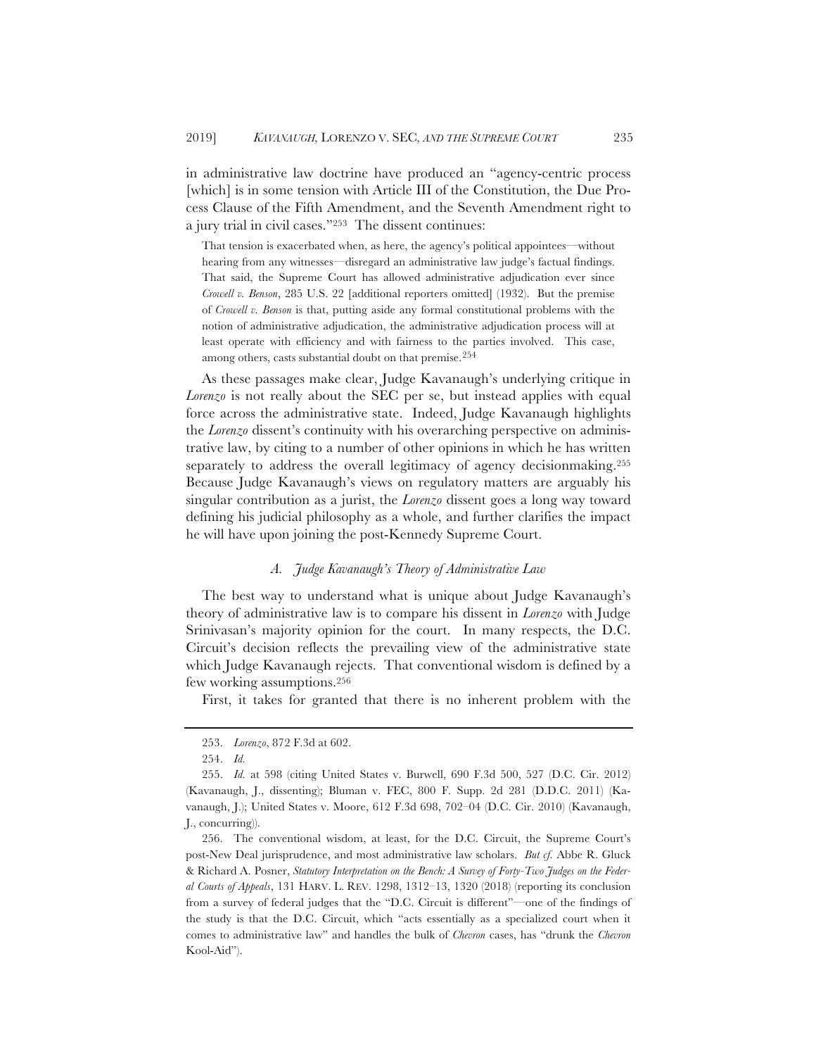in administrative law doctrine have produced an "agency-centric process [which] is in some tension with Article III of the Constitution, the Due Process Clause of the Fifth Amendment, and the Seventh Amendment right to a jury trial in civil cases."[253] The dissent continues:

> That tension is exacerbated when, as here, the agency's political appointees—without hearing from any witnesses—disregard an administrative law judge's factual findings. That said, the Supreme Court has allowed administrative adjudication ever since *Crowell v. Benson*, 285 U.S. 22 [additional reporters omitted] (1932). But the premise of *Crowell v. Benson* is that, putting aside any formal constitutional problems with the notion of administrative adjudication, the administrative adjudication process will at least operate with efficiency and with fairness to the parties involved. This case, among others, casts substantial doubt on that premise.[254]

As these passages make clear, Judge Kavanaugh's underlying critique in *Lorenzo* is not really about the SEC per se, but instead applies with equal force across the administrative state. Indeed, Judge Kavanaugh highlights the *Lorenzo* dissent's continuity with his overarching perspective on administrative law, by citing to a number of other opinions in which he has written separately to address the overall legitimacy of agency decisionmaking.[255] Because Judge Kavanaugh's views on regulatory matters are arguably his singular contribution as a jurist, the *Lorenzo* dissent goes a long way toward defining his judicial philosophy as a whole, and further clarifies the impact he will have upon joining the post-Kennedy Supreme Court.

### *A. Judge Kavanaugh's Theory of Administrative Law*

The best way to understand what is unique about Judge Kavanaugh's theory of administrative law is to compare his dissent in *Lorenzo* with Judge Srinivasan's majority opinion for the court. In many respects, the D.C. Circuit's decision reflects the prevailing view of the administrative state which Judge Kavanaugh rejects. That conventional wisdom is defined by a few working assumptions.[256]

First, it takes for granted that there is no inherent problem with the

---

253. *Lorenzo*, 872 F.3d at 602.

254. *Id.*

255. *Id.* at 598 (citing United States v. Burwell, 690 F.3d 500, 527 (D.C. Cir. 2012) (Kavanaugh, J., dissenting); Bluman v. FEC, 800 F. Supp. 2d 281 (D.D.C. 2011) (Kavanaugh, J.); United States v. Moore, 612 F.3d 698, 702–04 (D.C. Cir. 2010) (Kavanaugh, J., concurring)).

256. The conventional wisdom, at least, for the D.C. Circuit, the Supreme Court's post-New Deal jurisprudence, and most administrative law scholars. *But cf.* Abbe R. Gluck & Richard A. Posner, *Statutory Interpretation on the Bench: A Survey of Forty-Two Judges on the Federal Courts of Appeals*, 131 HARV. L. REV. 1298, 1312–13, 1320 (2018) (reporting its conclusion from a survey of federal judges that the "D.C. Circuit is different"—one of the findings of the study is that the D.C. Circuit, which "acts essentially as a specialized court when it comes to administrative law" and handles the bulk of *Chevron* cases, has "drunk the *Chevron* Kool-Aid").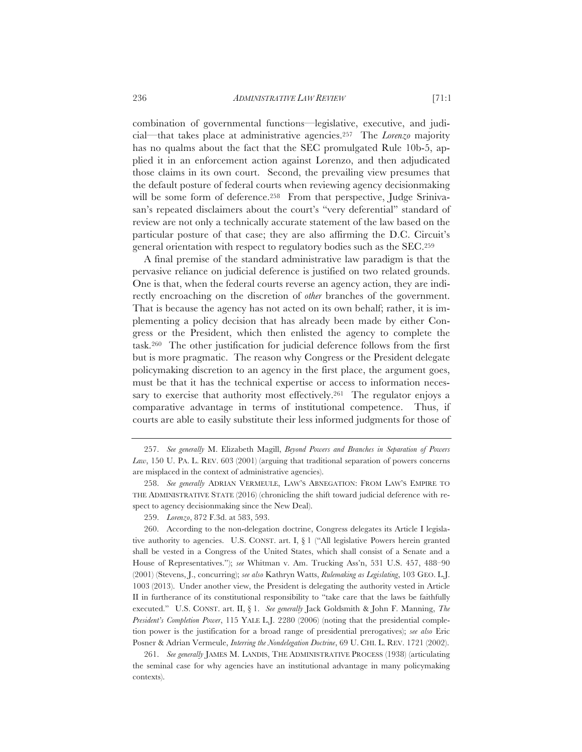combination of governmental functions—legislative, executive, and judicial—that takes place at administrative agencies.[257] The *Lorenzo* majority has no qualms about the fact that the SEC promulgated Rule 10b-5, applied it in an enforcement action against Lorenzo, and then adjudicated those claims in its own court. Second, the prevailing view presumes that the default posture of federal courts when reviewing agency decisionmaking will be some form of deference.[258] From that perspective, Judge Srinivasan's repeated disclaimers about the court's "very deferential" standard of review are not only a technically accurate statement of the law based on the particular posture of that case; they are also affirming the D.C. Circuit's general orientation with respect to regulatory bodies such as the SEC.[259]

A final premise of the standard administrative law paradigm is that the pervasive reliance on judicial deference is justified on two related grounds. One is that, when the federal courts reverse an agency action, they are indirectly encroaching on the discretion of *other* branches of the government. That is because the agency has not acted on its own behalf; rather, it is implementing a policy decision that has already been made by either Congress or the President, which then enlisted the agency to complete the task.[260] The other justification for judicial deference follows from the first but is more pragmatic. The reason why Congress or the President delegate policymaking discretion to an agency in the first place, the argument goes, must be that it has the technical expertise or access to information necessary to exercise that authority most effectively.[261] The regulator enjoys a comparative advantage in terms of institutional competence. Thus, if courts are able to easily substitute their less informed judgments for those of

---

257. *See generally* M. Elizabeth Magill, *Beyond Powers and Branches in Separation of Powers Law*, 150 U. PA. L. REV. 603 (2001) (arguing that traditional separation of powers concerns are misplaced in the context of administrative agencies).

258. *See generally* ADRIAN VERMEULE, LAW'S ABNEGATION: FROM LAW'S EMPIRE TO THE ADMINISTRATIVE STATE (2016) (chronicling the shift toward judicial deference with respect to agency decisionmaking since the New Deal).

259. *Lorenzo*, 872 F.3d. at 583, 593.

260. According to the non-delegation doctrine, Congress delegates its Article I legislative authority to agencies. U.S. CONST. art. I, § 1 ("All legislative Powers herein granted shall be vested in a Congress of the United States, which shall consist of a Senate and a House of Representatives."); *see* Whitman v. Am. Trucking Ass'n, 531 U.S. 457, 488–90 (2001) (Stevens, J., concurring); *see also* Kathryn Watts, *Rulemaking as Legislating*, 103 GEO. L.J. 1003 (2013). Under another view, the President is delegating the authority vested in Article II in furtherance of its constitutional responsibility to "take care that the laws be faithfully executed." U.S. CONST. art. II, § 1. *See generally* Jack Goldsmith & John F. Manning, *The President's Completion Power*, 115 YALE L.J. 2280 (2006) (noting that the presidential completion power is the justification for a broad range of presidential prerogatives); *see also* Eric Posner & Adrian Vermeule, *Interring the Nondelegation Doctrine*, 69 U. CHI. L. REV. 1721 (2002).

261. *See generally* JAMES M. LANDIS, THE ADMINISTRATIVE PROCESS (1938) (articulating the seminal case for why agencies have an institutional advantage in many policymaking contexts).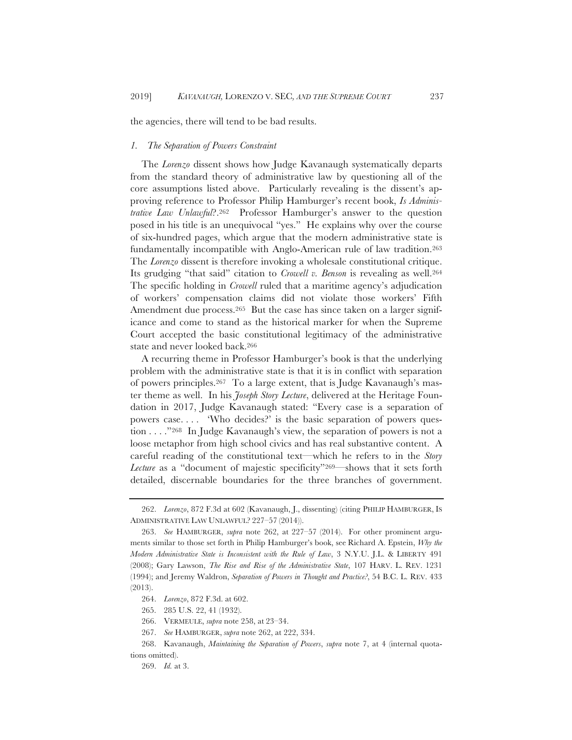the agencies, there will tend to be bad results.

### *1. The Separation of Powers Constraint*

The *Lorenzo* dissent shows how Judge Kavanaugh systematically departs from the standard theory of administrative law by questioning all of the core assumptions listed above. Particularly revealing is the dissent's approving reference to Professor Philip Hamburger's recent book, *Is Administrative Law Unlawful?*.[262] Professor Hamburger's answer to the question posed in his title is an unequivocal "yes." He explains why over the course of six-hundred pages, which argue that the modern administrative state is fundamentally incompatible with Anglo-American rule of law tradition.[263] The *Lorenzo* dissent is therefore invoking a wholesale constitutional critique. Its grudging "that said" citation to *Crowell v. Benson* is revealing as well.[264] The specific holding in *Crowell* ruled that a maritime agency's adjudication of workers' compensation claims did not violate those workers' Fifth Amendment due process.[265] But the case has since taken on a larger significance and come to stand as the historical marker for when the Supreme Court accepted the basic constitutional legitimacy of the administrative state and never looked back.[266]

A recurring theme in Professor Hamburger's book is that the underlying problem with the administrative state is that it is in conflict with separation of powers principles.[267] To a large extent, that is Judge Kavanaugh's master theme as well. In his *Joseph Story Lecture*, delivered at the Heritage Foundation in 2017, Judge Kavanaugh stated: "Every case is a separation of powers case. . . . 'Who decides?' is the basic separation of powers question . . . ."[268] In Judge Kavanaugh's view, the separation of powers is not a loose metaphor from high school civics and has real substantive content. A careful reading of the constitutional text—which he refers to in the *Story Lecture* as a "document of majestic specificity"[269]—shows that it sets forth detailed, discernable boundaries for the three branches of government.

---

262. *Lorenzo*, 872 F.3d at 602 (Kavanaugh, J., dissenting) (citing PHILIP HAMBURGER, IS ADMINISTRATIVE LAW UNLAWFUL? 227–57 (2014)).

263. *See* HAMBURGER, *supra* note 262, at 227–57 (2014). For other prominent arguments similar to those set forth in Philip Hamburger's book, see Richard A. Epstein, *Why the Modern Administrative State is Inconsistent with the Rule of Law*, 3 N.Y.U. J.L. & LIBERTY 491 (2008); Gary Lawson, *The Rise and Rise of the Administrative State*, 107 HARV. L. REV. 1231 (1994); and Jeremy Waldron, *Separation of Powers in Thought and Practice?*, 54 B.C. L. REV. 433 (2013).

264. *Lorenzo*, 872 F.3d. at 602.

265. 285 U.S. 22, 41 (1932).

266. VERMEULE, *supra* note 258, at 23–34.

267. *See* HAMBURGER, *supra* note 262, at 222, 334.

268. Kavanaugh, *Maintaining the Separation of Powers*, *supra* note 7, at 4 (internal quotations omitted).

269. *Id.* at 3.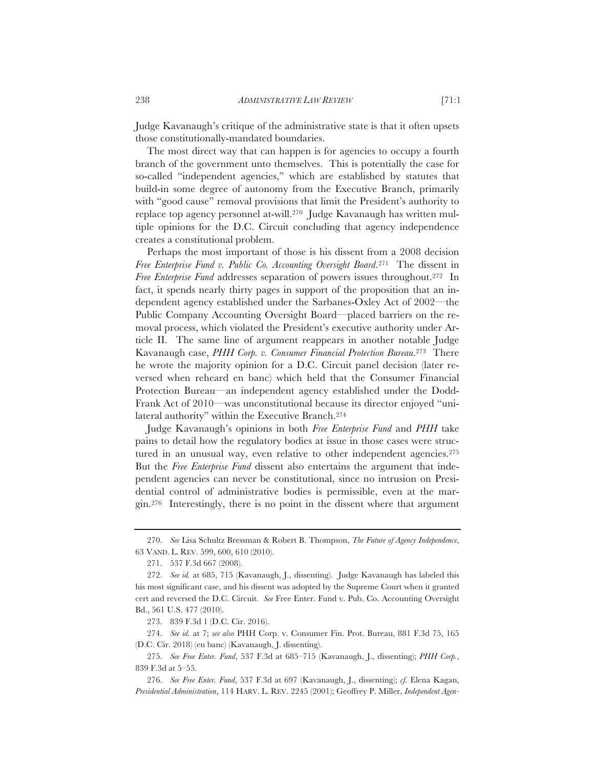Judge Kavanaugh's critique of the administrative state is that it often upsets those constitutionally-mandated boundaries.

The most direct way that can happen is for agencies to occupy a fourth branch of the government unto themselves. This is potentially the case for so-called "independent agencies," which are established by statutes that build-in some degree of autonomy from the Executive Branch, primarily with "good cause" removal provisions that limit the President's authority to replace top agency personnel at-will.[270] Judge Kavanaugh has written multiple opinions for the D.C. Circuit concluding that agency independence creates a constitutional problem.

Perhaps the most important of those is his dissent from a 2008 decision *Free Enterprise Fund v. Public Co. Accounting Oversight Board*.[271] The dissent in *Free Enterprise Fund* addresses separation of powers issues throughout.[272] In fact, it spends nearly thirty pages in support of the proposition that an independent agency established under the Sarbanes-Oxley Act of 2002—the Public Company Accounting Oversight Board—placed barriers on the removal process, which violated the President's executive authority under Article II. The same line of argument reappears in another notable Judge Kavanaugh case, *PHH Corp. v. Consumer Financial Protection Bureau*.[273] There he wrote the majority opinion for a D.C. Circuit panel decision (later reversed when reheard en banc) which held that the Consumer Financial Protection Bureau—an independent agency established under the Dodd-Frank Act of 2010—was unconstitutional because its director enjoyed "unilateral authority" within the Executive Branch.[274]

Judge Kavanaugh's opinions in both *Free Enterprise Fund* and *PHH* take pains to detail how the regulatory bodies at issue in those cases were structured in an unusual way, even relative to other independent agencies.[275] But the *Free Enterprise Fund* dissent also entertains the argument that independent agencies can never be constitutional, since no intrusion on Presidential control of administrative bodies is permissible, even at the margin.[276] Interestingly, there is no point in the dissent where that argument

---

270. *See* Lisa Schultz Bressman & Robert B. Thompson, *The Future of Agency Independence*, 63 VAND. L. REV. 599, 600, 610 (2010).

271. 537 F.3d 667 (2008).

272. *See id.* at 685, 715 (Kavanaugh, J., dissenting). Judge Kavanaugh has labeled this his most significant case, and his dissent was adopted by the Supreme Court when it granted cert and reversed the D.C. Circuit. *See* Free Enter. Fund v. Pub. Co. Accounting Oversight Bd., 561 U.S. 477 (2010).

273. 839 F.3d 1 (D.C. Cir. 2016).

274. *See id.* at 7; *see also* PHH Corp. v. Consumer Fin. Prot. Bureau, 881 F.3d 75, 165 (D.C. Cir. 2018) (en banc) (Kavanaugh, J. dissenting).

275. *See Free Enter. Fund*, 537 F.3d at 685–715 (Kavanaugh, J., dissenting); *PHH Corp.*, 839 F.3d at 5–55.

276. *See Free Enter. Fund*, 537 F.3d at 697 (Kavanaugh, J., dissenting); *cf.* Elena Kagan, *Presidential Administration*, 114 HARV. L. REV. 2245 (2001); Geoffrey P. Miller, *Independent Agen-*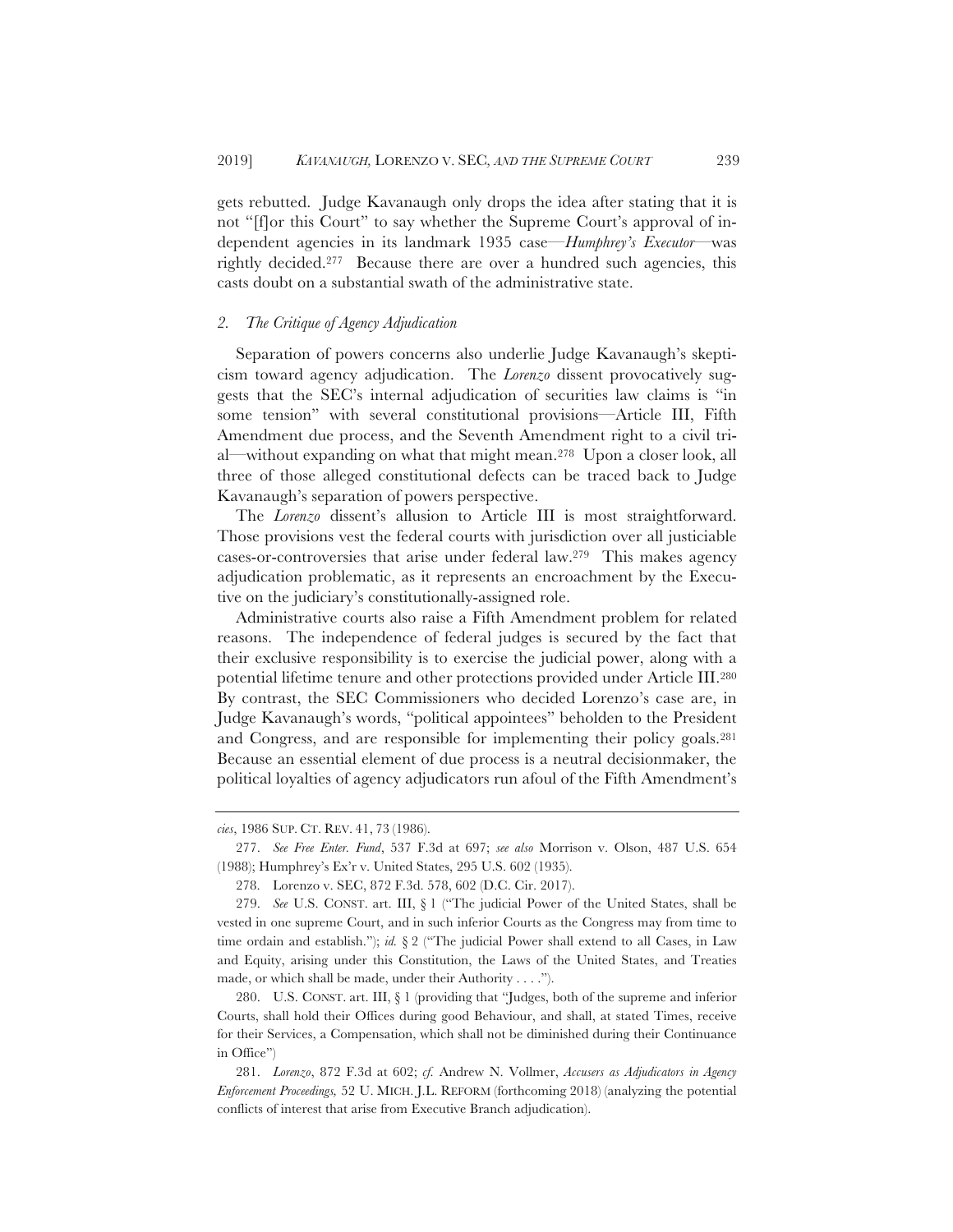gets rebutted. Judge Kavanaugh only drops the idea after stating that it is not "[f]or this Court" to say whether the Supreme Court's approval of independent agencies in its landmark 1935 case—*Humphrey's Executor*—was rightly decided.[277] Because there are over a hundred such agencies, this casts doubt on a substantial swath of the administrative state.

### *2. The Critique of Agency Adjudication*

Separation of powers concerns also underlie Judge Kavanaugh's skepticism toward agency adjudication. The *Lorenzo* dissent provocatively suggests that the SEC's internal adjudication of securities law claims is "in some tension" with several constitutional provisions—Article III, Fifth Amendment due process, and the Seventh Amendment right to a civil trial—without expanding on what that might mean.[278] Upon a closer look, all three of those alleged constitutional defects can be traced back to Judge Kavanaugh's separation of powers perspective.

The *Lorenzo* dissent's allusion to Article III is most straightforward. Those provisions vest the federal courts with jurisdiction over all justiciable cases-or-controversies that arise under federal law.[279] This makes agency adjudication problematic, as it represents an encroachment by the Executive on the judiciary's constitutionally-assigned role.

Administrative courts also raise a Fifth Amendment problem for related reasons. The independence of federal judges is secured by the fact that their exclusive responsibility is to exercise the judicial power, along with a potential lifetime tenure and other protections provided under Article III.[280] By contrast, the SEC Commissioners who decided Lorenzo's case are, in Judge Kavanaugh's words, "political appointees" beholden to the President and Congress, and are responsible for implementing their policy goals.[281] Because an essential element of due process is a neutral decisionmaker, the political loyalties of agency adjudicators run afoul of the Fifth Amendment's

---

*cies*, 1986 SUP. CT. REV. 41, 73 (1986).

277. *See Free Enter. Fund*, 537 F.3d at 697; *see also* Morrison v. Olson, 487 U.S. 654 (1988); Humphrey's Ex'r v. United States, 295 U.S. 602 (1935).

278. Lorenzo v. SEC, 872 F.3d. 578, 602 (D.C. Cir. 2017).

279. *See* U.S. CONST. art. III, § 1 ("The judicial Power of the United States, shall be vested in one supreme Court, and in such inferior Courts as the Congress may from time to time ordain and establish."); *id.* § 2 ("The judicial Power shall extend to all Cases, in Law and Equity, arising under this Constitution, the Laws of the United States, and Treaties made, or which shall be made, under their Authority . . . .").

280. U.S. CONST. art. III, § 1 (providing that "Judges, both of the supreme and inferior Courts, shall hold their Offices during good Behaviour, and shall, at stated Times, receive for their Services, a Compensation, which shall not be diminished during their Continuance in Office")

281. *Lorenzo*, 872 F.3d at 602; *cf.* Andrew N. Vollmer, *Accusers as Adjudicators in Agency Enforcement Proceedings,* 52 U. MICH. J.L. REFORM (forthcoming 2018) (analyzing the potential conflicts of interest that arise from Executive Branch adjudication).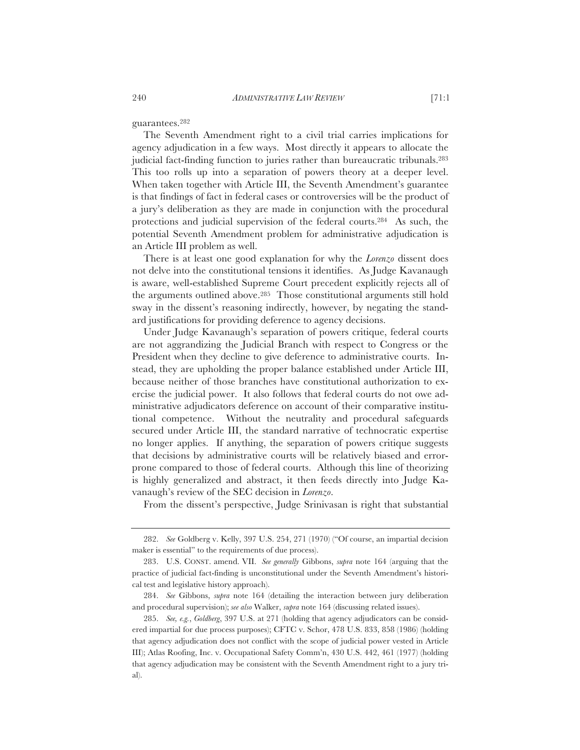guarantees.[282]

The Seventh Amendment right to a civil trial carries implications for agency adjudication in a few ways. Most directly it appears to allocate the judicial fact-finding function to juries rather than bureaucratic tribunals.[283] This too rolls up into a separation of powers theory at a deeper level. When taken together with Article III, the Seventh Amendment's guarantee is that findings of fact in federal cases or controversies will be the product of a jury's deliberation as they are made in conjunction with the procedural protections and judicial supervision of the federal courts.[284] As such, the potential Seventh Amendment problem for administrative adjudication is an Article III problem as well.

There is at least one good explanation for why the *Lorenzo* dissent does not delve into the constitutional tensions it identifies. As Judge Kavanaugh is aware, well-established Supreme Court precedent explicitly rejects all of the arguments outlined above.[285] Those constitutional arguments still hold sway in the dissent's reasoning indirectly, however, by negating the standard justifications for providing deference to agency decisions.

Under Judge Kavanaugh's separation of powers critique, federal courts are not aggrandizing the Judicial Branch with respect to Congress or the President when they decline to give deference to administrative courts. Instead, they are upholding the proper balance established under Article III, because neither of those branches have constitutional authorization to exercise the judicial power. It also follows that federal courts do not owe administrative adjudicators deference on account of their comparative institutional competence. Without the neutrality and procedural safeguards secured under Article III, the standard narrative of technocratic expertise no longer applies. If anything, the separation of powers critique suggests that decisions by administrative courts will be relatively biased and error-prone compared to those of federal courts. Although this line of theorizing is highly generalized and abstract, it then feeds directly into Judge Kavanaugh's review of the SEC decision in *Lorenzo*.

From the dissent's perspective, Judge Srinivasan is right that substantial

---

282. *See* Goldberg v. Kelly, 397 U.S. 254, 271 (1970) ("Of course, an impartial decision maker is essential" to the requirements of due process).

283. U.S. CONST. amend. VII. *See generally* Gibbons, *supra* note 164 (arguing that the practice of judicial fact-finding is unconstitutional under the Seventh Amendment's historical test and legislative history approach).

284. *See* Gibbons, *supra* note 164 (detailing the interaction between jury deliberation and procedural supervision); *see also* Walker, *supra* note 164 (discussing related issues).

285. *See, e.g.*, *Goldberg*, 397 U.S. at 271 (holding that agency adjudicators can be considered impartial for due process purposes); CFTC v. Schor, 478 U.S. 833, 858 (1986) (holding that agency adjudication does not conflict with the scope of judicial power vested in Article III); Atlas Roofing, Inc. v. Occupational Safety Comm'n, 430 U.S. 442, 461 (1977) (holding that agency adjudication may be consistent with the Seventh Amendment right to a jury trial).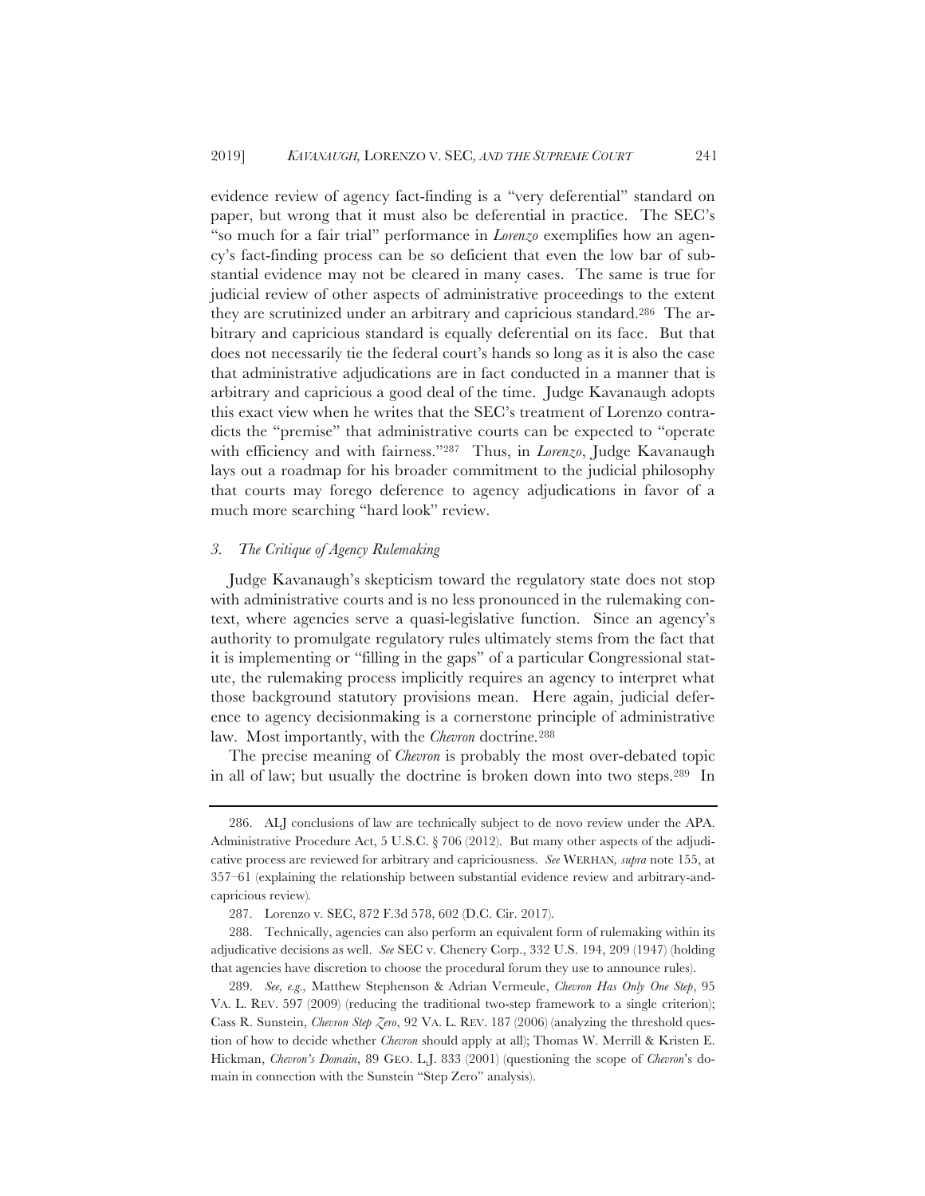evidence review of agency fact-finding is a "very deferential" standard on paper, but wrong that it must also be deferential in practice. The SEC's "so much for a fair trial" performance in *Lorenzo* exemplifies how an agency's fact-finding process can be so deficient that even the low bar of substantial evidence may not be cleared in many cases. The same is true for judicial review of other aspects of administrative proceedings to the extent they are scrutinized under an arbitrary and capricious standard.[286] The arbitrary and capricious standard is equally deferential on its face. But that does not necessarily tie the federal court's hands so long as it is also the case that administrative adjudications are in fact conducted in a manner that is arbitrary and capricious a good deal of the time. Judge Kavanaugh adopts this exact view when he writes that the SEC's treatment of Lorenzo contradicts the "premise" that administrative courts can be expected to "operate with efficiency and with fairness."[287] Thus, in *Lorenzo*, Judge Kavanaugh lays out a roadmap for his broader commitment to the judicial philosophy that courts may forego deference to agency adjudications in favor of a much more searching "hard look" review.

### *3. The Critique of Agency Rulemaking*

Judge Kavanaugh's skepticism toward the regulatory state does not stop with administrative courts and is no less pronounced in the rulemaking context, where agencies serve a quasi-legislative function. Since an agency's authority to promulgate regulatory rules ultimately stems from the fact that it is implementing or "filling in the gaps" of a particular Congressional statute, the rulemaking process implicitly requires an agency to interpret what those background statutory provisions mean. Here again, judicial deference to agency decisionmaking is a cornerstone principle of administrative law. Most importantly, with the *Chevron* doctrine.[288]

The precise meaning of *Chevron* is probably the most over-debated topic in all of law; but usually the doctrine is broken down into two steps.[289] In

---

286. ALJ conclusions of law are technically subject to de novo review under the APA. Administrative Procedure Act, 5 U.S.C. § 706 (2012). But many other aspects of the adjudicative process are reviewed for arbitrary and capriciousness. *See* WERHAN, *supra* note 155, at 357–61 (explaining the relationship between substantial evidence review and arbitrary-and-capricious review).

287. Lorenzo v. SEC, 872 F.3d 578, 602 (D.C. Cir. 2017).

288. Technically, agencies can also perform an equivalent form of rulemaking within its adjudicative decisions as well. *See* SEC v. Chenery Corp., 332 U.S. 194, 209 (1947) (holding that agencies have discretion to choose the procedural forum they use to announce rules).

289. *See, e.g.,* Matthew Stephenson & Adrian Vermeule, *Chevron Has Only One Step*, 95 VA. L. REV. 597 (2009) (reducing the traditional two-step framework to a single criterion); Cass R. Sunstein, *Chevron Step Zero*, 92 VA. L. REV. 187 (2006) (analyzing the threshold question of how to decide whether *Chevron* should apply at all); Thomas W. Merrill & Kristen E. Hickman, *Chevron's Domain*, 89 GEO. L.J. 833 (2001) (questioning the scope of *Chevron*'s domain in connection with the Sunstein "Step Zero" analysis).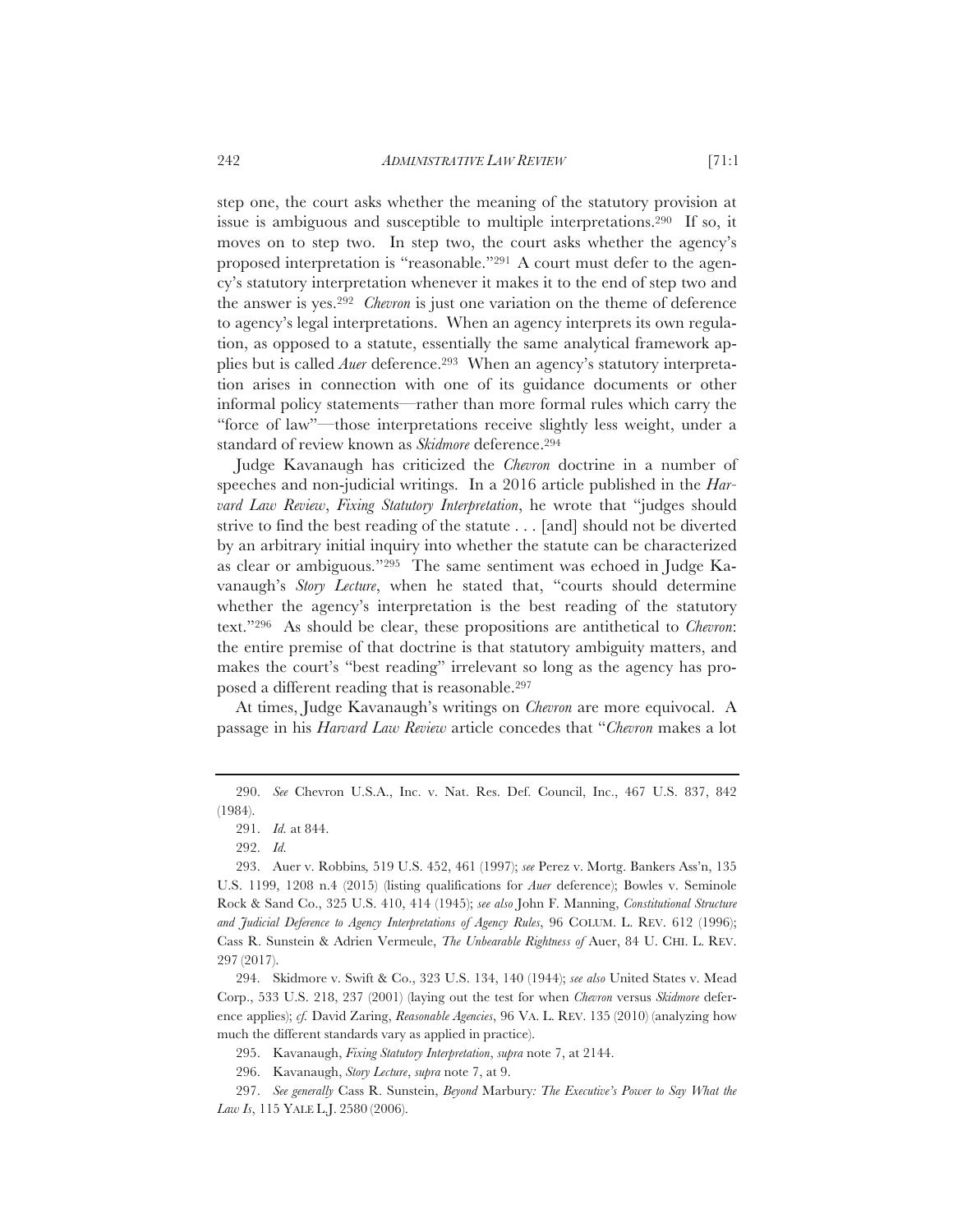step one, the court asks whether the meaning of the statutory provision at issue is ambiguous and susceptible to multiple interpretations.[290] If so, it moves on to step two. In step two, the court asks whether the agency's proposed interpretation is "reasonable."[291] A court must defer to the agency's statutory interpretation whenever it makes it to the end of step two and the answer is yes.[292] *Chevron* is just one variation on the theme of deference to agency's legal interpretations. When an agency interprets its own regulation, as opposed to a statute, essentially the same analytical framework applies but is called *Auer* deference.[293] When an agency's statutory interpretation arises in connection with one of its guidance documents or other informal policy statements—rather than more formal rules which carry the "force of law"—those interpretations receive slightly less weight, under a standard of review known as *Skidmore* deference.[294]

Judge Kavanaugh has criticized the *Chevron* doctrine in a number of speeches and non-judicial writings. In a 2016 article published in the *Harvard Law Review*, *Fixing Statutory Interpretation*, he wrote that "judges should strive to find the best reading of the statute . . . [and] should not be diverted by an arbitrary initial inquiry into whether the statute can be characterized as clear or ambiguous."[295] The same sentiment was echoed in Judge Kavanaugh's *Story Lecture*, when he stated that, "courts should determine whether the agency's interpretation is the best reading of the statutory text."[296] As should be clear, these propositions are antithetical to *Chevron*: the entire premise of that doctrine is that statutory ambiguity matters, and makes the court's "best reading" irrelevant so long as the agency has proposed a different reading that is reasonable.[297]

At times, Judge Kavanaugh's writings on *Chevron* are more equivocal. A passage in his *Harvard Law Review* article concedes that "*Chevron* makes a lot

---

290. *See* Chevron U.S.A., Inc. v. Nat. Res. Def. Council, Inc., 467 U.S. 837, 842 (1984).

291. *Id.* at 844.

292. *Id.*

293. Auer v. Robbins, 519 U.S. 452, 461 (1997); *see* Perez v. Mortg. Bankers Ass'n, 135 U.S. 1199, 1208 n.4 (2015) (listing qualifications for *Auer* deference); Bowles v. Seminole Rock & Sand Co., 325 U.S. 410, 414 (1945); *see also* John F. Manning, *Constitutional Structure and Judicial Deference to Agency Interpretations of Agency Rules*, 96 COLUM. L. REV. 612 (1996); Cass R. Sunstein & Adrien Vermeule, *The Unbearable Rightness of* Auer, 84 U. CHI. L. REV. 297 (2017).

294. Skidmore v. Swift & Co., 323 U.S. 134, 140 (1944); *see also* United States v. Mead Corp., 533 U.S. 218, 237 (2001) (laying out the test for when *Chevron* versus *Skidmore* deference applies); *cf.* David Zaring, *Reasonable Agencies*, 96 VA. L. REV. 135 (2010) (analyzing how much the different standards vary as applied in practice).

295. Kavanaugh, *Fixing Statutory Interpretation*, *supra* note 7, at 2144.

296. Kavanaugh, *Story Lecture*, *supra* note 7, at 9.

297. *See generally* Cass R. Sunstein, *Beyond* Marbury*: The Executive's Power to Say What the Law Is*, 115 YALE L.J. 2580 (2006).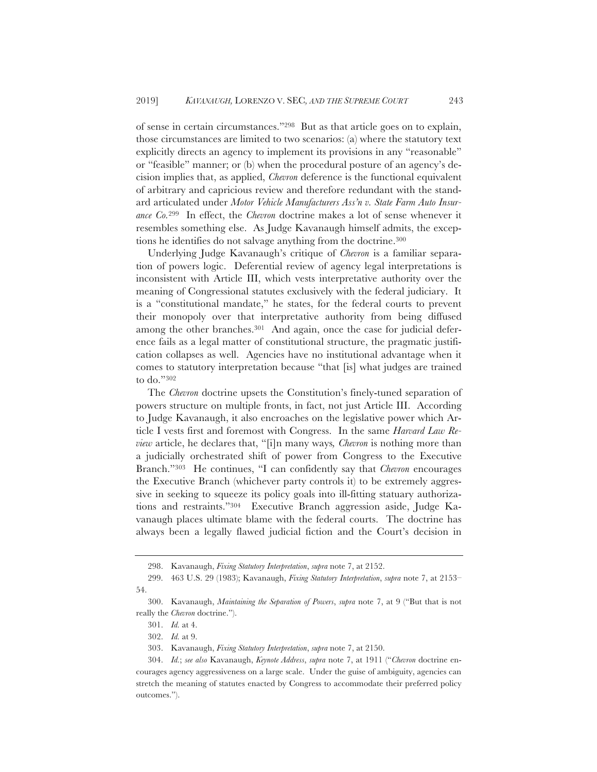of sense in certain circumstances."[298] But as that article goes on to explain, those circumstances are limited to two scenarios: (a) where the statutory text explicitly directs an agency to implement its provisions in any "reasonable" or "feasible" manner; or (b) when the procedural posture of an agency's decision implies that, as applied, *Chevron* deference is the functional equivalent of arbitrary and capricious review and therefore redundant with the standard articulated under *Motor Vehicle Manufacturers Ass'n v. State Farm Auto Insurance Co.*[299] In effect, the *Chevron* doctrine makes a lot of sense whenever it resembles something else. As Judge Kavanaugh himself admits, the exceptions he identifies do not salvage anything from the doctrine.[300]

Underlying Judge Kavanaugh's critique of *Chevron* is a familiar separation of powers logic. Deferential review of agency legal interpretations is inconsistent with Article III, which vests interpretative authority over the meaning of Congressional statutes exclusively with the federal judiciary. It is a "constitutional mandate," he states, for the federal courts to prevent their monopoly over that interpretative authority from being diffused among the other branches.[301] And again, once the case for judicial deference fails as a legal matter of constitutional structure, the pragmatic justification collapses as well. Agencies have no institutional advantage when it comes to statutory interpretation because "that [is] what judges are trained to do."[302]

The *Chevron* doctrine upsets the Constitution's finely-tuned separation of powers structure on multiple fronts, in fact, not just Article III. According to Judge Kavanaugh, it also encroaches on the legislative power which Article I vests first and foremost with Congress. In the same *Harvard Law Review* article, he declares that, "[i]n many ways, *Chevron* is nothing more than a judicially orchestrated shift of power from Congress to the Executive Branch."[303] He continues, "I can confidently say that *Chevron* encourages the Executive Branch (whichever party controls it) to be extremely aggressive in seeking to squeeze its policy goals into ill-fitting statuary authorizations and restraints."[304] Executive Branch aggression aside, Judge Kavanaugh places ultimate blame with the federal courts. The doctrine has always been a legally flawed judicial fiction and the Court's decision in

---

298. Kavanaugh, *Fixing Statutory Interpretation*, *supra* note 7, at 2152.

299. 463 U.S. 29 (1983); Kavanaugh, *Fixing Statutory Interpretation*, *supra* note 7, at 2153–54.

300. Kavanaugh, *Maintaining the Separation of Powers*, *supra* note 7, at 9 ("But that is not really the *Chevron* doctrine.").

301. *Id.* at 4.

302. *Id.* at 9.

303. Kavanaugh, *Fixing Statutory Interpretation*, *supra* note 7, at 2150.

304. *Id.*; *see also* Kavanaugh, *Keynote Address*, *supra* note 7, at 1911 ("*Chevron* doctrine encourages agency aggressiveness on a large scale. Under the guise of ambiguity, agencies can stretch the meaning of statutes enacted by Congress to accommodate their preferred policy outcomes.").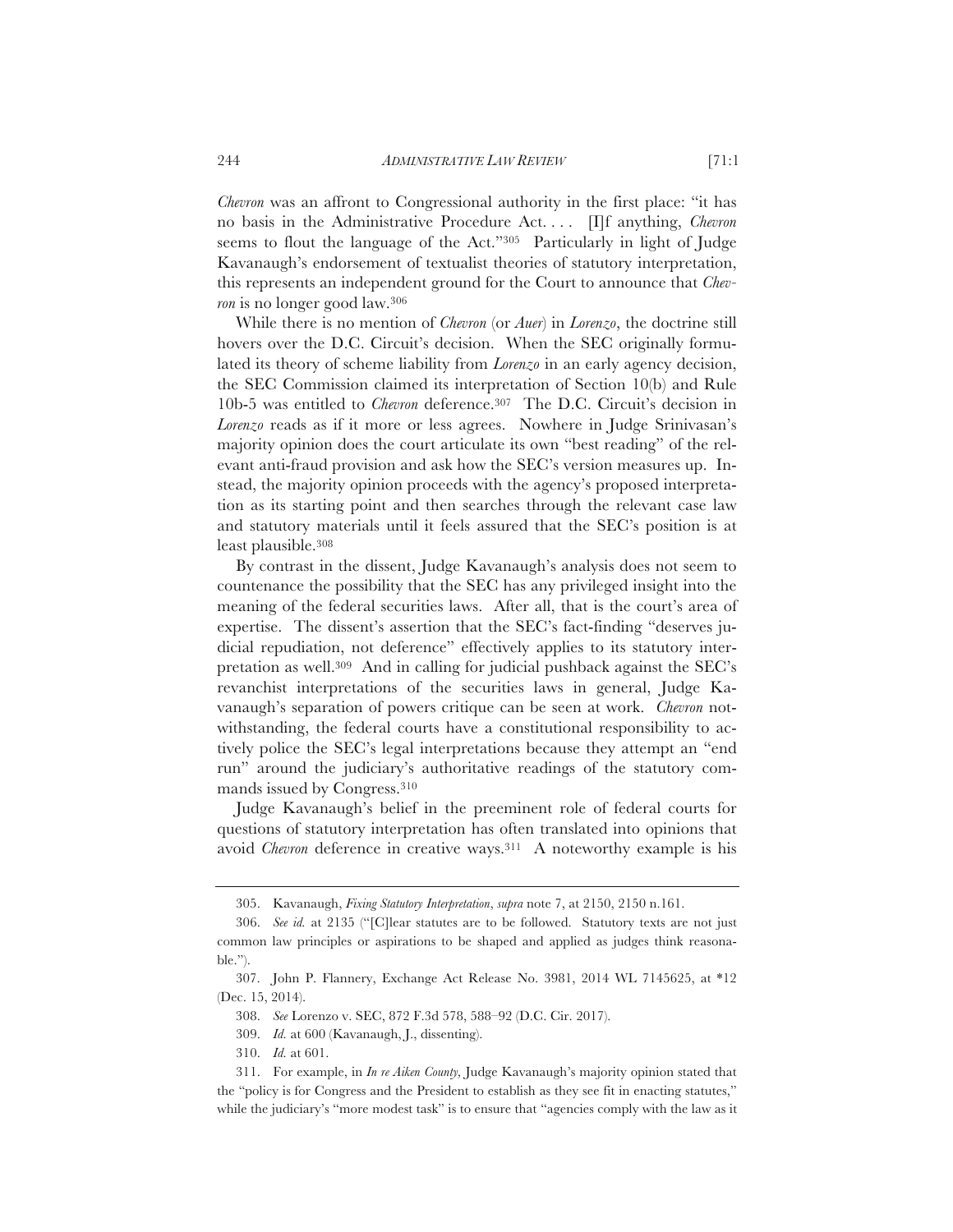*Chevron* was an affront to Congressional authority in the first place: "it has no basis in the Administrative Procedure Act. . . . [I]f anything, *Chevron* seems to flout the language of the Act."[305] Particularly in light of Judge Kavanaugh's endorsement of textualist theories of statutory interpretation, this represents an independent ground for the Court to announce that *Chevron* is no longer good law.[306]

While there is no mention of *Chevron* (or *Auer*) in *Lorenzo*, the doctrine still hovers over the D.C. Circuit's decision. When the SEC originally formulated its theory of scheme liability from *Lorenzo* in an early agency decision, the SEC Commission claimed its interpretation of Section 10(b) and Rule 10b-5 was entitled to *Chevron* deference.[307] The D.C. Circuit's decision in *Lorenzo* reads as if it more or less agrees. Nowhere in Judge Srinivasan's majority opinion does the court articulate its own "best reading" of the relevant anti-fraud provision and ask how the SEC's version measures up. Instead, the majority opinion proceeds with the agency's proposed interpretation as its starting point and then searches through the relevant case law and statutory materials until it feels assured that the SEC's position is at least plausible.[308]

By contrast in the dissent, Judge Kavanaugh's analysis does not seem to countenance the possibility that the SEC has any privileged insight into the meaning of the federal securities laws. After all, that is the court's area of expertise. The dissent's assertion that the SEC's fact-finding "deserves judicial repudiation, not deference" effectively applies to its statutory interpretation as well.[309] And in calling for judicial pushback against the SEC's revanchist interpretations of the securities laws in general, Judge Kavanaugh's separation of powers critique can be seen at work. *Chevron* notwithstanding, the federal courts have a constitutional responsibility to actively police the SEC's legal interpretations because they attempt an "end run" around the judiciary's authoritative readings of the statutory commands issued by Congress.[310]

Judge Kavanaugh's belief in the preeminent role of federal courts for questions of statutory interpretation has often translated into opinions that avoid *Chevron* deference in creative ways.[311] A noteworthy example is his

---

305. Kavanaugh, *Fixing Statutory Interpretation*, *supra* note 7, at 2150, 2150 n.161.

306. *See id.* at 2135 ("[C]lear statutes are to be followed. Statutory texts are not just common law principles or aspirations to be shaped and applied as judges think reasonable.").

307. John P. Flannery, Exchange Act Release No. 3981, 2014 WL 7145625, at *12 (Dec. 15, 2014).

308. *See* Lorenzo v. SEC, 872 F.3d 578, 588–92 (D.C. Cir. 2017).

309. *Id.* at 600 (Kavanaugh, J., dissenting).

310. *Id.* at 601.

311. For example, in *In re Aiken County*, Judge Kavanaugh's majority opinion stated that the "policy is for Congress and the President to establish as they see fit in enacting statutes," while the judiciary's "more modest task" is to ensure that "agencies comply with the law as it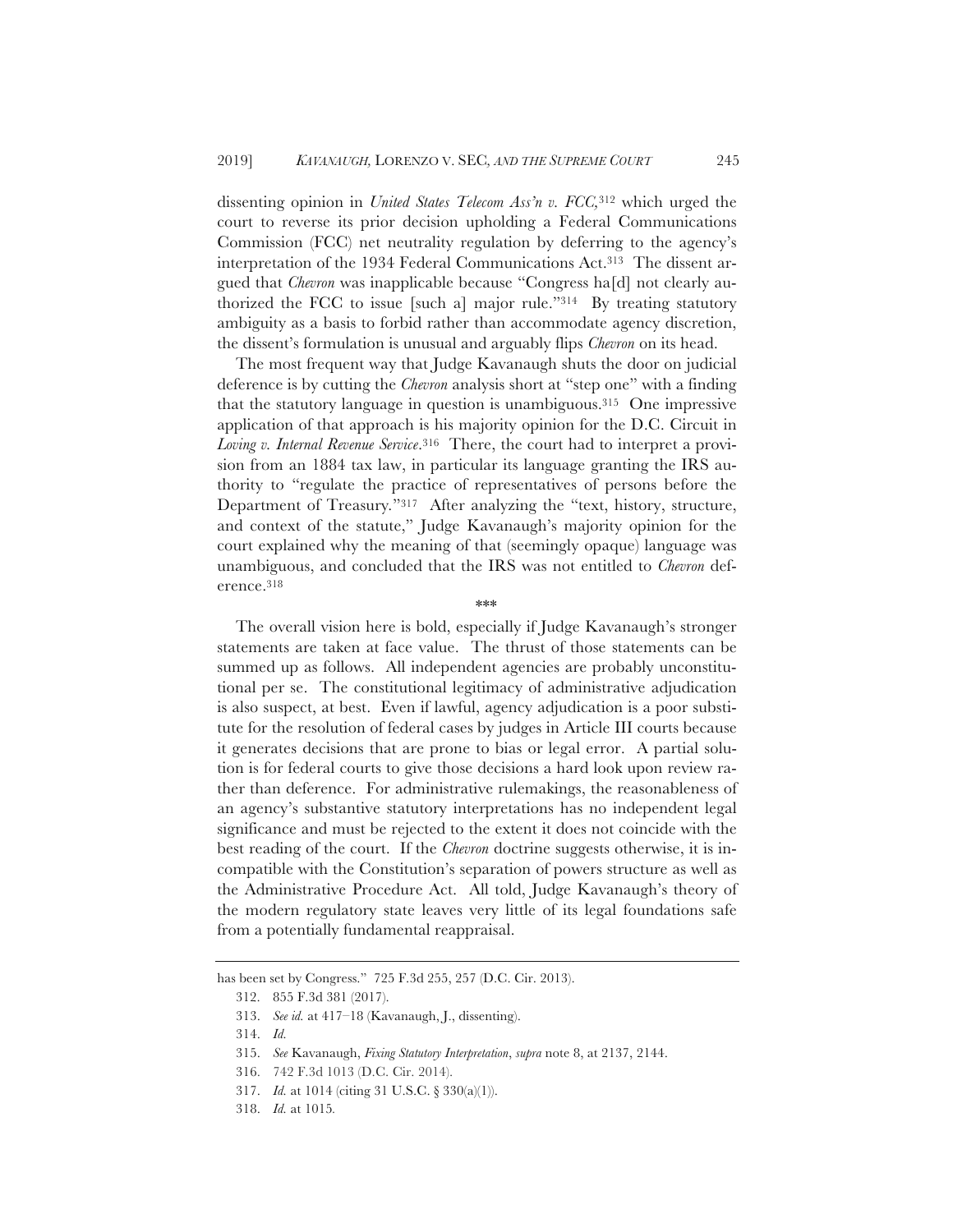dissenting opinion in *United States Telecom Ass'n v. FCC*,[312] which urged the court to reverse its prior decision upholding a Federal Communications Commission (FCC) net neutrality regulation by deferring to the agency's interpretation of the 1934 Federal Communications Act.[313] The dissent argued that *Chevron* was inapplicable because "Congress ha[d] not clearly authorized the FCC to issue [such a] major rule."[314] By treating statutory ambiguity as a basis to forbid rather than accommodate agency discretion, the dissent's formulation is unusual and arguably flips *Chevron* on its head.

The most frequent way that Judge Kavanaugh shuts the door on judicial deference is by cutting the *Chevron* analysis short at "step one" with a finding that the statutory language in question is unambiguous.[315] One impressive application of that approach is his majority opinion for the D.C. Circuit in *Loving v. Internal Revenue Service*.[316] There, the court had to interpret a provision from an 1884 tax law, in particular its language granting the IRS authority to "regulate the practice of representatives of persons before the Department of Treasury."[317] After analyzing the "text, history, structure, and context of the statute," Judge Kavanaugh's majority opinion for the court explained why the meaning of that (seemingly opaque) language was unambiguous, and concluded that the IRS was not entitled to *Chevron* deference.[318]

\*\*\*

The overall vision here is bold, especially if Judge Kavanaugh's stronger statements are taken at face value. The thrust of those statements can be summed up as follows. All independent agencies are probably unconstitutional per se. The constitutional legitimacy of administrative adjudication is also suspect, at best. Even if lawful, agency adjudication is a poor substitute for the resolution of federal cases by judges in Article III courts because it generates decisions that are prone to bias or legal error. A partial solution is for federal courts to give those decisions a hard look upon review rather than deference. For administrative rulemakings, the reasonableness of an agency's substantive statutory interpretations has no independent legal significance and must be rejected to the extent it does not coincide with the best reading of the court. If the *Chevron* doctrine suggests otherwise, it is incompatible with the Constitution's separation of powers structure as well as the Administrative Procedure Act. All told, Judge Kavanaugh's theory of the modern regulatory state leaves very little of its legal foundations safe from a potentially fundamental reappraisal.

---

has been set by Congress." 725 F.3d 255, 257 (D.C. Cir. 2013).

312. 855 F.3d 381 (2017).

313. *See id.* at 417–18 (Kavanaugh, J., dissenting).

314. *Id.*

315. *See* Kavanaugh, *Fixing Statutory Interpretation*, *supra* note 8, at 2137, 2144.

316. 742 F.3d 1013 (D.C. Cir. 2014).

317. *Id.* at 1014 (citing 31 U.S.C. § 330(a)(1)).

318. *Id.* at 1015.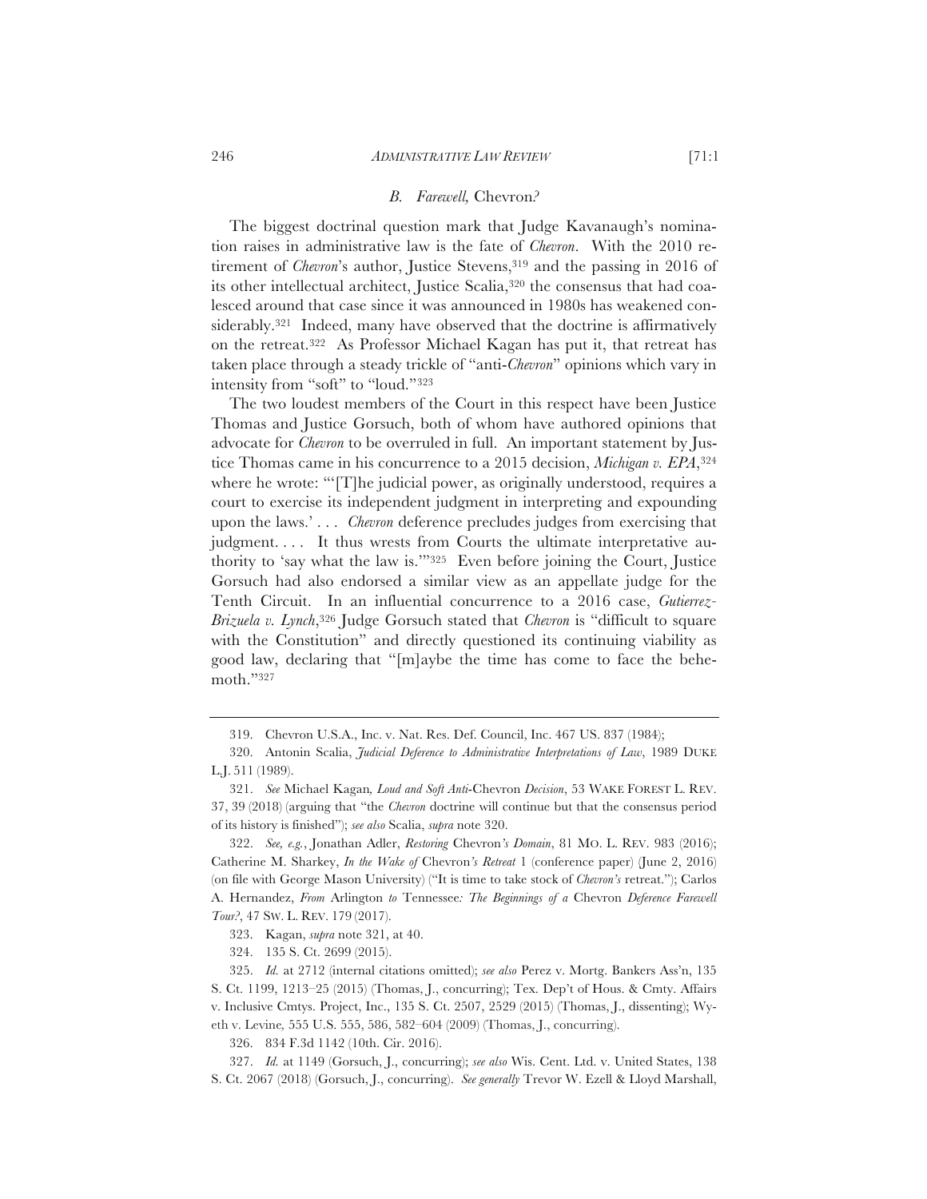### *B. Farewell,* Chevron*?*

The biggest doctrinal question mark that Judge Kavanaugh's nomination raises in administrative law is the fate of *Chevron*. With the 2010 retirement of *Chevron*'s author, Justice Stevens,[319] and the passing in 2016 of its other intellectual architect, Justice Scalia,[320] the consensus that had coalesced around that case since it was announced in 1980s has weakened considerably.[321] Indeed, many have observed that the doctrine is affirmatively on the retreat.[322] As Professor Michael Kagan has put it, that retreat has taken place through a steady trickle of "anti-*Chevron*" opinions which vary in intensity from "soft" to "loud."[323]

The two loudest members of the Court in this respect have been Justice Thomas and Justice Gorsuch, both of whom have authored opinions that advocate for *Chevron* to be overruled in full. An important statement by Justice Thomas came in his concurrence to a 2015 decision, *Michigan v. EPA*,[324] where he wrote: "'[T]he judicial power, as originally understood, requires a court to exercise its independent judgment in interpreting and expounding upon the laws.' . . . *Chevron* deference precludes judges from exercising that judgment. . . . It thus wrests from Courts the ultimate interpretative authority to 'say what the law is.'"[325] Even before joining the Court, Justice Gorsuch had also endorsed a similar view as an appellate judge for the Tenth Circuit. In an influential concurrence to a 2016 case, *Gutierrez-Brizuela v. Lynch*,[326] Judge Gorsuch stated that *Chevron* is "difficult to square with the Constitution" and directly questioned its continuing viability as good law, declaring that "[m]aybe the time has come to face the behemoth."[327]

---

319. Chevron U.S.A., Inc. v. Nat. Res. Def. Council, Inc. 467 US. 837 (1984);

320. Antonin Scalia, *Judicial Deference to Administrative Interpretations of Law*, 1989 DUKE L.J. 511 (1989).

321. *See* Michael Kagan, *Loud and Soft Anti-*Chevron *Decision*, 53 WAKE FOREST L. REV. 37, 39 (2018) (arguing that "the *Chevron* doctrine will continue but that the consensus period of its history is finished"); *see also* Scalia, *supra* note 320.

322. *See, e.g.*, Jonathan Adler, *Restoring* Chevron*'s Domain*, 81 MO. L. REV. 983 (2016); Catherine M. Sharkey, *In the Wake of* Chevron*'s Retreat* 1 (conference paper) (June 2, 2016) (on file with George Mason University) ("It is time to take stock of *Chevron's* retreat."); Carlos A. Hernandez, *From* Arlington *to* Tennessee*: The Beginnings of a* Chevron *Deference Farewell Tour?*, 47 SW. L. REV. 179 (2017).

323. Kagan, *supra* note 321, at 40.

324. 135 S. Ct. 2699 (2015).

325. *Id.* at 2712 (internal citations omitted); *see also* Perez v. Mortg. Bankers Ass'n, 135 S. Ct. 1199, 1213–25 (2015) (Thomas, J., concurring); Tex. Dep't of Hous. & Cmty. Affairs v. Inclusive Cmtys. Project, Inc., 135 S. Ct. 2507, 2529 (2015) (Thomas, J., dissenting); Wyeth v. Levine, 555 U.S. 555, 586, 582–604 (2009) (Thomas, J., concurring).

326. 834 F.3d 1142 (10th. Cir. 2016).

327. *Id.* at 1149 (Gorsuch, J., concurring); *see also* Wis. Cent. Ltd. v. United States, 138 S. Ct. 2067 (2018) (Gorsuch, J., concurring). *See generally* Trevor W. Ezell & Lloyd Marshall,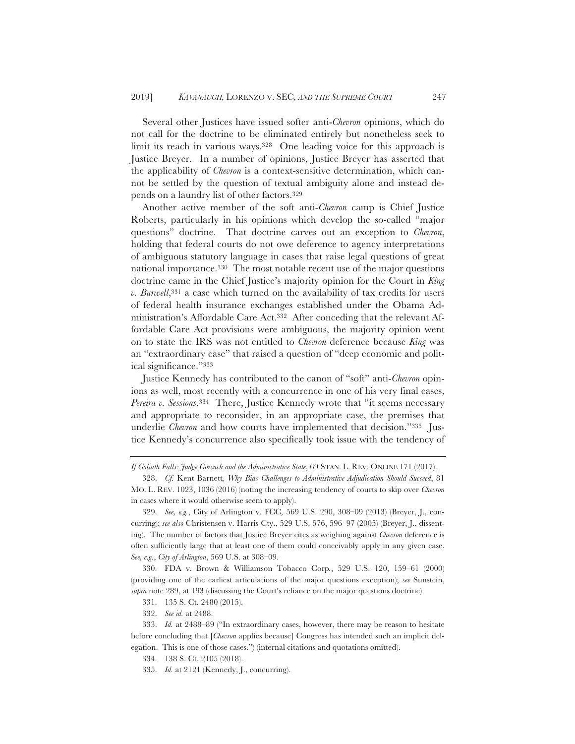Several other Justices have issued softer anti-*Chevron* opinions, which do not call for the doctrine to be eliminated entirely but nonetheless seek to limit its reach in various ways.[328] One leading voice for this approach is Justice Breyer. In a number of opinions, Justice Breyer has asserted that the applicability of *Chevron* is a context-sensitive determination, which cannot be settled by the question of textual ambiguity alone and instead depends on a laundry list of other factors.[329]

Another active member of the soft anti-*Chevron* camp is Chief Justice Roberts, particularly in his opinions which develop the so-called "major questions" doctrine. That doctrine carves out an exception to *Chevron*, holding that federal courts do not owe deference to agency interpretations of ambiguous statutory language in cases that raise legal questions of great national importance.[330] The most notable recent use of the major questions doctrine came in the Chief Justice's majority opinion for the Court in *King v. Burwell*,[331] a case which turned on the availability of tax credits for users of federal health insurance exchanges established under the Obama Administration's Affordable Care Act.[332] After conceding that the relevant Affordable Care Act provisions were ambiguous, the majority opinion went on to state the IRS was not entitled to *Chevron* deference because *King* was an "extraordinary case" that raised a question of "deep economic and political significance."[333]

Justice Kennedy has contributed to the canon of "soft" anti-*Chevron* opinions as well, most recently with a concurrence in one of his very final cases, *Pereira v. Sessions*.[334] There, Justice Kennedy wrote that "it seems necessary and appropriate to reconsider, in an appropriate case, the premises that underlie *Chevron* and how courts have implemented that decision."[335] Justice Kennedy's concurrence also specifically took issue with the tendency of

---

*If Goliath Falls: Judge Gorsuch and the Administrative State*, 69 STAN. L. REV. ONLINE 171 (2017).

328. *Cf.* Kent Barnett, *Why Bias Challenges to Administrative Adjudication Should Succeed*, 81 MO. L. REV. 1023, 1036 (2016) (noting the increasing tendency of courts to skip over *Chevron* in cases where it would otherwise seem to apply).

329. *See, e.g.*, City of Arlington v. FCC, 569 U.S. 290, 308–09 (2013) (Breyer, J., concurring); *see also* Christensen v. Harris Cty., 529 U.S. 576, 596–97 (2005) (Breyer, J., dissenting). The number of factors that Justice Breyer cites as weighing against *Chevron* deference is often sufficiently large that at least one of them could conceivably apply in any given case. *See, e.g.*, *City of Arlington*, 569 U.S. at 308–09.

330. FDA v. Brown & Williamson Tobacco Corp., 529 U.S. 120, 159–61 (2000) (providing one of the earliest articulations of the major questions exception); *see* Sunstein, *supra* note 289, at 193 (discussing the Court's reliance on the major questions doctrine).

331. 135 S. Ct. 2480 (2015).

332. *See id.* at 2488.

333. *Id.* at 2488–89 ("In extraordinary cases, however, there may be reason to hesitate before concluding that [*Chevron* applies because] Congress has intended such an implicit delegation. This is one of those cases.") (internal citations and quotations omitted).

334. 138 S. Ct. 2105 (2018).

335. *Id.* at 2121 (Kennedy, J., concurring).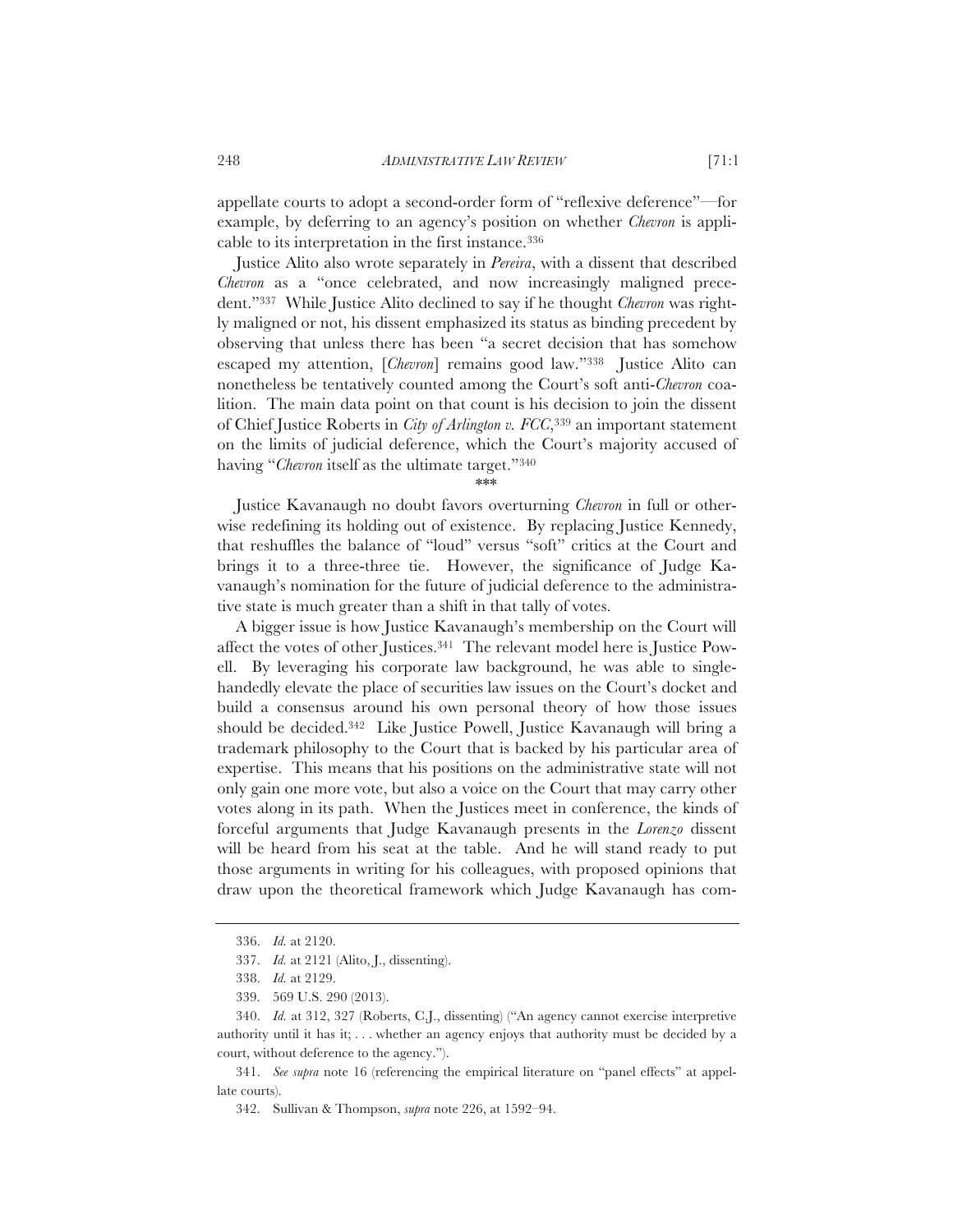appellate courts to adopt a second-order form of "reflexive deference"—for example, by deferring to an agency's position on whether *Chevron* is applicable to its interpretation in the first instance.[336]

Justice Alito also wrote separately in *Pereira*, with a dissent that described *Chevron* as a "once celebrated, and now increasingly maligned precedent."[337] While Justice Alito declined to say if he thought *Chevron* was rightly maligned or not, his dissent emphasized its status as binding precedent by observing that unless there has been "a secret decision that has somehow escaped my attention, [*Chevron*] remains good law."[338] Justice Alito can nonetheless be tentatively counted among the Court's soft anti-*Chevron* coalition. The main data point on that count is his decision to join the dissent of Chief Justice Roberts in *City of Arlington v. FCC*,[339] an important statement on the limits of judicial deference, which the Court's majority accused of having "*Chevron* itself as the ultimate target."[340]

\*\*\*

Justice Kavanaugh no doubt favors overturning *Chevron* in full or otherwise redefining its holding out of existence. By replacing Justice Kennedy, that reshuffles the balance of "loud" versus "soft" critics at the Court and brings it to a three-three tie. However, the significance of Judge Kavanaugh's nomination for the future of judicial deference to the administrative state is much greater than a shift in that tally of votes.

A bigger issue is how Justice Kavanaugh's membership on the Court will affect the votes of other Justices.[341] The relevant model here is Justice Powell. By leveraging his corporate law background, he was able to single-handedly elevate the place of securities law issues on the Court's docket and build a consensus around his own personal theory of how those issues should be decided.[342] Like Justice Powell, Justice Kavanaugh will bring a trademark philosophy to the Court that is backed by his particular area of expertise. This means that his positions on the administrative state will not only gain one more vote, but also a voice on the Court that may carry other votes along in its path. When the Justices meet in conference, the kinds of forceful arguments that Judge Kavanaugh presents in the *Lorenzo* dissent will be heard from his seat at the table. And he will stand ready to put those arguments in writing for his colleagues, with proposed opinions that draw upon the theoretical framework which Judge Kavanaugh has com-

---

336. *Id.* at 2120.

337. *Id.* at 2121 (Alito, J., dissenting).

338. *Id.* at 2129.

339. 569 U.S. 290 (2013).

340. *Id.* at 312, 327 (Roberts, C.J., dissenting) ("An agency cannot exercise interpretive authority until it has it; . . . whether an agency enjoys that authority must be decided by a court, without deference to the agency.").

341. *See supra* note 16 (referencing the empirical literature on "panel effects" at appellate courts).

342. Sullivan & Thompson, *supra* note 226, at 1592–94.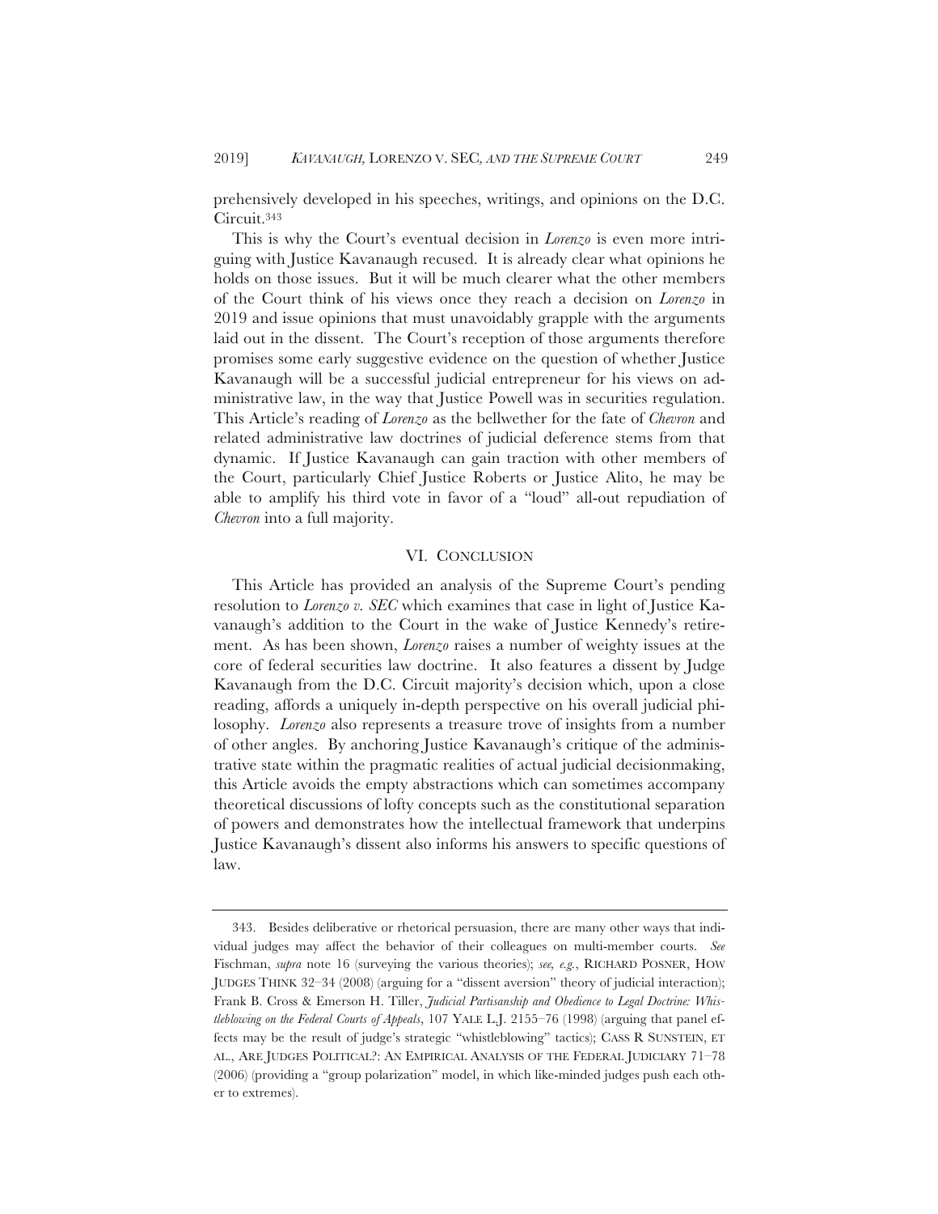prehensively developed in his speeches, writings, and opinions on the D.C. Circuit.[343]

This is why the Court's eventual decision in *Lorenzo* is even more intriguing with Justice Kavanaugh recused. It is already clear what opinions he holds on those issues. But it will be much clearer what the other members of the Court think of his views once they reach a decision on *Lorenzo* in 2019 and issue opinions that must unavoidably grapple with the arguments laid out in the dissent. The Court's reception of those arguments therefore promises some early suggestive evidence on the question of whether Justice Kavanaugh will be a successful judicial entrepreneur for his views on administrative law, in the way that Justice Powell was in securities regulation. This Article's reading of *Lorenzo* as the bellwether for the fate of *Chevron* and related administrative law doctrines of judicial deference stems from that dynamic. If Justice Kavanaugh can gain traction with other members of the Court, particularly Chief Justice Roberts or Justice Alito, he may be able to amplify his third vote in favor of a "loud" all-out repudiation of *Chevron* into a full majority.

## VI. CONCLUSION

This Article has provided an analysis of the Supreme Court's pending resolution to *Lorenzo v. SEC* which examines that case in light of Justice Kavanaugh's addition to the Court in the wake of Justice Kennedy's retirement. As has been shown, *Lorenzo* raises a number of weighty issues at the core of federal securities law doctrine. It also features a dissent by Judge Kavanaugh from the D.C. Circuit majority's decision which, upon a close reading, affords a uniquely in-depth perspective on his overall judicial philosophy. *Lorenzo* also represents a treasure trove of insights from a number of other angles. By anchoring Justice Kavanaugh's critique of the administrative state within the pragmatic realities of actual judicial decisionmaking, this Article avoids the empty abstractions which can sometimes accompany theoretical discussions of lofty concepts such as the constitutional separation of powers and demonstrates how the intellectual framework that underpins Justice Kavanaugh's dissent also informs his answers to specific questions of law.

---

343. Besides deliberative or rhetorical persuasion, there are many other ways that individual judges may affect the behavior of their colleagues on multi-member courts. *See* Fischman, *supra* note 16 (surveying the various theories); *see, e.g.*, RICHARD POSNER, HOW JUDGES THINK 32–34 (2008) (arguing for a "dissent aversion" theory of judicial interaction); Frank B. Cross & Emerson H. Tiller, *Judicial Partisanship and Obedience to Legal Doctrine: Whistleblowing on the Federal Courts of Appeals*, 107 YALE L.J. 2155–76 (1998) (arguing that panel effects may be the result of judge's strategic "whistleblowing" tactics); CASS R SUNSTEIN, ET AL., ARE JUDGES POLITICAL?: AN EMPIRICAL ANALYSIS OF THE FEDERAL JUDICIARY 71–78 (2006) (providing a "group polarization" model, in which like-minded judges push each other to extremes).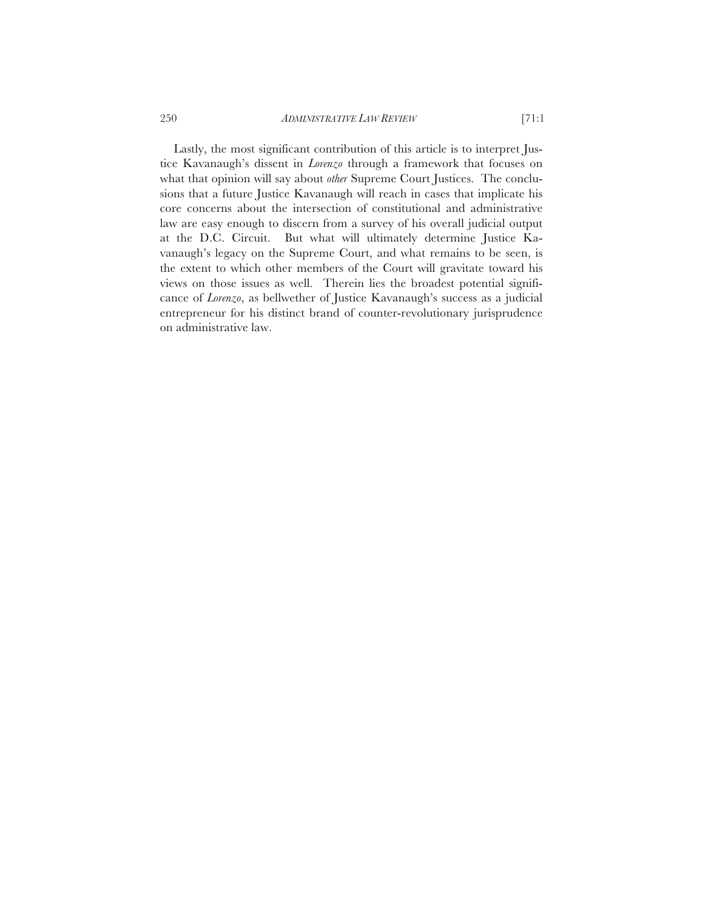Lastly, the most significant contribution of this article is to interpret Justice Kavanaugh's dissent in *Lorenzo* through a framework that focuses on what that opinion will say about *other* Supreme Court Justices. The conclusions that a future Justice Kavanaugh will reach in cases that implicate his core concerns about the intersection of constitutional and administrative law are easy enough to discern from a survey of his overall judicial output at the D.C. Circuit. But what will ultimately determine Justice Kavanaugh's legacy on the Supreme Court, and what remains to be seen, is the extent to which other members of the Court will gravitate toward his views on those issues as well. Therein lies the broadest potential significance of *Lorenzo*, as bellwether of Justice Kavanaugh's success as a judicial entrepreneur for his distinct brand of counter-revolutionary jurisprudence on administrative law.